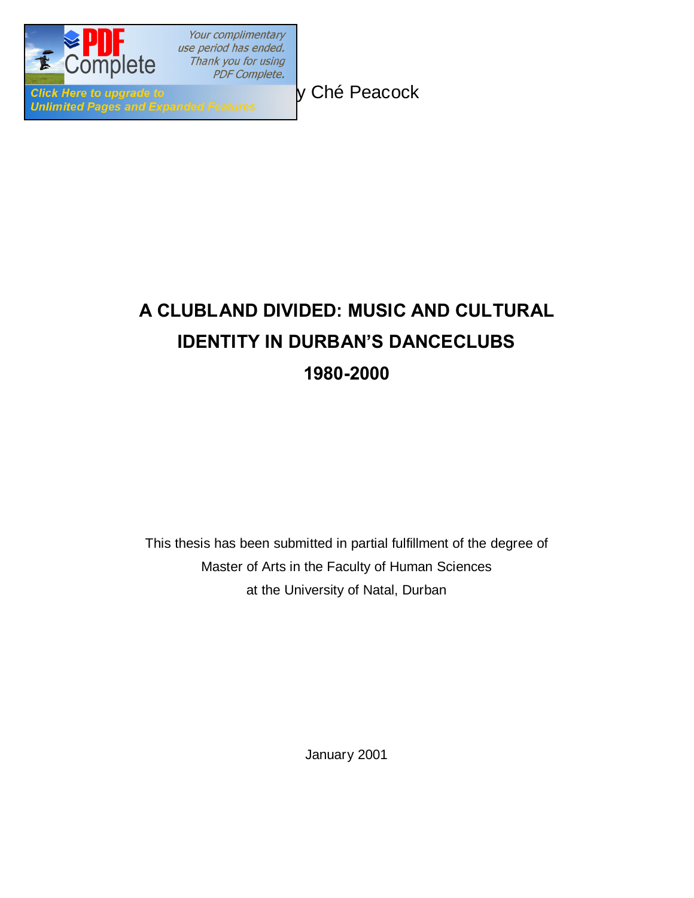y Ché Peacock

# A CLUBLAND DIVIDED: MUSIC AND CULTURAL IDENTITY IN DURBAN'S DANCECLUBS 1980-2000

This thesis has been submitted in partial fulfillment of the degree of
Master of Arts in the Faculty of Human Sciences
at the University of Natal, Durban

January 2001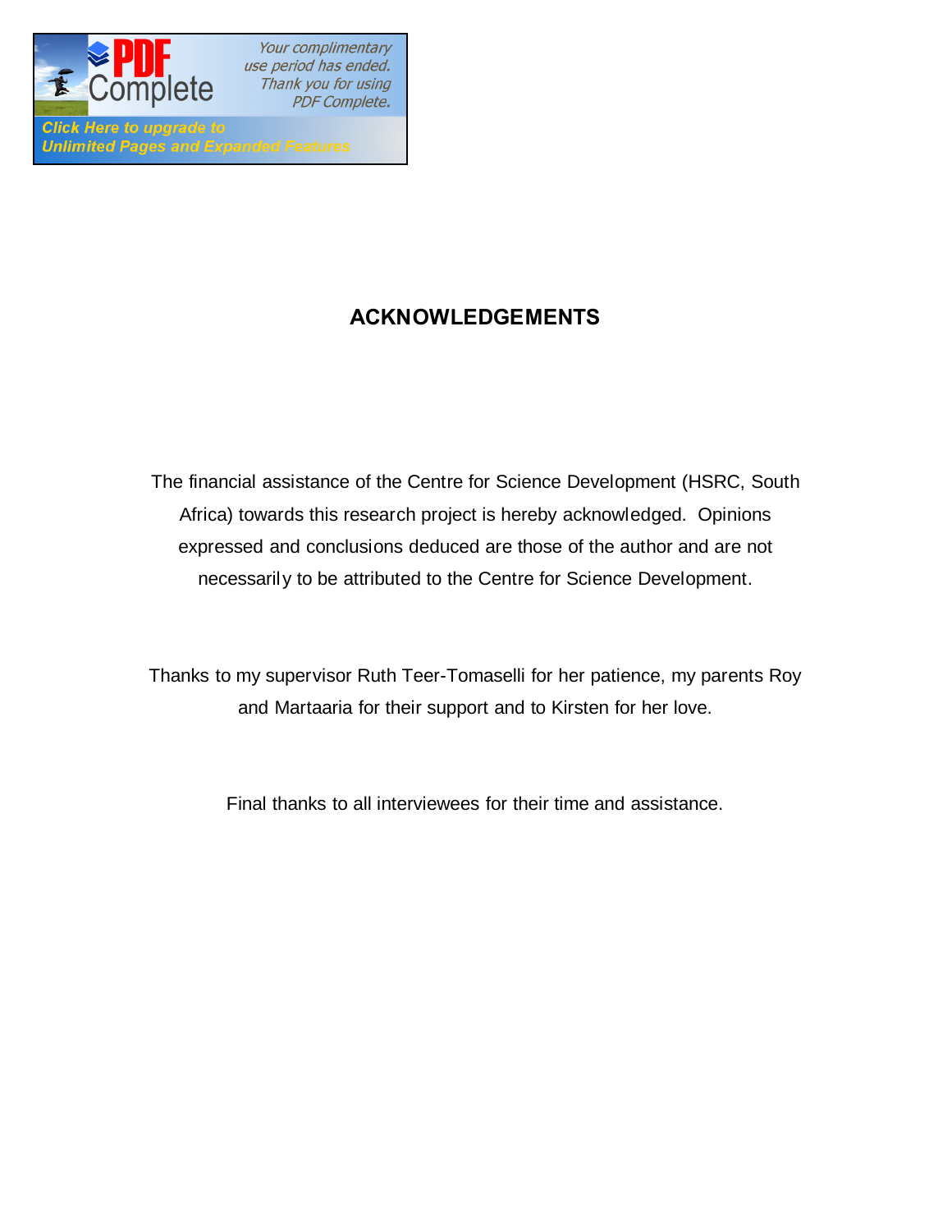## ACKNOWLEDGEMENTS

The financial assistance of the Centre for Science Development (HSRC, South Africa) towards this research project is hereby acknowledged. Opinions expressed and conclusions deduced are those of the author and are not necessarily to be attributed to the Centre for Science Development.

Thanks to my supervisor Ruth Teer-Tomaselli for her patience, my parents Roy and Martaaria for their support and to Kirsten for her love.

Final thanks to all interviewees for their time and assistance.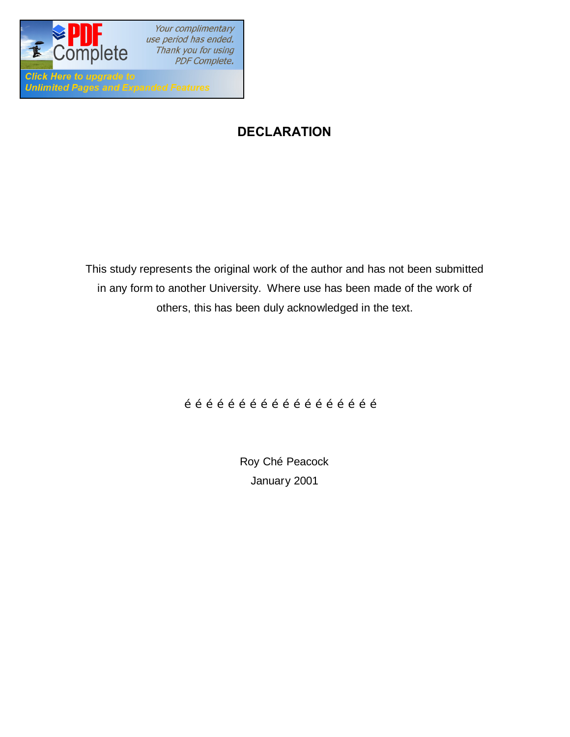# DECLARATION

This study represents the original work of the author and has not been submitted in any form to another University. Where use has been made of the work of others, this has been duly acknowledged in the text.

é é é é é é é é é é é é é é é é é é

Roy Ché Peacock
January 2001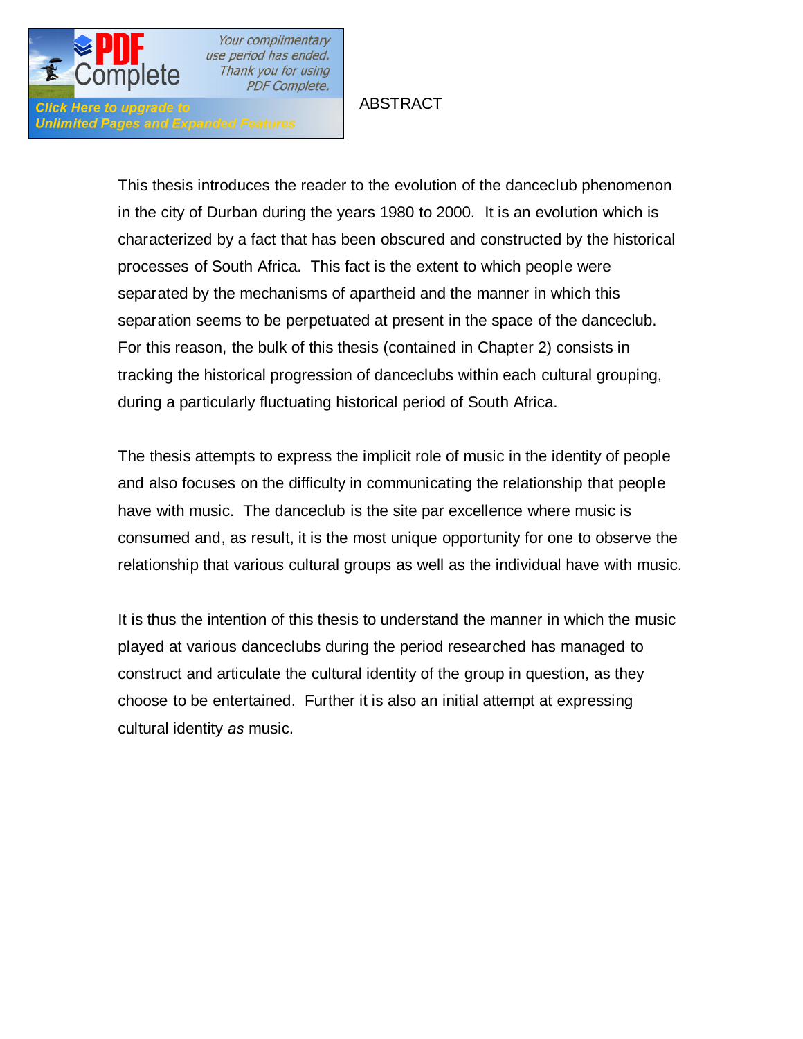# ABSTRACT

This thesis introduces the reader to the evolution of the danceclub phenomenon in the city of Durban during the years 1980 to 2000. It is an evolution which is characterized by a fact that has been obscured and constructed by the historical processes of South Africa. This fact is the extent to which people were separated by the mechanisms of apartheid and the manner in which this separation seems to be perpetuated at present in the space of the danceclub. For this reason, the bulk of this thesis (contained in Chapter 2) consists in tracking the historical progression of danceclubs within each cultural grouping, during a particularly fluctuating historical period of South Africa.

The thesis attempts to express the implicit role of music in the identity of people and also focuses on the difficulty in communicating the relationship that people have with music. The danceclub is the site par excellence where music is consumed and, as result, it is the most unique opportunity for one to observe the relationship that various cultural groups as well as the individual have with music.

It is thus the intention of this thesis to understand the manner in which the music played at various danceclubs during the period researched has managed to construct and articulate the cultural identity of the group in question, as they choose to be entertained. Further it is also an initial attempt at expressing cultural identity *as* music.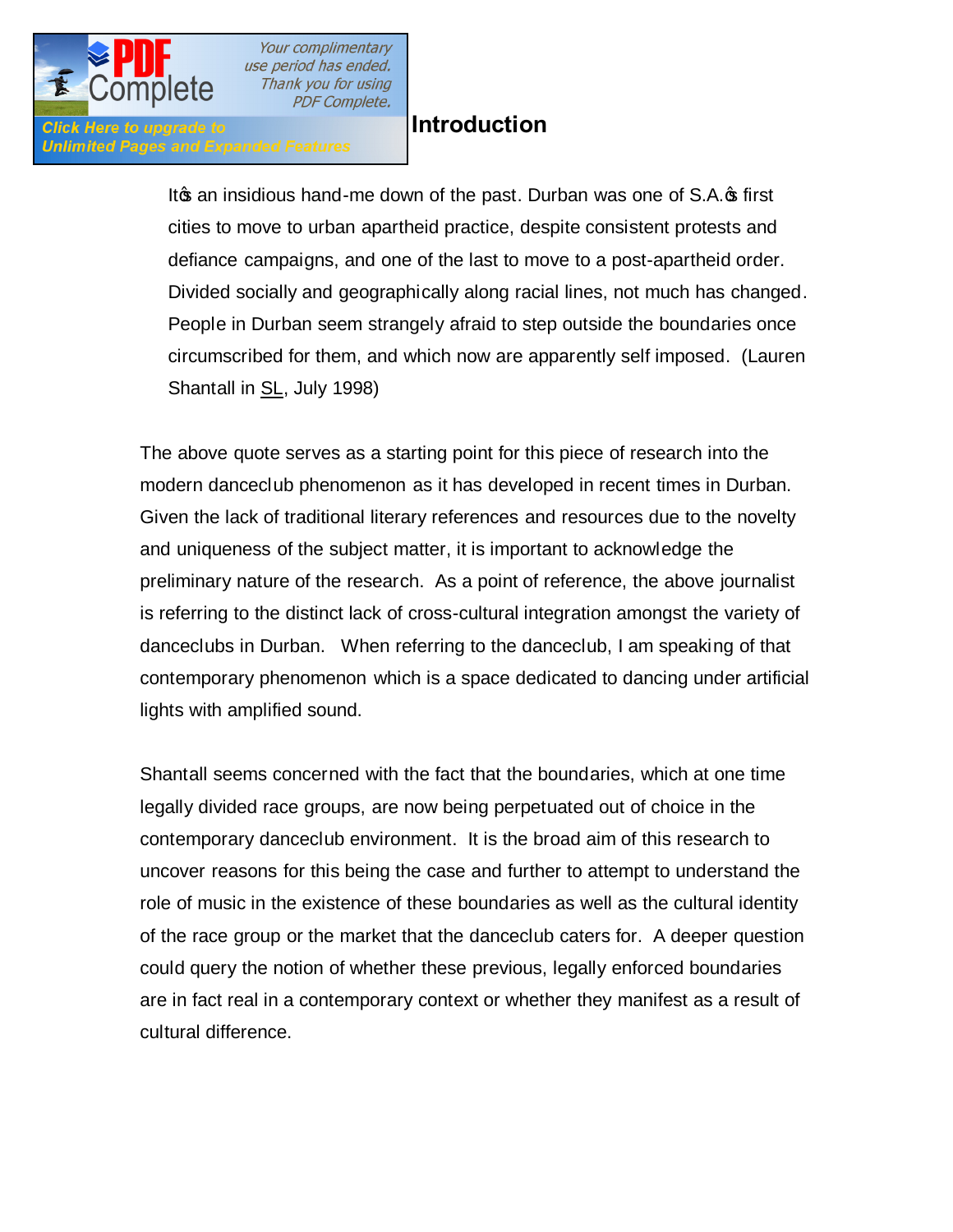## Introduction

> It's an insidious hand-me down of the past. Durban was one of S.A.'s first cities to move to urban apartheid practice, despite consistent protests and defiance campaigns, and one of the last to move to a post-apartheid order. Divided socially and geographically along racial lines, not much has changed. People in Durban seem strangely afraid to step outside the boundaries once circumscribed for them, and which now are apparently self imposed. (Lauren Shantall in SL, July 1998)

The above quote serves as a starting point for this piece of research into the modern danceclub phenomenon as it has developed in recent times in Durban. Given the lack of traditional literary references and resources due to the novelty and uniqueness of the subject matter, it is important to acknowledge the preliminary nature of the research. As a point of reference, the above journalist is referring to the distinct lack of cross-cultural integration amongst the variety of danceclubs in Durban. When referring to the danceclub, I am speaking of that contemporary phenomenon which is a space dedicated to dancing under artificial lights with amplified sound.

Shantall seems concerned with the fact that the boundaries, which at one time legally divided race groups, are now being perpetuated out of choice in the contemporary danceclub environment. It is the broad aim of this research to uncover reasons for this being the case and further to attempt to understand the role of music in the existence of these boundaries as well as the cultural identity of the race group or the market that the danceclub caters for. A deeper question could query the notion of whether these previous, legally enforced boundaries are in fact real in a contemporary context or whether they manifest as a result of cultural difference.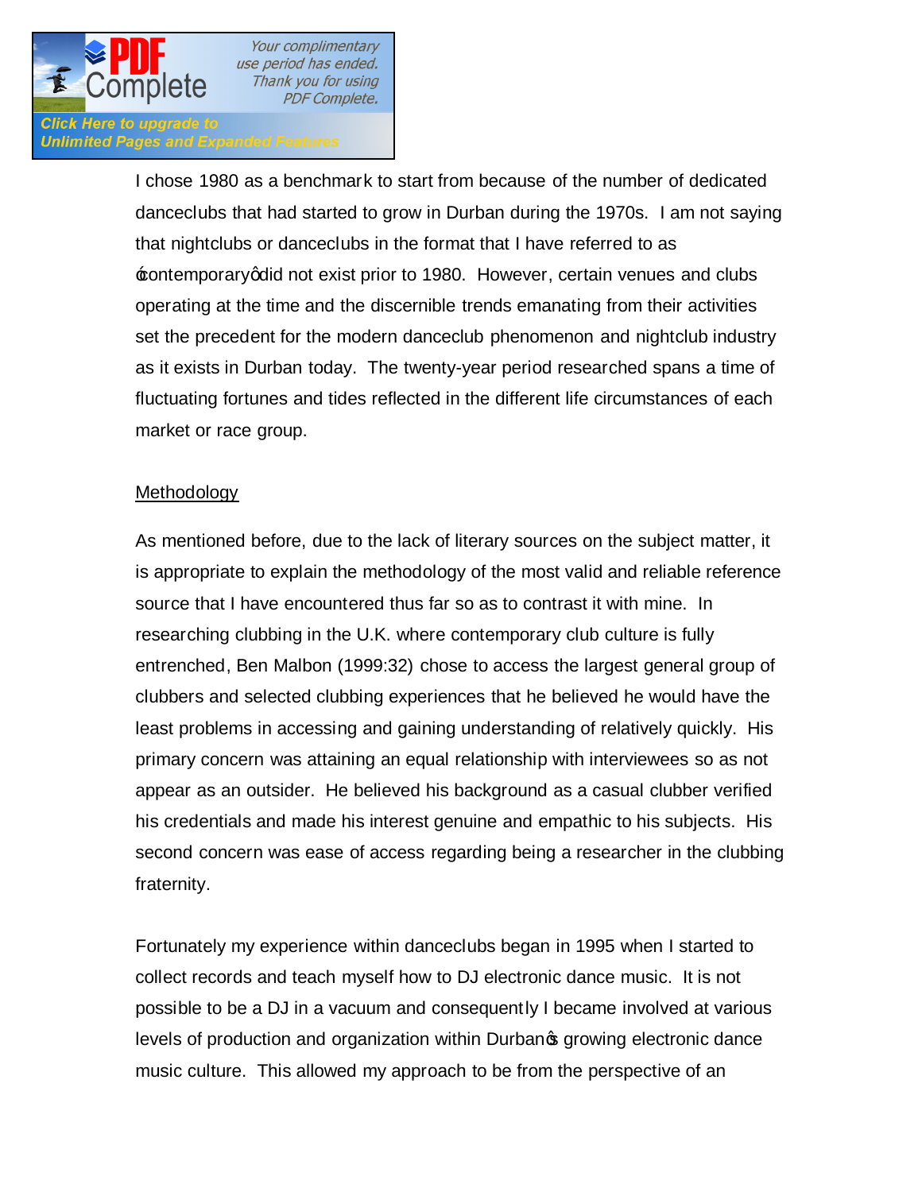I chose 1980 as a benchmark to start from because of the number of dedicated danceclubs that had started to grow in Durban during the 1970s. I am not saying that nightclubs or danceclubs in the format that I have referred to as 'contemporary' did not exist prior to 1980. However, certain venues and clubs operating at the time and the discernible trends emanating from their activities set the precedent for the modern danceclub phenomenon and nightclub industry as it exists in Durban today. The twenty-year period researched spans a time of fluctuating fortunes and tides reflected in the different life circumstances of each market or race group.

Methodology

As mentioned before, due to the lack of literary sources on the subject matter, it is appropriate to explain the methodology of the most valid and reliable reference source that I have encountered thus far so as to contrast it with mine. In researching clubbing in the U.K. where contemporary club culture is fully entrenched, Ben Malbon (1999:32) chose to access the largest general group of clubbers and selected clubbing experiences that he believed he would have the least problems in accessing and gaining understanding of relatively quickly. His primary concern was attaining an equal relationship with interviewees so as not appear as an outsider. He believed his background as a casual clubber verified his credentials and made his interest genuine and empathic to his subjects. His second concern was ease of access regarding being a researcher in the clubbing fraternity.

Fortunately my experience within danceclubs began in 1995 when I started to collect records and teach myself how to DJ electronic dance music. It is not possible to be a DJ in a vacuum and consequently I became involved at various levels of production and organization within Durban's growing electronic dance music culture. This allowed my approach to be from the perspective of an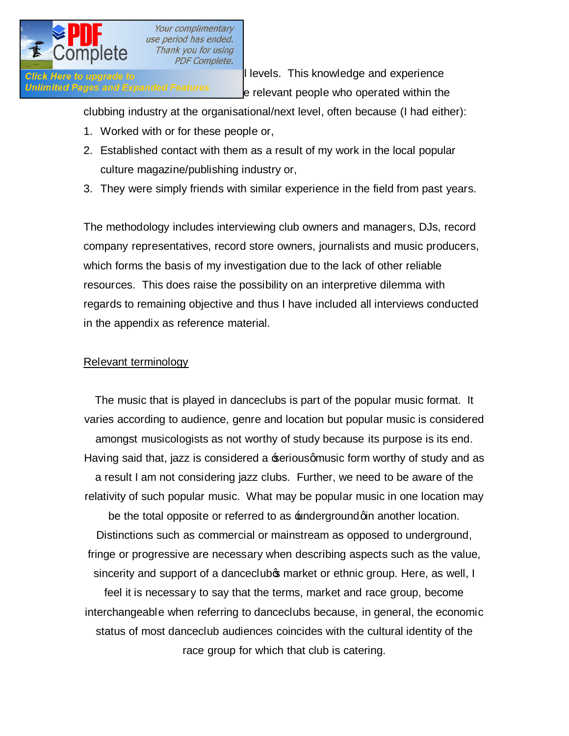l levels. This knowledge and experience e relevant people who operated within the clubbing industry at the organisational/next level, often because (I had either):

1. Worked with or for these people or,
2. Established contact with them as a result of my work in the local popular culture magazine/publishing industry or,
3. They were simply friends with similar experience in the field from past years.

The methodology includes interviewing club owners and managers, DJs, record company representatives, record store owners, journalists and music producers, which forms the basis of my investigation due to the lack of other reliable resources. This does raise the possibility on an interpretive dilemma with regards to remaining objective and thus I have included all interviews conducted in the appendix as reference material.

Relevant terminology

The music that is played in danceclubs is part of the popular music format. It varies according to audience, genre and location but popular music is considered amongst musicologists as not worthy of study because its purpose is its end. Having said that, jazz is considered a 'serious' music form worthy of study and as a result I am not considering jazz clubs. Further, we need to be aware of the relativity of such popular music. What may be popular music in one location may be the total opposite or referred to as 'underground' in another location. Distinctions such as commercial or mainstream as opposed to underground, fringe or progressive are necessary when describing aspects such as the value, sincerity and support of a danceclub's market or ethnic group. Here, as well, I feel it is necessary to say that the terms, market and race group, become interchangeable when referring to danceclubs because, in general, the economic status of most danceclub audiences coincides with the cultural identity of the race group for which that club is catering.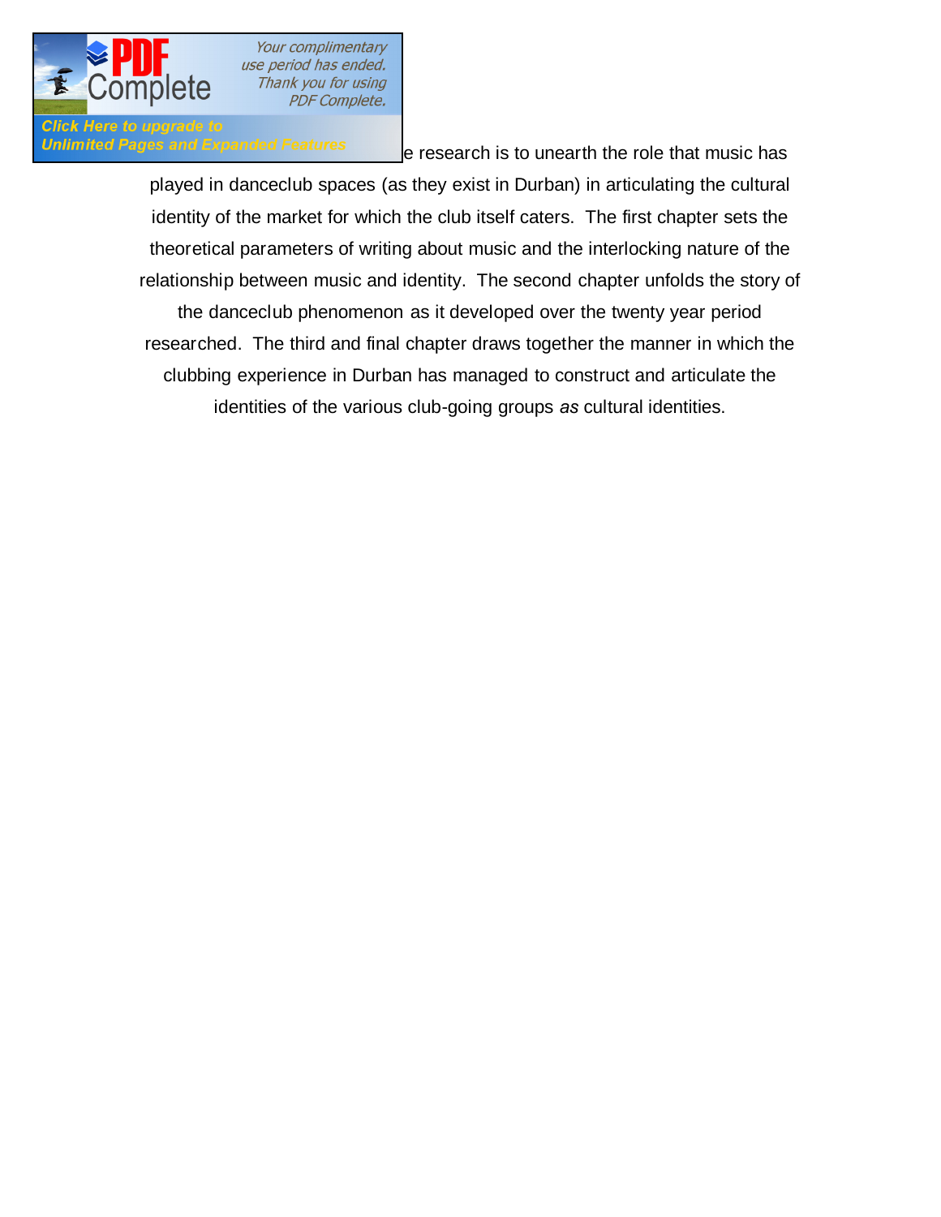e research is to unearth the role that music has played in danceclub spaces (as they exist in Durban) in articulating the cultural identity of the market for which the club itself caters. The first chapter sets the theoretical parameters of writing about music and the interlocking nature of the relationship between music and identity. The second chapter unfolds the story of the danceclub phenomenon as it developed over the twenty year period researched. The third and final chapter draws together the manner in which the clubbing experience in Durban has managed to construct and articulate the identities of the various club-going groups *as* cultural identities.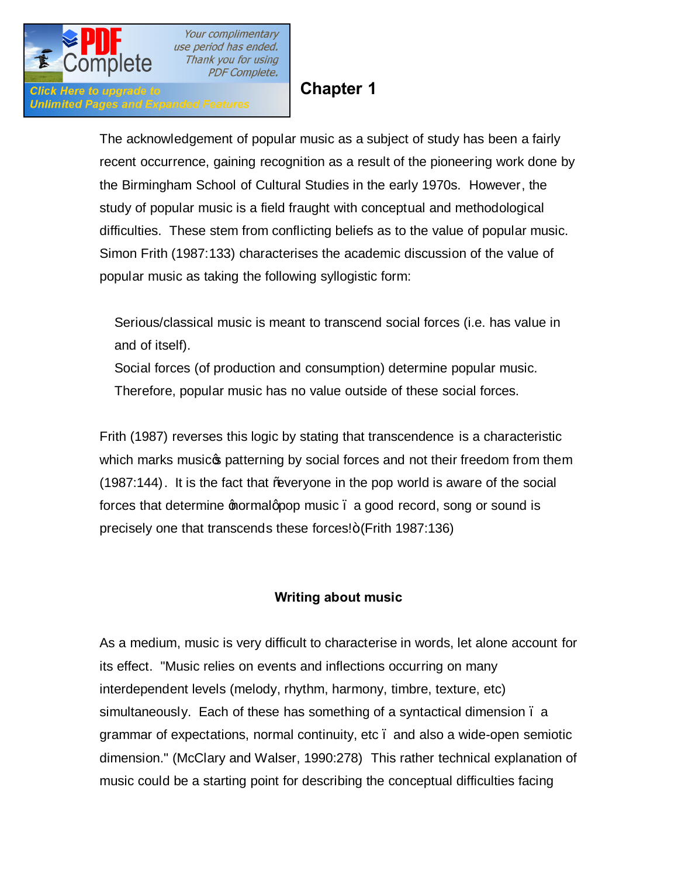# Chapter 1

The acknowledgement of popular music as a subject of study has been a fairly recent occurrence, gaining recognition as a result of the pioneering work done by the Birmingham School of Cultural Studies in the early 1970s. However, the study of popular music is a field fraught with conceptual and methodological difficulties. These stem from conflicting beliefs as to the value of popular music. Simon Frith (1987:133) characterises the academic discussion of the value of popular music as taking the following syllogistic form:

> Serious/classical music is meant to transcend social forces (i.e. has value in and of itself).
> Social forces (of production and consumption) determine popular music.
> Therefore, popular music has no value outside of these social forces.

Frith (1987) reverses this logic by stating that transcendence is a characteristic which marks music's patterning by social forces and not their freedom from them (1987:144). It is the fact that "everyone in the pop world is aware of the social forces that determine 'normal' pop music – a good record, song or sound is precisely one that transcends these forces!" (Frith 1987:136)

## Writing about music

As a medium, music is very difficult to characterise in words, let alone account for its effect. "Music relies on events and inflections occurring on many interdependent levels (melody, rhythm, harmony, timbre, texture, etc) simultaneously. Each of these has something of a syntactical dimension – a grammar of expectations, normal continuity, etc – and also a wide-open semiotic dimension." (McClary and Walser, 1990:278) This rather technical explanation of music could be a starting point for describing the conceptual difficulties facing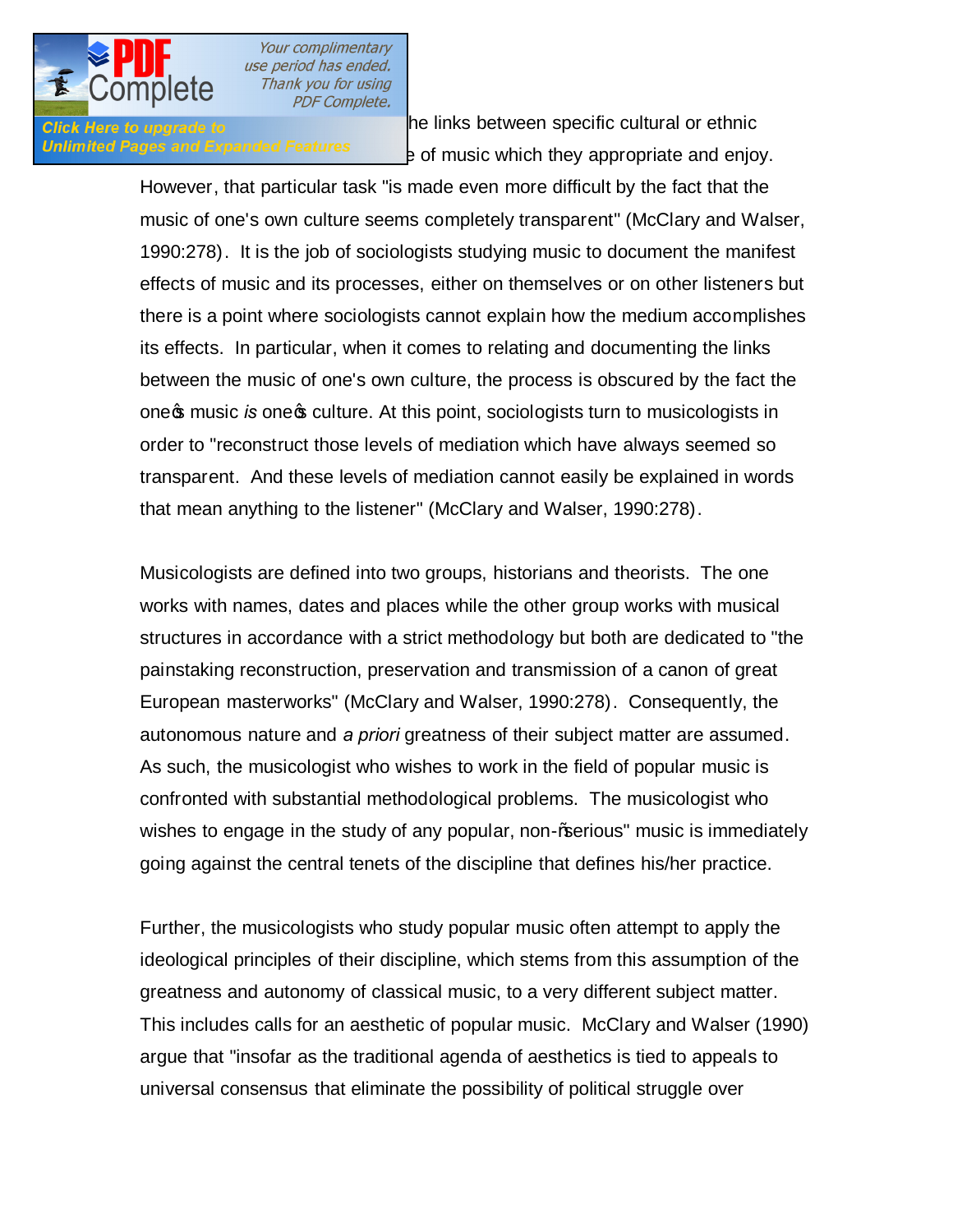he links between specific cultural or ethnic e of music which they appropriate and enjoy. However, that particular task "is made even more difficult by the fact that the music of one's own culture seems completely transparent" (McClary and Walser, 1990:278). It is the job of sociologists studying music to document the manifest effects of music and its processes, either on themselves or on other listeners but there is a point where sociologists cannot explain how the medium accomplishes its effects. In particular, when it comes to relating and documenting the links between the music of one's own culture, the process is obscured by the fact the one's music *is* one's culture. At this point, sociologists turn to musicologists in order to "reconstruct those levels of mediation which have always seemed so transparent. And these levels of mediation cannot easily be explained in words that mean anything to the listener" (McClary and Walser, 1990:278).

Musicologists are defined into two groups, historians and theorists. The one works with names, dates and places while the other group works with musical structures in accordance with a strict methodology but both are dedicated to "the painstaking reconstruction, preservation and transmission of a canon of great European masterworks" (McClary and Walser, 1990:278). Consequently, the autonomous nature and *a priori* greatness of their subject matter are assumed. As such, the musicologist who wishes to work in the field of popular music is confronted with substantial methodological problems. The musicologist who wishes to engage in the study of any popular, non-"serious" music is immediately going against the central tenets of the discipline that defines his/her practice.

Further, the musicologists who study popular music often attempt to apply the ideological principles of their discipline, which stems from this assumption of the greatness and autonomy of classical music, to a very different subject matter. This includes calls for an aesthetic of popular music. McClary and Walser (1990) argue that "insofar as the traditional agenda of aesthetics is tied to appeals to universal consensus that eliminate the possibility of political struggle over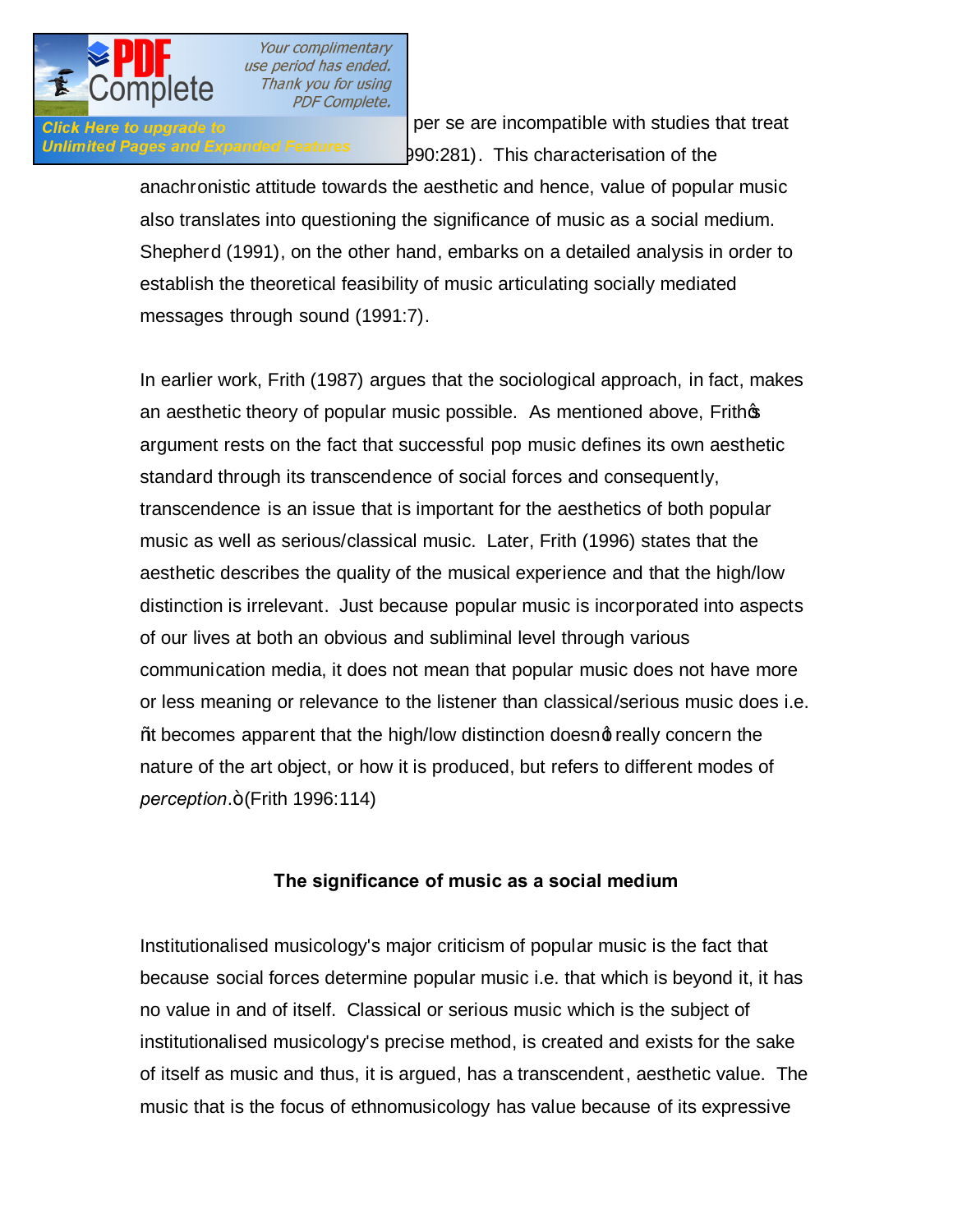per se are incompatible with studies that treat ...990:281). This characterisation of the anachronistic attitude towards the aesthetic and hence, value of popular music also translates into questioning the significance of music as a social medium. Shepherd (1991), on the other hand, embarks on a detailed analysis in order to establish the theoretical feasibility of music articulating socially mediated messages through sound (1991:7).

In earlier work, Frith (1987) argues that the sociological approach, in fact, makes an aesthetic theory of popular music possible. As mentioned above, Frith's argument rests on the fact that successful pop music defines its own aesthetic standard through its transcendence of social forces and consequently, transcendence is an issue that is important for the aesthetics of both popular music as well as serious/classical music. Later, Frith (1996) states that the aesthetic describes the quality of the musical experience and that the high/low distinction is irrelevant. Just because popular music is incorporated into aspects of our lives at both an obvious and subliminal level through various communication media, it does not mean that popular music does not have more or less meaning or relevance to the listener than classical/serious music does i.e. "it becomes apparent that the high/low distinction doesn't really concern the nature of the art object, or how it is produced, but refers to different modes of *perception*." (Frith 1996:114)

## The significance of music as a social medium

Institutionalised musicology's major criticism of popular music is the fact that because social forces determine popular music i.e. that which is beyond it, it has no value in and of itself. Classical or serious music which is the subject of institutionalised musicology's precise method, is created and exists for the sake of itself as music and thus, it is argued, has a transcendent, aesthetic value. The music that is the focus of ethnomusicology has value because of its expressive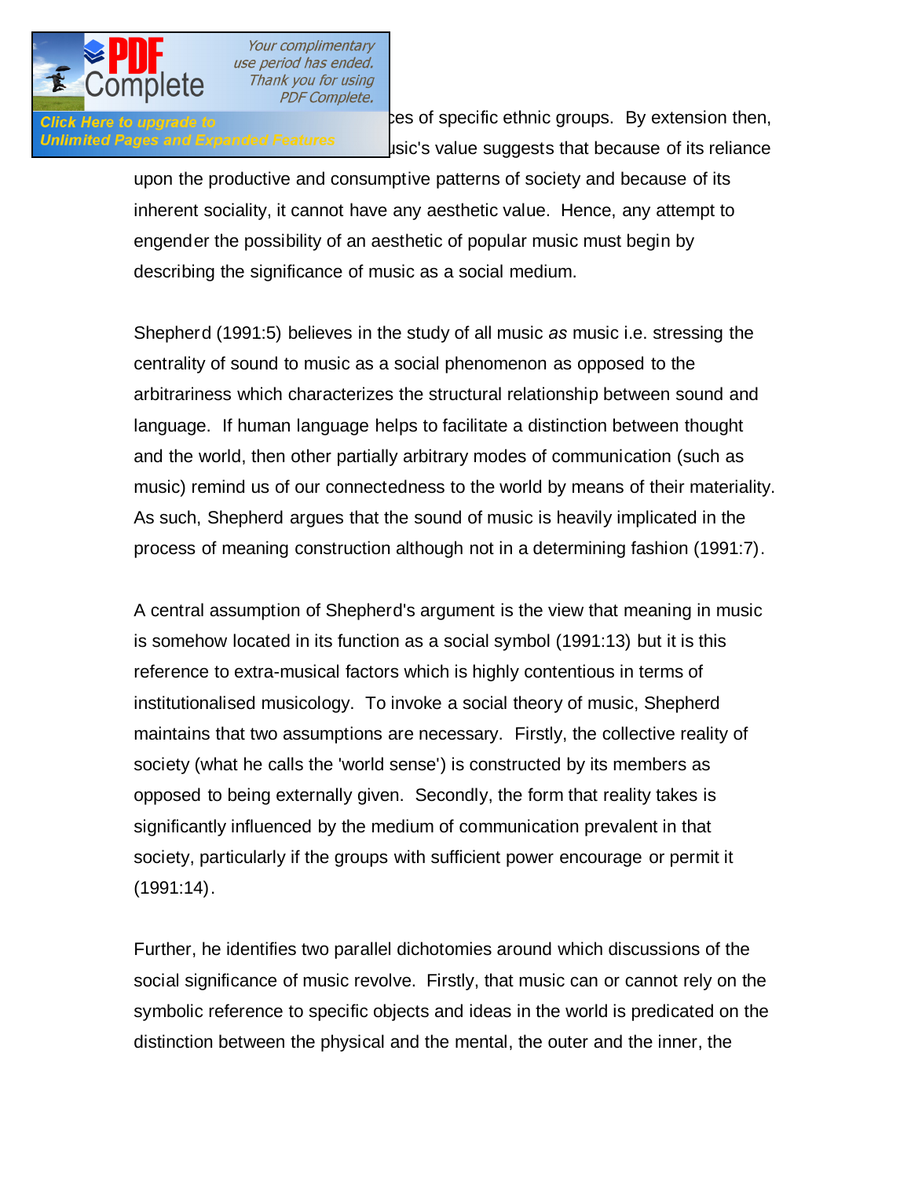ces of specific ethnic groups. By extension then, usic's value suggests that because of its reliance upon the productive and consumptive patterns of society and because of its inherent sociality, it cannot have any aesthetic value. Hence, any attempt to engender the possibility of an aesthetic of popular music must begin by describing the significance of music as a social medium.

Shepherd (1991:5) believes in the study of all music *as* music i.e. stressing the centrality of sound to music as a social phenomenon as opposed to the arbitrariness which characterizes the structural relationship between sound and language. If human language helps to facilitate a distinction between thought and the world, then other partially arbitrary modes of communication (such as music) remind us of our connectedness to the world by means of their materiality. As such, Shepherd argues that the sound of music is heavily implicated in the process of meaning construction although not in a determining fashion (1991:7).

A central assumption of Shepherd's argument is the view that meaning in music is somehow located in its function as a social symbol (1991:13) but it is this reference to extra-musical factors which is highly contentious in terms of institutionalised musicology. To invoke a social theory of music, Shepherd maintains that two assumptions are necessary. Firstly, the collective reality of society (what he calls the 'world sense') is constructed by its members as opposed to being externally given. Secondly, the form that reality takes is significantly influenced by the medium of communication prevalent in that society, particularly if the groups with sufficient power encourage or permit it (1991:14).

Further, he identifies two parallel dichotomies around which discussions of the social significance of music revolve. Firstly, that music can or cannot rely on the symbolic reference to specific objects and ideas in the world is predicated on the distinction between the physical and the mental, the outer and the inner, the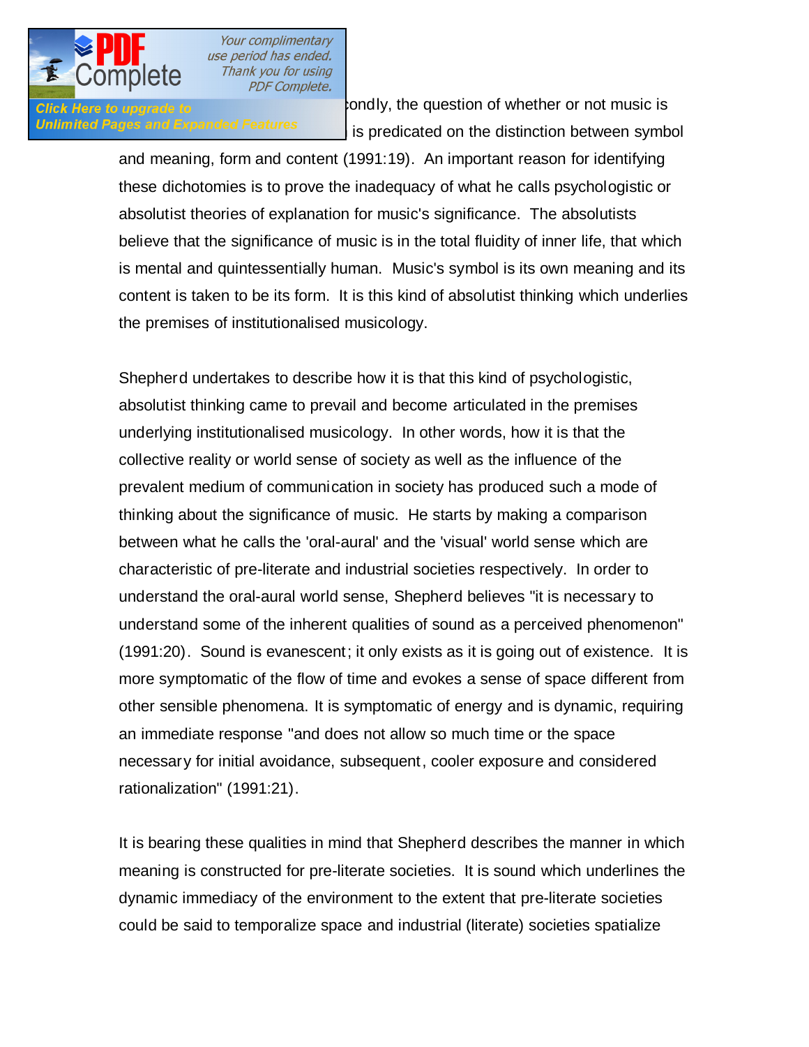condly, the question of whether or not music is is predicated on the distinction between symbol and meaning, form and content (1991:19). An important reason for identifying these dichotomies is to prove the inadequacy of what he calls psychologistic or absolutist theories of explanation for music's significance. The absolutists believe that the significance of music is in the total fluidity of inner life, that which is mental and quintessentially human. Music's symbol is its own meaning and its content is taken to be its form. It is this kind of absolutist thinking which underlies the premises of institutionalised musicology.

Shepherd undertakes to describe how it is that this kind of psychologistic, absolutist thinking came to prevail and become articulated in the premises underlying institutionalised musicology. In other words, how it is that the collective reality or world sense of society as well as the influence of the prevalent medium of communication in society has produced such a mode of thinking about the significance of music. He starts by making a comparison between what he calls the 'oral-aural' and the 'visual' world sense which are characteristic of pre-literate and industrial societies respectively. In order to understand the oral-aural world sense, Shepherd believes "it is necessary to understand some of the inherent qualities of sound as a perceived phenomenon" (1991:20). Sound is evanescent; it only exists as it is going out of existence. It is more symptomatic of the flow of time and evokes a sense of space different from other sensible phenomena. It is symptomatic of energy and is dynamic, requiring an immediate response "and does not allow so much time or the space necessary for initial avoidance, subsequent, cooler exposure and considered rationalization" (1991:21).

It is bearing these qualities in mind that Shepherd describes the manner in which meaning is constructed for pre-literate societies. It is sound which underlines the dynamic immediacy of the environment to the extent that pre-literate societies could be said to temporalize space and industrial (literate) societies spatialize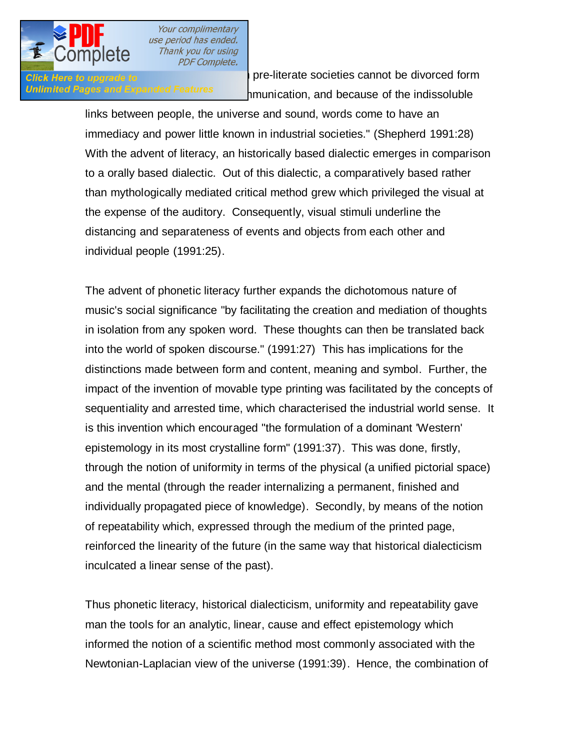pre-literate societies cannot be divorced form munication, and because of the indissoluble links between people, the universe and sound, words come to have an immediacy and power little known in industrial societies." (Shepherd 1991:28) With the advent of literacy, an historically based dialectic emerges in comparison to a orally based dialectic. Out of this dialectic, a comparatively based rather than mythologically mediated critical method grew which privileged the visual at the expense of the auditory. Consequently, visual stimuli underline the distancing and separateness of events and objects from each other and individual people (1991:25).

The advent of phonetic literacy further expands the dichotomous nature of music's social significance "by facilitating the creation and mediation of thoughts in isolation from any spoken word. These thoughts can then be translated back into the world of spoken discourse." (1991:27) This has implications for the distinctions made between form and content, meaning and symbol. Further, the impact of the invention of movable type printing was facilitated by the concepts of sequentiality and arrested time, which characterised the industrial world sense. It is this invention which encouraged "the formulation of a dominant 'Western' epistemology in its most crystalline form" (1991:37). This was done, firstly, through the notion of uniformity in terms of the physical (a unified pictorial space) and the mental (through the reader internalizing a permanent, finished and individually propagated piece of knowledge). Secondly, by means of the notion of repeatability which, expressed through the medium of the printed page, reinforced the linearity of the future (in the same way that historical dialecticism inculcated a linear sense of the past).

Thus phonetic literacy, historical dialecticism, uniformity and repeatability gave man the tools for an analytic, linear, cause and effect epistemology which informed the notion of a scientific method most commonly associated with the Newtonian-Laplacian view of the universe (1991:39). Hence, the combination of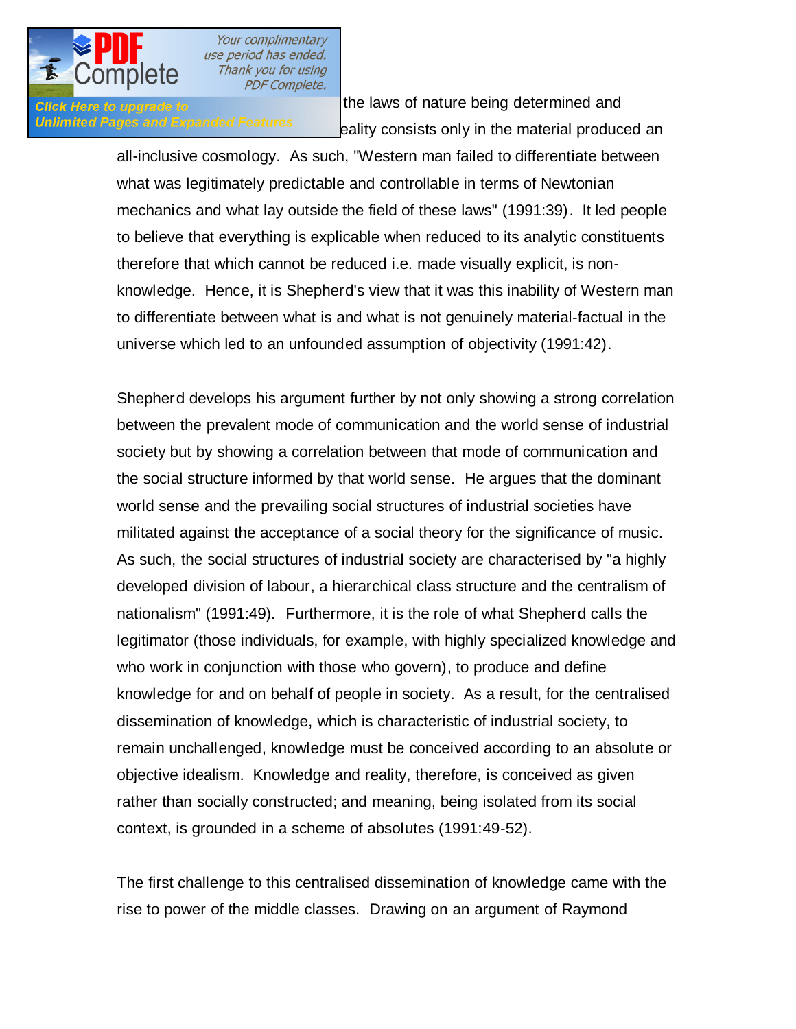the laws of nature being determined and ...eality consists only in the material produced an all-inclusive cosmology. As such, "Western man failed to differentiate between what was legitimately predictable and controllable in terms of Newtonian mechanics and what lay outside the field of these laws" (1991:39). It led people to believe that everything is explicable when reduced to its analytic constituents therefore that which cannot be reduced i.e. made visually explicit, is non-knowledge. Hence, it is Shepherd's view that it was this inability of Western man to differentiate between what is and what is not genuinely material-factual in the universe which led to an unfounded assumption of objectivity (1991:42).

Shepherd develops his argument further by not only showing a strong correlation between the prevalent mode of communication and the world sense of industrial society but by showing a correlation between that mode of communication and the social structure informed by that world sense. He argues that the dominant world sense and the prevailing social structures of industrial societies have militated against the acceptance of a social theory for the significance of music. As such, the social structures of industrial society are characterised by "a highly developed division of labour, a hierarchical class structure and the centralism of nationalism" (1991:49). Furthermore, it is the role of what Shepherd calls the legitimator (those individuals, for example, with highly specialized knowledge and who work in conjunction with those who govern), to produce and define knowledge for and on behalf of people in society. As a result, for the centralised dissemination of knowledge, which is characteristic of industrial society, to remain unchallenged, knowledge must be conceived according to an absolute or objective idealism. Knowledge and reality, therefore, is conceived as given rather than socially constructed; and meaning, being isolated from its social context, is grounded in a scheme of absolutes (1991:49-52).

The first challenge to this centralised dissemination of knowledge came with the rise to power of the middle classes. Drawing on an argument of Raymond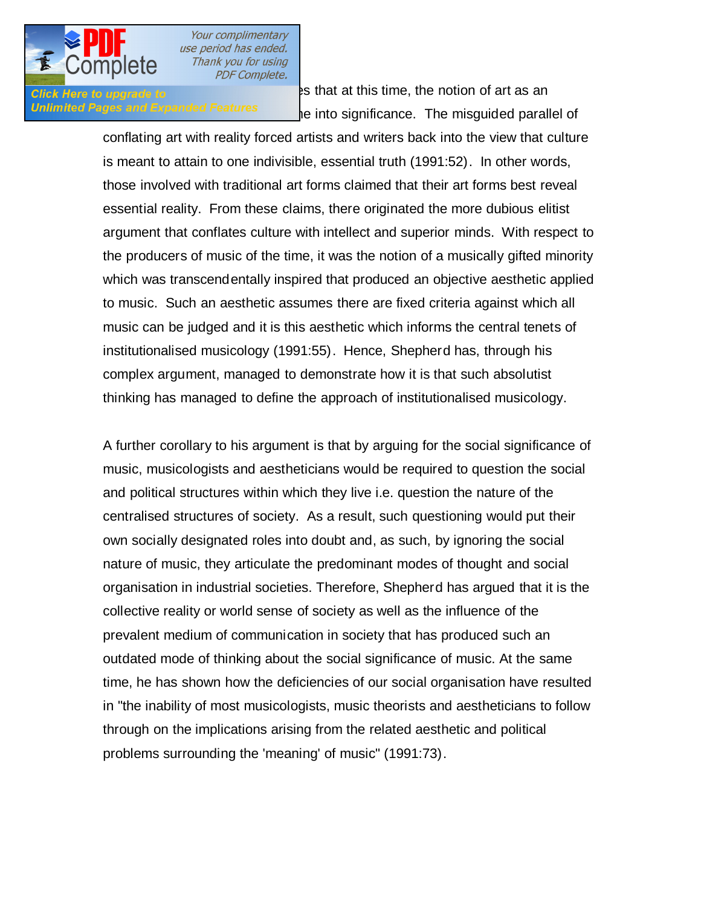es that at this time, the notion of art as an ne into significance. The misguided parallel of conflating art with reality forced artists and writers back into the view that culture is meant to attain to one indivisible, essential truth (1991:52). In other words, those involved with traditional art forms claimed that their art forms best reveal essential reality. From these claims, there originated the more dubious elitist argument that conflates culture with intellect and superior minds. With respect to the producers of music of the time, it was the notion of a musically gifted minority which was transcendentally inspired that produced an objective aesthetic applied to music. Such an aesthetic assumes there are fixed criteria against which all music can be judged and it is this aesthetic which informs the central tenets of institutionalised musicology (1991:55). Hence, Shepherd has, through his complex argument, managed to demonstrate how it is that such absolutist thinking has managed to define the approach of institutionalised musicology.

A further corollary to his argument is that by arguing for the social significance of music, musicologists and aestheticians would be required to question the social and political structures within which they live i.e. question the nature of the centralised structures of society. As a result, such questioning would put their own socially designated roles into doubt and, as such, by ignoring the social nature of music, they articulate the predominant modes of thought and social organisation in industrial societies. Therefore, Shepherd has argued that it is the collective reality or world sense of society as well as the influence of the prevalent medium of communication in society that has produced such an outdated mode of thinking about the social significance of music. At the same time, he has shown how the deficiencies of our social organisation have resulted in "the inability of most musicologists, music theorists and aestheticians to follow through on the implications arising from the related aesthetic and political problems surrounding the 'meaning' of music" (1991:73).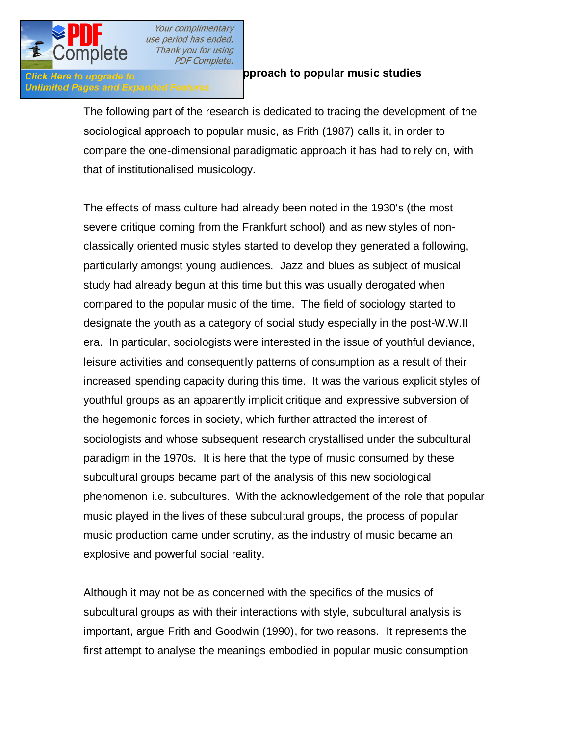## pproach to popular music studies

The following part of the research is dedicated to tracing the development of the sociological approach to popular music, as Frith (1987) calls it, in order to compare the one-dimensional paradigmatic approach it has had to rely on, with that of institutionalised musicology.

The effects of mass culture had already been noted in the 1930's (the most severe critique coming from the Frankfurt school) and as new styles of non-classically oriented music styles started to develop they generated a following, particularly amongst young audiences. Jazz and blues as subject of musical study had already begun at this time but this was usually derogated when compared to the popular music of the time. The field of sociology started to designate the youth as a category of social study especially in the post-W.W.II era. In particular, sociologists were interested in the issue of youthful deviance, leisure activities and consequently patterns of consumption as a result of their increased spending capacity during this time. It was the various explicit styles of youthful groups as an apparently implicit critique and expressive subversion of the hegemonic forces in society, which further attracted the interest of sociologists and whose subsequent research crystallised under the subcultural paradigm in the 1970s. It is here that the type of music consumed by these subcultural groups became part of the analysis of this new sociological phenomenon i.e. subcultures. With the acknowledgement of the role that popular music played in the lives of these subcultural groups, the process of popular music production came under scrutiny, as the industry of music became an explosive and powerful social reality.

Although it may not be as concerned with the specifics of the musics of subcultural groups as with their interactions with style, subcultural analysis is important, argue Frith and Goodwin (1990), for two reasons. It represents the first attempt to analyse the meanings embodied in popular music consumption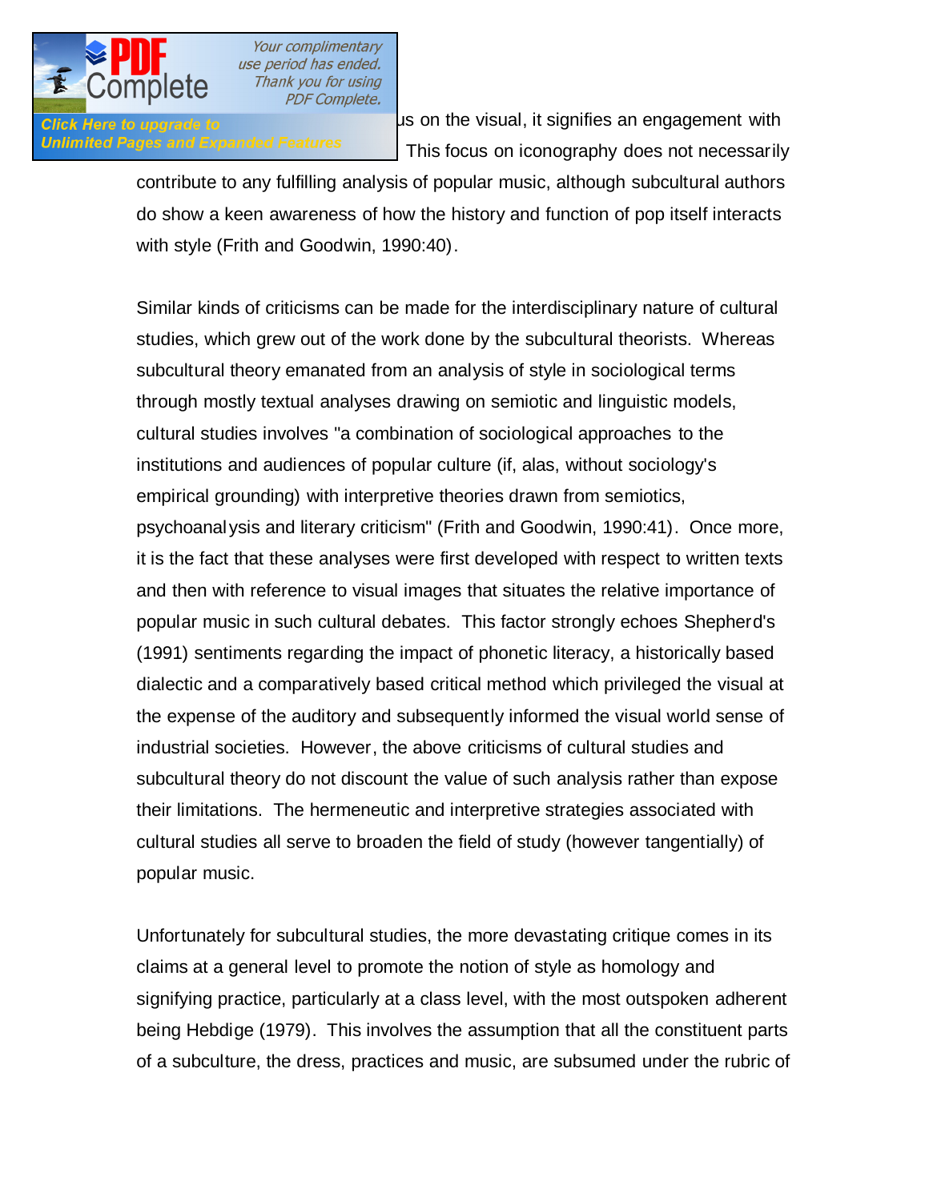us on the visual, it signifies an engagement with This focus on iconography does not necessarily contribute to any fulfilling analysis of popular music, although subcultural authors do show a keen awareness of how the history and function of pop itself interacts with style (Frith and Goodwin, 1990:40).

Similar kinds of criticisms can be made for the interdisciplinary nature of cultural studies, which grew out of the work done by the subcultural theorists. Whereas subcultural theory emanated from an analysis of style in sociological terms through mostly textual analyses drawing on semiotic and linguistic models, cultural studies involves "a combination of sociological approaches to the institutions and audiences of popular culture (if, alas, without sociology's empirical grounding) with interpretive theories drawn from semiotics, psychoanalysis and literary criticism" (Frith and Goodwin, 1990:41). Once more, it is the fact that these analyses were first developed with respect to written texts and then with reference to visual images that situates the relative importance of popular music in such cultural debates. This factor strongly echoes Shepherd's (1991) sentiments regarding the impact of phonetic literacy, a historically based dialectic and a comparatively based critical method which privileged the visual at the expense of the auditory and subsequently informed the visual world sense of industrial societies. However, the above criticisms of cultural studies and subcultural theory do not discount the value of such analysis rather than expose their limitations. The hermeneutic and interpretive strategies associated with cultural studies all serve to broaden the field of study (however tangentially) of popular music.

Unfortunately for subcultural studies, the more devastating critique comes in its claims at a general level to promote the notion of style as homology and signifying practice, particularly at a class level, with the most outspoken adherent being Hebdige (1979). This involves the assumption that all the constituent parts of a subculture, the dress, practices and music, are subsumed under the rubric of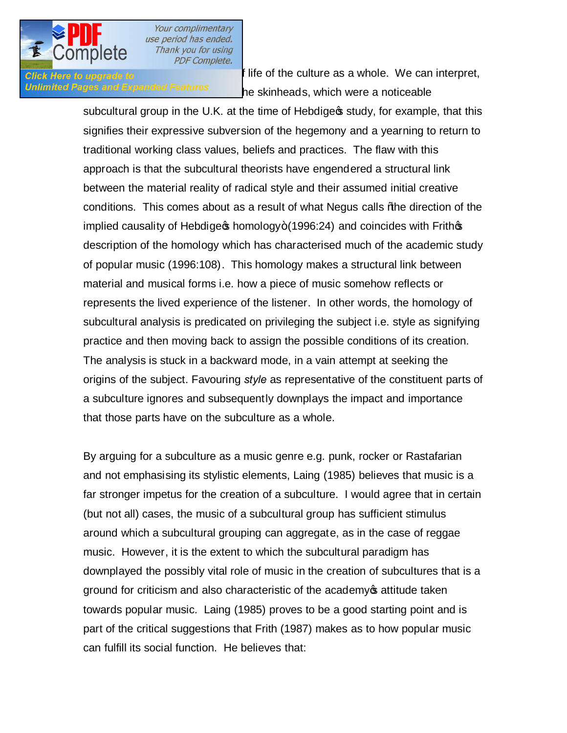f life of the culture as a whole. We can interpret, he skinheads, which were a noticeable subcultural group in the U.K. at the time of Hebdige's study, for example, that this signifies their expressive subversion of the hegemony and a yearning to return to traditional working class values, beliefs and practices. The flaw with this approach is that the subcultural theorists have engendered a structural link between the material reality of radical style and their assumed initial creative conditions. This comes about as a result of what Negus calls "the direction of the implied causality of Hebdige's homology" (1996:24) and coincides with Frith's description of the homology which has characterised much of the academic study of popular music (1996:108). This homology makes a structural link between material and musical forms i.e. how a piece of music somehow reflects or represents the lived experience of the listener. In other words, the homology of subcultural analysis is predicated on privileging the subject i.e. style as signifying practice and then moving back to assign the possible conditions of its creation. The analysis is stuck in a backward mode, in a vain attempt at seeking the origins of the subject. Favouring *style* as representative of the constituent parts of a subculture ignores and subsequently downplays the impact and importance that those parts have on the subculture as a whole.

By arguing for a subculture as a music genre e.g. punk, rocker or Rastafarian and not emphasising its stylistic elements, Laing (1985) believes that music is a far stronger impetus for the creation of a subculture. I would agree that in certain (but not all) cases, the music of a subcultural group has sufficient stimulus around which a subcultural grouping can aggregate, as in the case of reggae music. However, it is the extent to which the subcultural paradigm has downplayed the possibly vital role of music in the creation of subcultures that is a ground for criticism and also characteristic of the academy's attitude taken towards popular music. Laing (1985) proves to be a good starting point and is part of the critical suggestions that Frith (1987) makes as to how popular music can fulfill its social function. He believes that: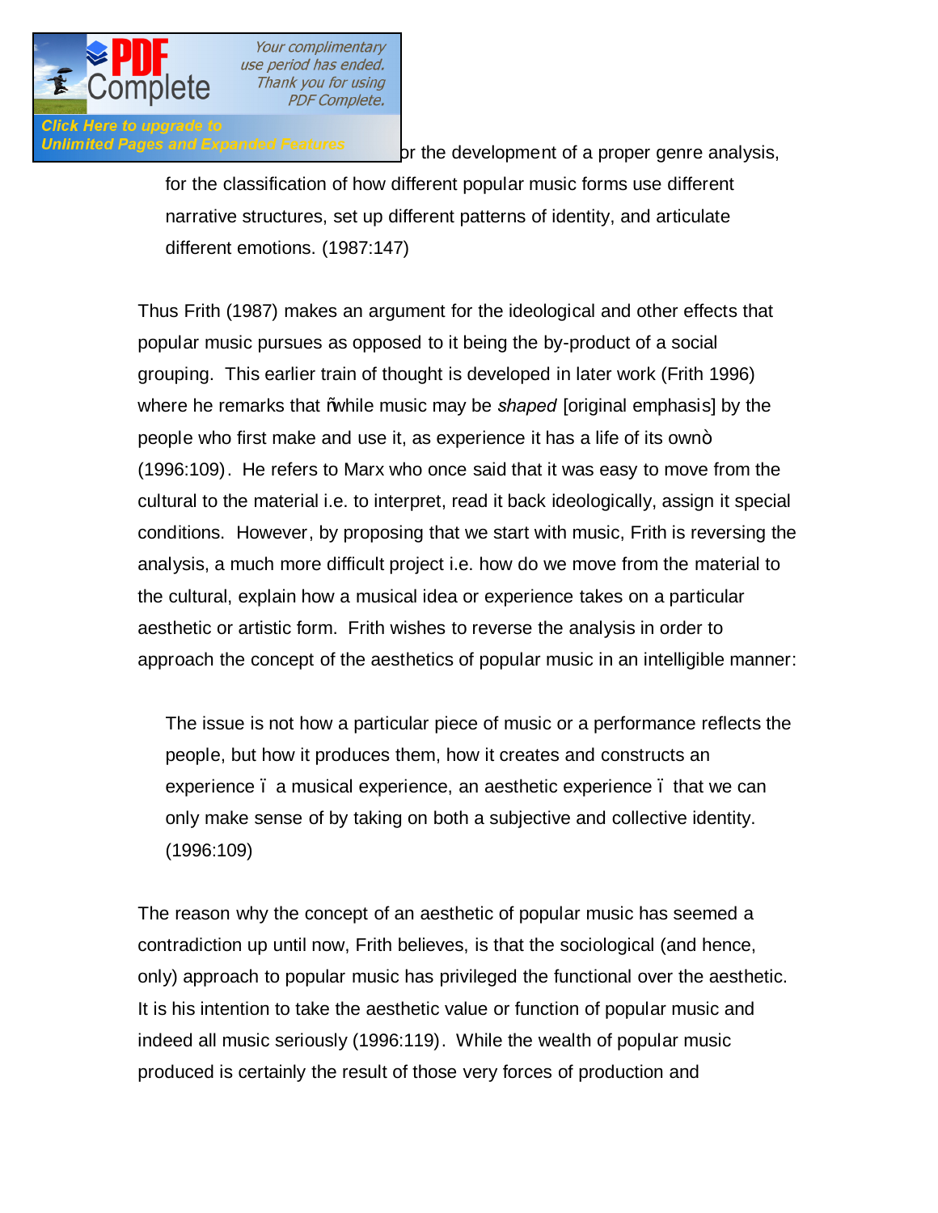...or the development of a proper genre analysis, for the classification of how different popular music forms use different narrative structures, set up different patterns of identity, and articulate different emotions. (1987:147)

Thus Frith (1987) makes an argument for the ideological and other effects that popular music pursues as opposed to it being the by-product of a social grouping. This earlier train of thought is developed in later work (Frith 1996) where he remarks that "while music may be *shaped* [original emphasis] by the people who first make and use it, as experience it has a life of its own" (1996:109). He refers to Marx who once said that it was easy to move from the cultural to the material i.e. to interpret, read it back ideologically, assign it special conditions. However, by proposing that we start with music, Frith is reversing the analysis, a much more difficult project i.e. how do we move from the material to the cultural, explain how a musical idea or experience takes on a particular aesthetic or artistic form. Frith wishes to reverse the analysis in order to approach the concept of the aesthetics of popular music in an intelligible manner:

> The issue is not how a particular piece of music or a performance reflects the people, but how it produces them, how it creates and constructs an experience – a musical experience, an aesthetic experience – that we can only make sense of by taking on both a subjective and collective identity. (1996:109)

The reason why the concept of an aesthetic of popular music has seemed a contradiction up until now, Frith believes, is that the sociological (and hence, only) approach to popular music has privileged the functional over the aesthetic. It is his intention to take the aesthetic value or function of popular music and indeed all music seriously (1996:119). While the wealth of popular music produced is certainly the result of those very forces of production and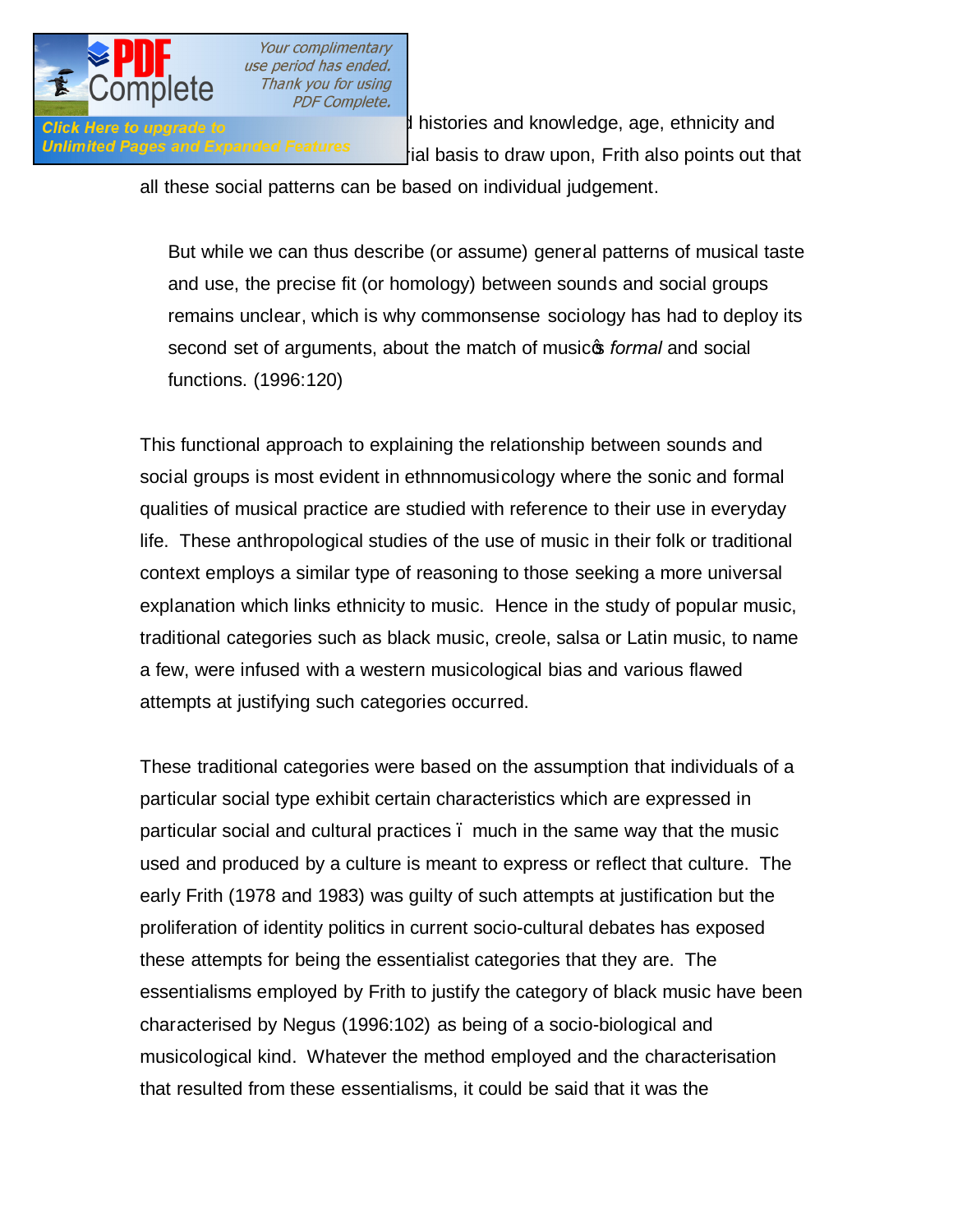histories and knowledge, age, ethnicity and ial basis to draw upon, Frith also points out that all these social patterns can be based on individual judgement.

> But while we can thus describe (or assume) general patterns of musical taste and use, the precise fit (or homology) between sounds and social groups remains unclear, which is why commonsense sociology has had to deploy its second set of arguments, about the match of music's *formal* and social functions. (1996:120)

This functional approach to explaining the relationship between sounds and social groups is most evident in ethnnomusicology where the sonic and formal qualities of musical practice are studied with reference to their use in everyday life. These anthropological studies of the use of music in their folk or traditional context employs a similar type of reasoning to those seeking a more universal explanation which links ethnicity to music. Hence in the study of popular music, traditional categories such as black music, creole, salsa or Latin music, to name a few, were infused with a western musicological bias and various flawed attempts at justifying such categories occurred.

These traditional categories were based on the assumption that individuals of a particular social type exhibit certain characteristics which are expressed in particular social and cultural practices – much in the same way that the music used and produced by a culture is meant to express or reflect that culture. The early Frith (1978 and 1983) was guilty of such attempts at justification but the proliferation of identity politics in current socio-cultural debates has exposed these attempts for being the essentialist categories that they are. The essentialisms employed by Frith to justify the category of black music have been characterised by Negus (1996:102) as being of a socio-biological and musicological kind. Whatever the method employed and the characterisation that resulted from these essentialisms, it could be said that it was the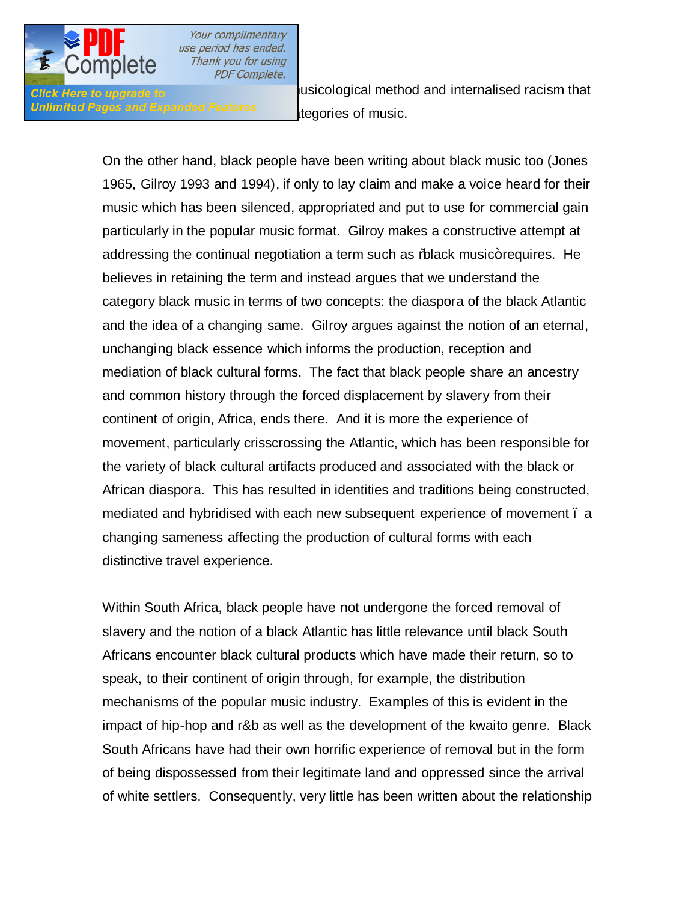usicological method and internalised racism that tegories of music.

On the other hand, black people have been writing about black music too (Jones 1965, Gilroy 1993 and 1994), if only to lay claim and make a voice heard for their music which has been silenced, appropriated and put to use for commercial gain particularly in the popular music format. Gilroy makes a constructive attempt at addressing the continual negotiation a term such as "black music" requires. He believes in retaining the term and instead argues that we understand the category black music in terms of two concepts: the diaspora of the black Atlantic and the idea of a changing same. Gilroy argues against the notion of an eternal, unchanging black essence which informs the production, reception and mediation of black cultural forms. The fact that black people share an ancestry and common history through the forced displacement by slavery from their continent of origin, Africa, ends there. And it is more the experience of movement, particularly crisscrossing the Atlantic, which has been responsible for the variety of black cultural artifacts produced and associated with the black or African diaspora. This has resulted in identities and traditions being constructed, mediated and hybridised with each new subsequent experience of movement – a changing sameness affecting the production of cultural forms with each distinctive travel experience.

Within South Africa, black people have not undergone the forced removal of slavery and the notion of a black Atlantic has little relevance until black South Africans encounter black cultural products which have made their return, so to speak, to their continent of origin through, for example, the distribution mechanisms of the popular music industry. Examples of this is evident in the impact of hip-hop and r&b as well as the development of the kwaito genre. Black South Africans have had their own horrific experience of removal but in the form of being dispossessed from their legitimate land and oppressed since the arrival of white settlers. Consequently, very little has been written about the relationship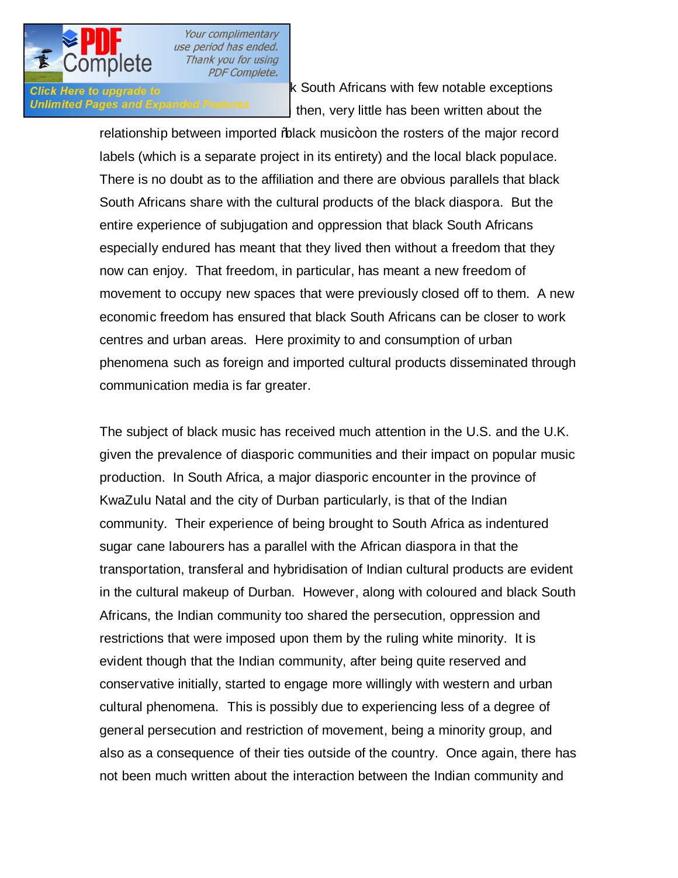k South Africans with few notable exceptions then, very little has been written about the relationship between imported "black music" on the rosters of the major record labels (which is a separate project in its entirety) and the local black populace. There is no doubt as to the affiliation and there are obvious parallels that black South Africans share with the cultural products of the black diaspora. But the entire experience of subjugation and oppression that black South Africans especially endured has meant that they lived then without a freedom that they now can enjoy. That freedom, in particular, has meant a new freedom of movement to occupy new spaces that were previously closed off to them. A new economic freedom has ensured that black South Africans can be closer to work centres and urban areas. Here proximity to and consumption of urban phenomena such as foreign and imported cultural products disseminated through communication media is far greater.

The subject of black music has received much attention in the U.S. and the U.K. given the prevalence of diasporic communities and their impact on popular music production. In South Africa, a major diasporic encounter in the province of KwaZulu Natal and the city of Durban particularly, is that of the Indian community. Their experience of being brought to South Africa as indentured sugar cane labourers has a parallel with the African diaspora in that the transportation, transferal and hybridisation of Indian cultural products are evident in the cultural makeup of Durban. However, along with coloured and black South Africans, the Indian community too shared the persecution, oppression and restrictions that were imposed upon them by the ruling white minority. It is evident though that the Indian community, after being quite reserved and conservative initially, started to engage more willingly with western and urban cultural phenomena. This is possibly due to experiencing less of a degree of general persecution and restriction of movement, being a minority group, and also as a consequence of their ties outside of the country. Once again, there has not been much written about the interaction between the Indian community and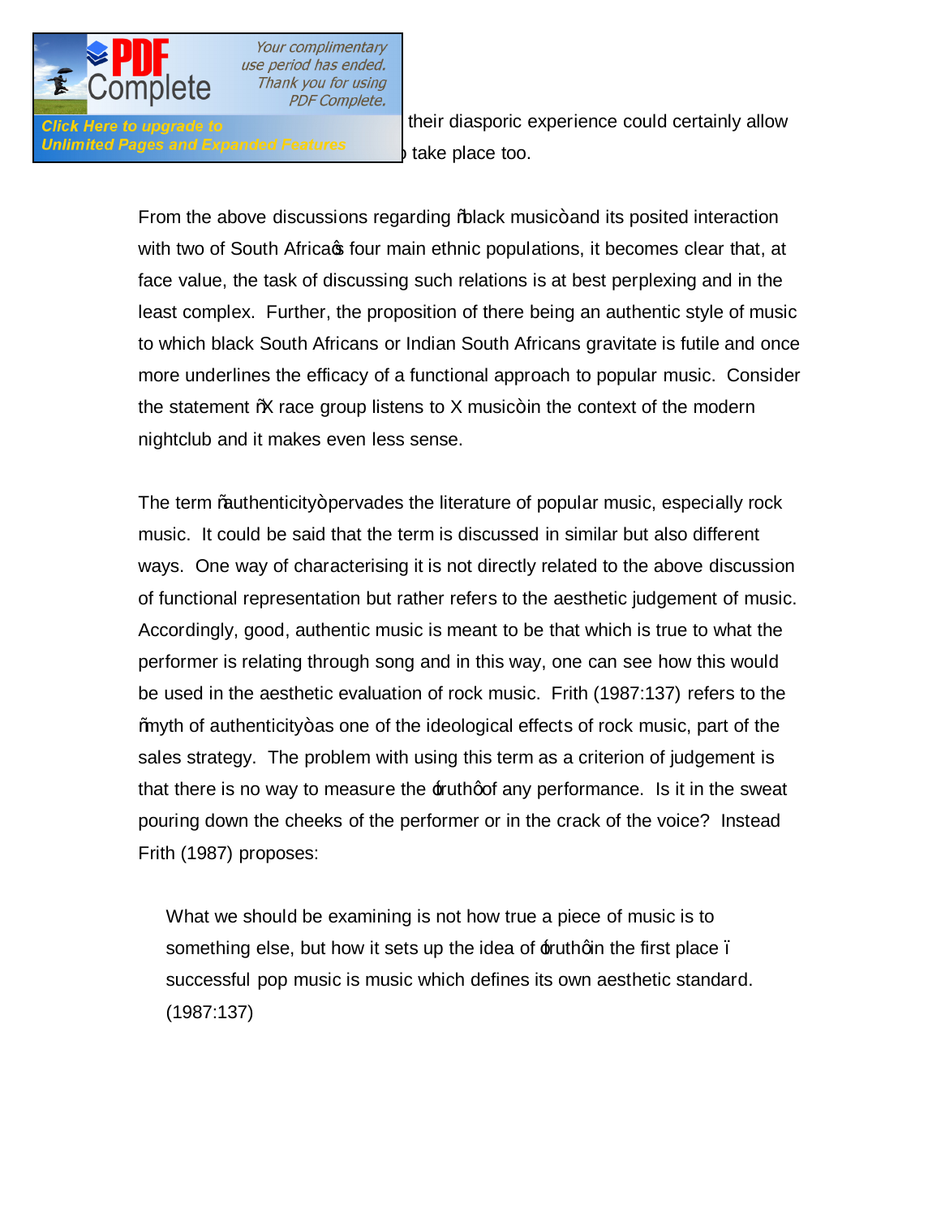their diasporic experience could certainly allow ) take place too.

From the above discussions regarding "black music" and its posited interaction with two of South Africa's four main ethnic populations, it becomes clear that, at face value, the task of discussing such relations is at best perplexing and in the least complex. Further, the proposition of there being an authentic style of music to which black South Africans or Indian South Africans gravitate is futile and once more underlines the efficacy of a functional approach to popular music. Consider the statement "X race group listens to X music" in the context of the modern nightclub and it makes even less sense.

The term "authenticity" pervades the literature of popular music, especially rock music. It could be said that the term is discussed in similar but also different ways. One way of characterising it is not directly related to the above discussion of functional representation but rather refers to the aesthetic judgement of music. Accordingly, good, authentic music is meant to be that which is true to what the performer is relating through song and in this way, one can see how this would be used in the aesthetic evaluation of rock music. Frith (1987:137) refers to the "myth of authenticity" as one of the ideological effects of rock music, part of the sales strategy. The problem with using this term as a criterion of judgement is that there is no way to measure the 'truth' of any performance. Is it in the sweat pouring down the cheeks of the performer or in the crack of the voice? Instead Frith (1987) proposes:

> What we should be examining is not how true a piece of music is to something else, but how it sets up the idea of 'truth' in the first place – successful pop music is music which defines its own aesthetic standard. (1987:137)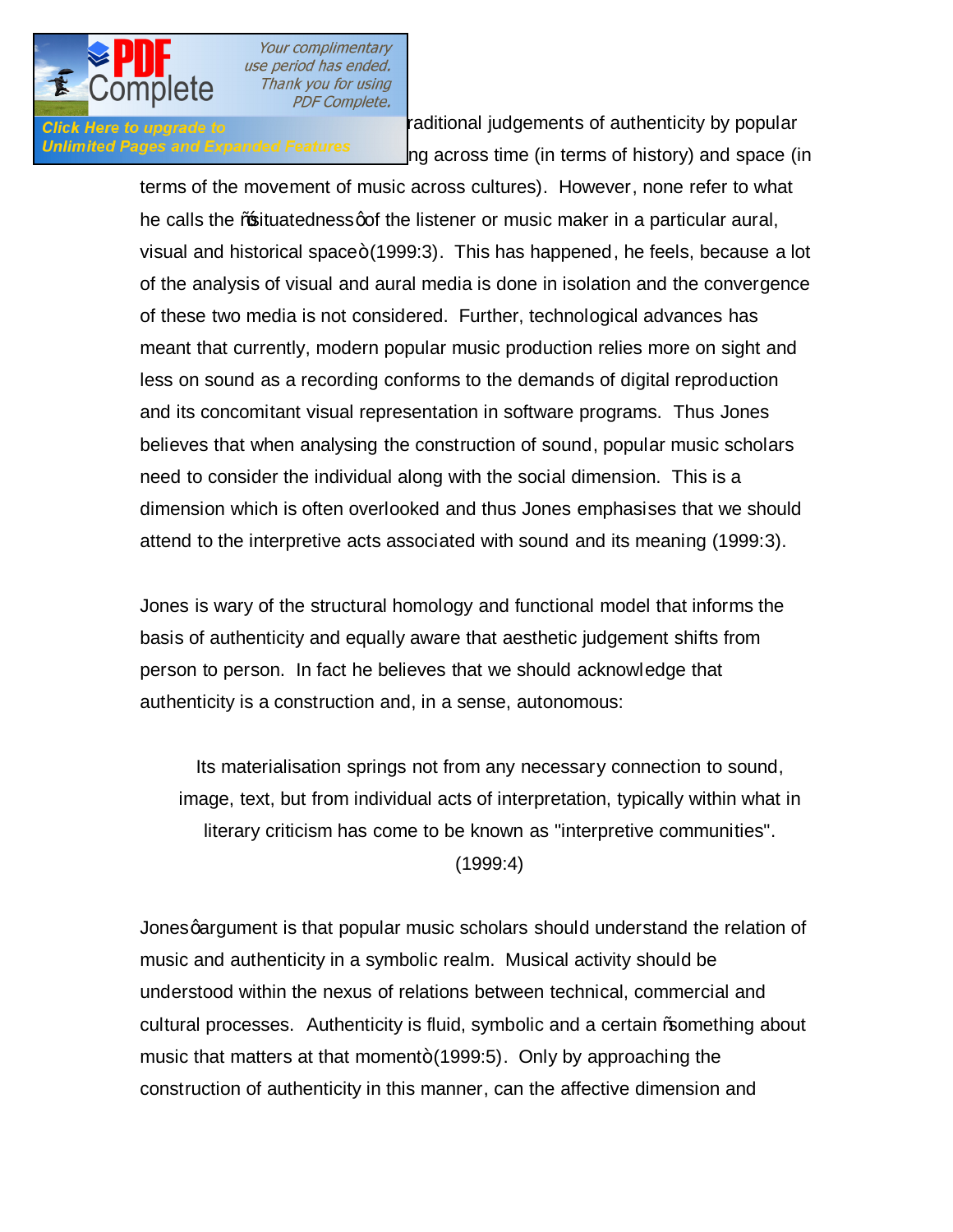raditional judgements of authenticity by popular ng across time (in terms of history) and space (in terms of the movement of music across cultures). However, none refer to what he calls the "situatedness" of the listener or music maker in a particular aural, visual and historical space" (1999:3). This has happened, he feels, because a lot of the analysis of visual and aural media is done in isolation and the convergence of these two media is not considered. Further, technological advances has meant that currently, modern popular music production relies more on sight and less on sound as a recording conforms to the demands of digital reproduction and its concomitant visual representation in software programs. Thus Jones believes that when analysing the construction of sound, popular music scholars need to consider the individual along with the social dimension. This is a dimension which is often overlooked and thus Jones emphasises that we should attend to the interpretive acts associated with sound and its meaning (1999:3).

Jones is wary of the structural homology and functional model that informs the basis of authenticity and equally aware that aesthetic judgement shifts from person to person. In fact he believes that we should acknowledge that authenticity is a construction and, in a sense, autonomous:

> Its materialisation springs not from any necessary connection to sound, image, text, but from individual acts of interpretation, typically within what in literary criticism has come to be known as "interpretive communities". (1999:4)

Jones' argument is that popular music scholars should understand the relation of music and authenticity in a symbolic realm. Musical activity should be understood within the nexus of relations between technical, commercial and cultural processes. Authenticity is fluid, symbolic and a certain "something about music that matters at that moment" (1999:5). Only by approaching the construction of authenticity in this manner, can the affective dimension and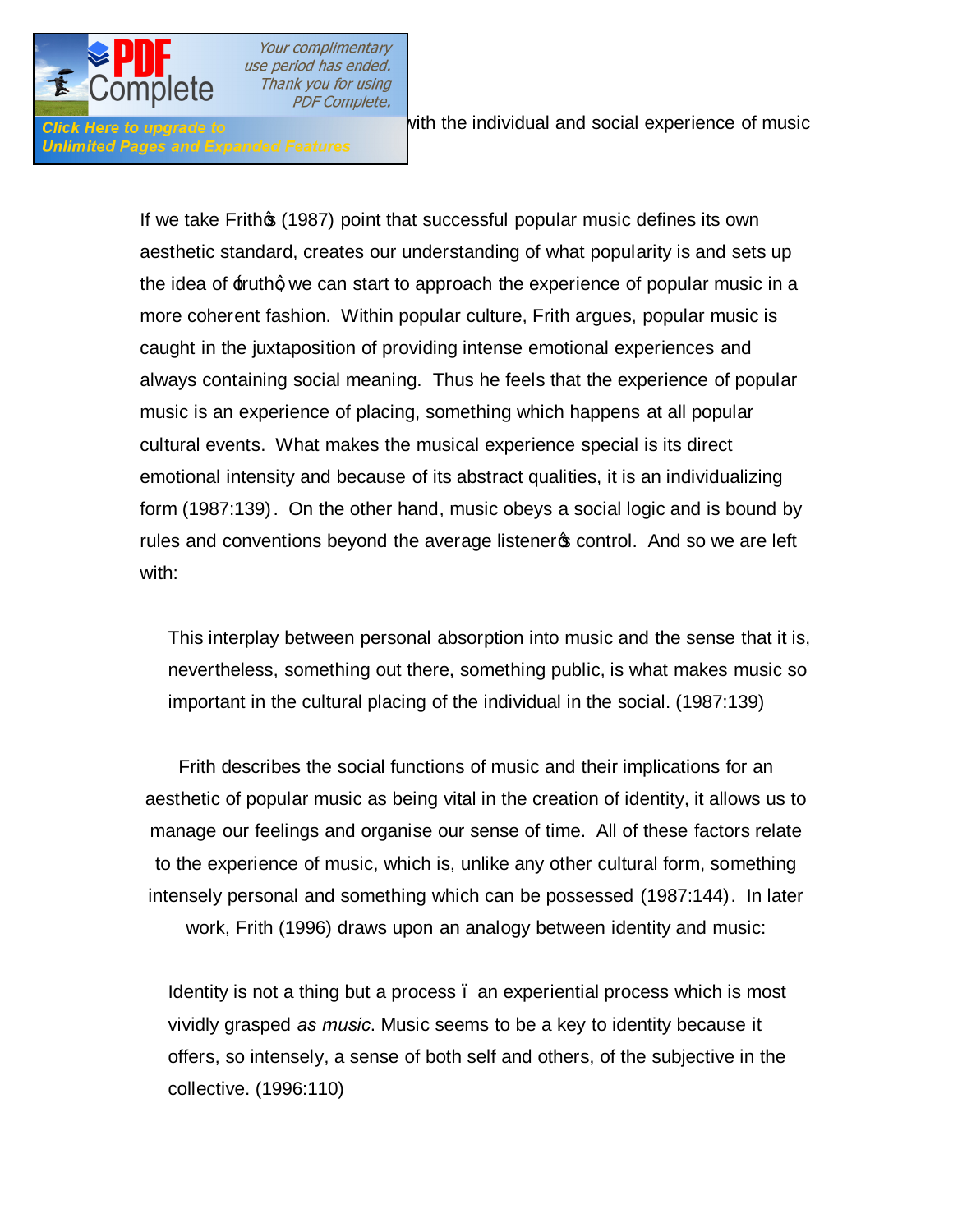with the individual and social experience of music

If we take Frith's (1987) point that successful popular music defines its own aesthetic standard, creates our understanding of what popularity is and sets up the idea of 'truth', we can start to approach the experience of popular music in a more coherent fashion. Within popular culture, Frith argues, popular music is caught in the juxtaposition of providing intense emotional experiences and always containing social meaning. Thus he feels that the experience of popular music is an experience of placing, something which happens at all popular cultural events. What makes the musical experience special is its direct emotional intensity and because of its abstract qualities, it is an individualizing form (1987:139). On the other hand, music obeys a social logic and is bound by rules and conventions beyond the average listener's control. And so we are left with:

> This interplay between personal absorption into music and the sense that it is, nevertheless, something out there, something public, is what makes music so important in the cultural placing of the individual in the social. (1987:139)

Frith describes the social functions of music and their implications for an aesthetic of popular music as being vital in the creation of identity, it allows us to manage our feelings and organise our sense of time. All of these factors relate to the experience of music, which is, unlike any other cultural form, something intensely personal and something which can be possessed (1987:144). In later work, Frith (1996) draws upon an analogy between identity and music:

> Identity is not a thing but a process – an experiential process which is most vividly grasped *as music*. Music seems to be a key to identity because it offers, so intensely, a sense of both self and others, of the subjective in the collective. (1996:110)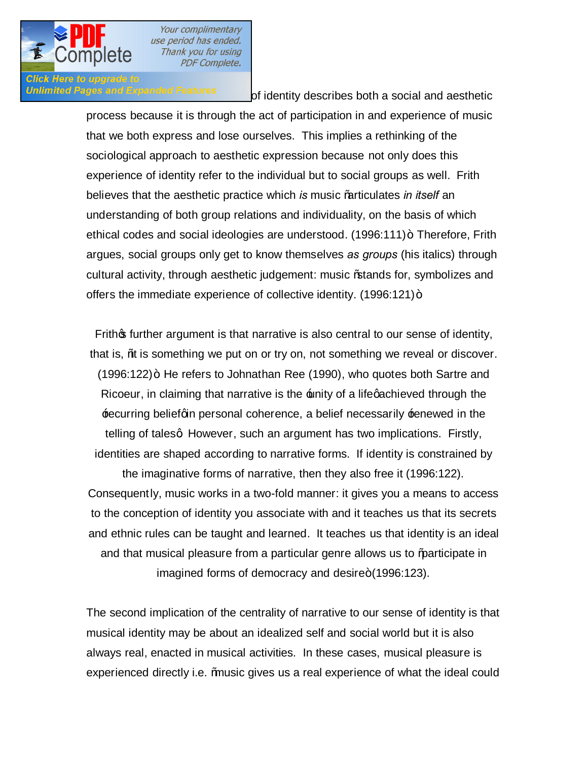of identity describes both a social and aesthetic process because it is through the act of participation in and experience of music that we both express and lose ourselves. This implies a rethinking of the sociological approach to aesthetic expression because not only does this experience of identity refer to the individual but to social groups as well. Frith believes that the aesthetic practice which *is* music "articulates *in itself* an understanding of both group relations and individuality, on the basis of which ethical codes and social ideologies are understood. (1996:111)" Therefore, Frith argues, social groups only get to know themselves *as groups* (his italics) through cultural activity, through aesthetic judgement: music "stands for, symbolizes and offers the immediate experience of collective identity. (1996:121)"

Frith's further argument is that narrative is also central to our sense of identity, that is, "it is something we put on or try on, not something we reveal or discover. (1996:122)" He refers to Johnathan Ree (1990), who quotes both Sartre and Ricoeur, in claiming that narrative is the 'unity of a life' achieved through the 'recurring belief' in personal coherence, a belief necessarily 'renewed in the telling of tales'. However, such an argument has two implications. Firstly, identities are shaped according to narrative forms. If identity is constrained by the imaginative forms of narrative, then they also free it (1996:122). Consequently, music works in a two-fold manner: it gives you a means to access to the conception of identity you associate with and it teaches us that its secrets and ethnic rules can be taught and learned. It teaches us that identity is an ideal and that musical pleasure from a particular genre allows us to "participate in imagined forms of democracy and desire" (1996:123).

The second implication of the centrality of narrative to our sense of identity is that musical identity may be about an idealized self and social world but it is also always real, enacted in musical activities. In these cases, musical pleasure is experienced directly i.e. "music gives us a real experience of what the ideal could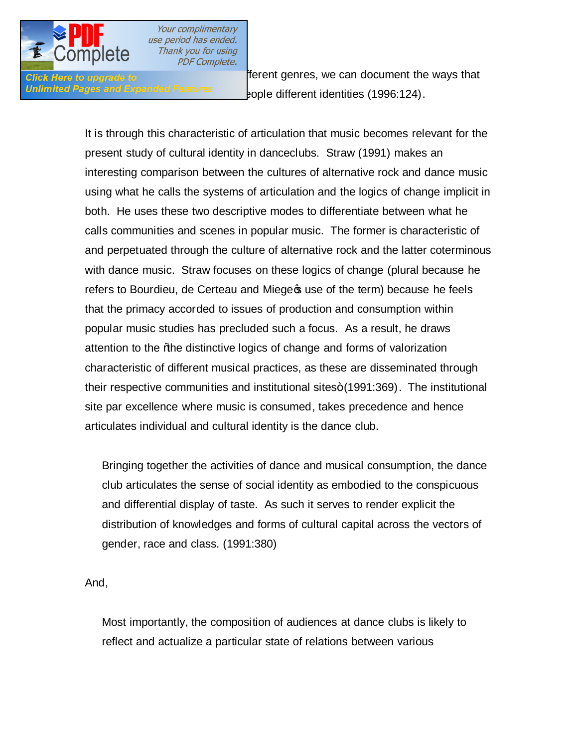fferent genres, we can document the ways that eople different identities (1996:124).

It is through this characteristic of articulation that music becomes relevant for the present study of cultural identity in danceclubs. Straw (1991) makes an interesting comparison between the cultures of alternative rock and dance music using what he calls the systems of articulation and the logics of change implicit in both. He uses these two descriptive modes to differentiate between what he calls communities and scenes in popular music. The former is characteristic of and perpetuated through the culture of alternative rock and the latter coterminous with dance music. Straw focuses on these logics of change (plural because he refers to Bourdieu, de Certeau and Miege's use of the term) because he feels that the primacy accorded to issues of production and consumption within popular music studies has precluded such a focus. As a result, he draws attention to the "the distinctive logics of change and forms of valorization characteristic of different musical practices, as these are disseminated through their respective communities and institutional sites" (1991:369). The institutional site par excellence where music is consumed, takes precedence and hence articulates individual and cultural identity is the dance club.

> Bringing together the activities of dance and musical consumption, the dance club articulates the sense of social identity as embodied to the conspicuous and differential display of taste. As such it serves to render explicit the distribution of knowledges and forms of cultural capital across the vectors of gender, race and class. (1991:380)

And,

> Most importantly, the composition of audiences at dance clubs is likely to reflect and actualize a particular state of relations between various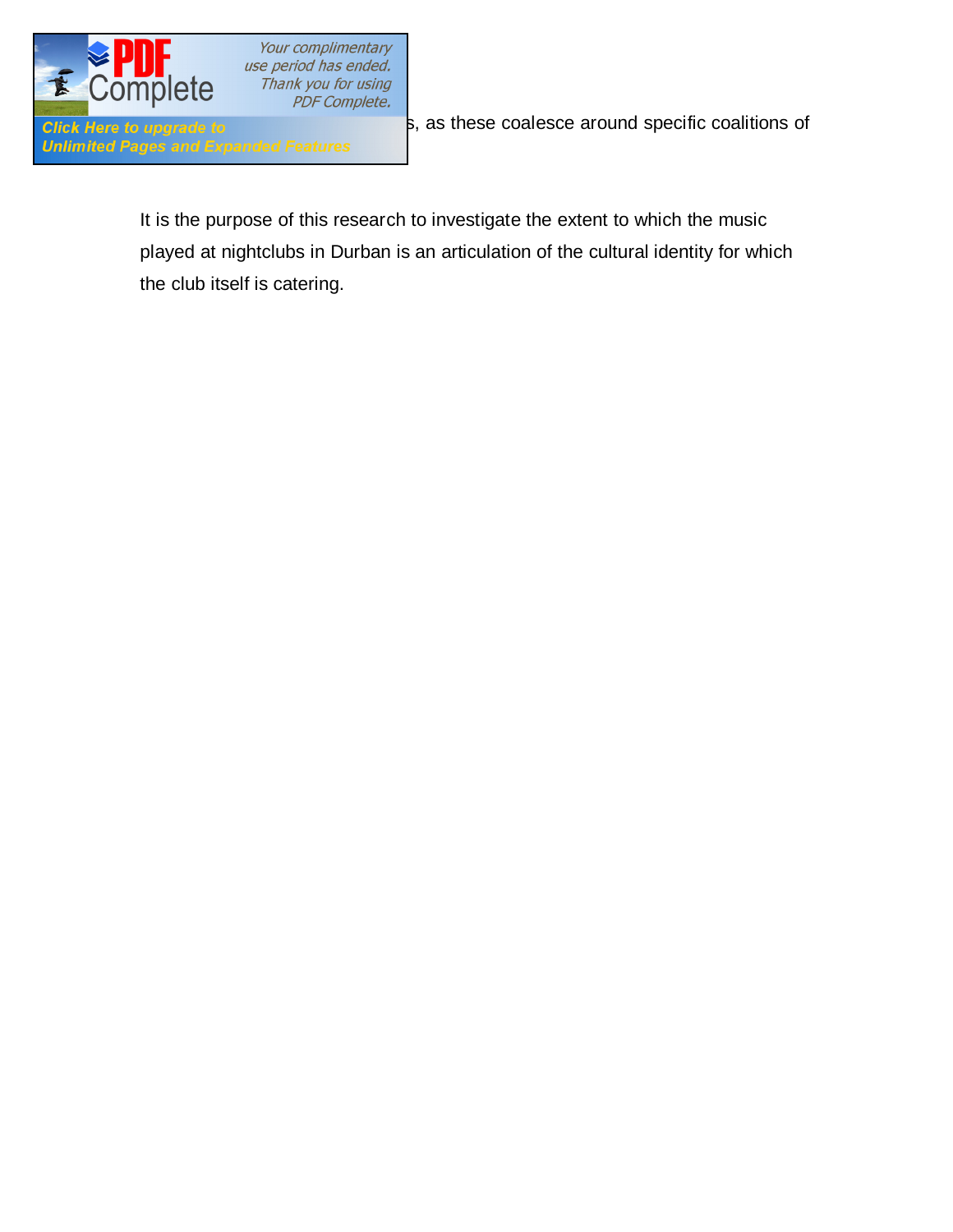s, as these coalesce around specific coalitions of

It is the purpose of this research to investigate the extent to which the music played at nightclubs in Durban is an articulation of the cultural identity for which the club itself is catering.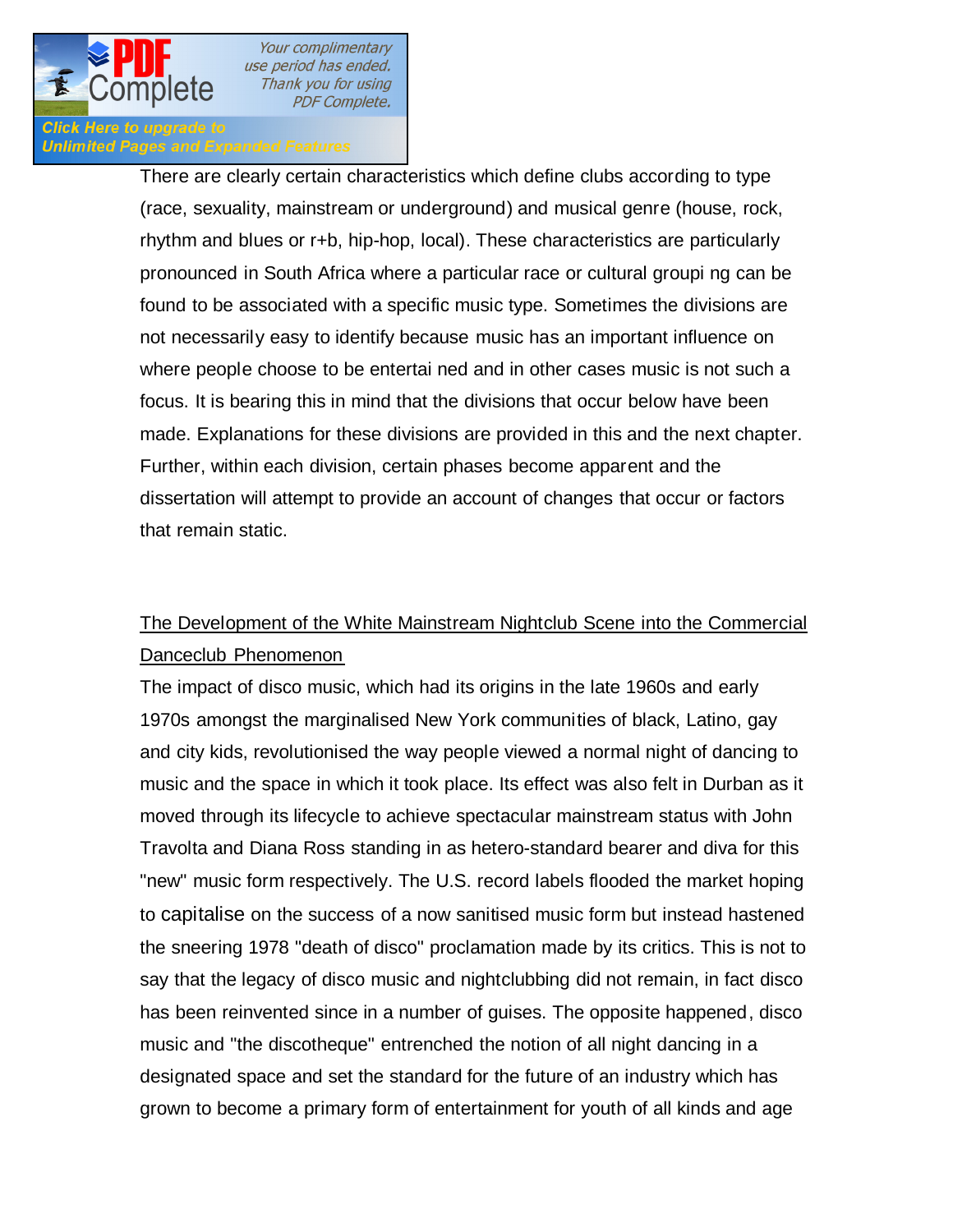There are clearly certain characteristics which define clubs according to type (race, sexuality, mainstream or underground) and musical genre (house, rock, rhythm and blues or r+b, hip-hop, local). These characteristics are particularly pronounced in South Africa where a particular race or cultural groupi ng can be found to be associated with a specific music type. Sometimes the divisions are not necessarily easy to identify because music has an important influence on where people choose to be entertai ned and in other cases music is not such a focus. It is bearing this in mind that the divisions that occur below have been made. Explanations for these divisions are provided in this and the next chapter. Further, within each division, certain phases become apparent and the dissertation will attempt to provide an account of changes that occur or factors that remain static.

## The Development of the White Mainstream Nightclub Scene into the Commercial Danceclub Phenomenon

The impact of disco music, which had its origins in the late 1960s and early 1970s amongst the marginalised New York communities of black, Latino, gay and city kids, revolutionised the way people viewed a normal night of dancing to music and the space in which it took place. Its effect was also felt in Durban as it moved through its lifecycle to achieve spectacular mainstream status with John Travolta and Diana Ross standing in as hetero-standard bearer and diva for this "new" music form respectively. The U.S. record labels flooded the market hoping to capitalise on the success of a now sanitised music form but instead hastened the sneering 1978 "death of disco" proclamation made by its critics. This is not to say that the legacy of disco music and nightclubbing did not remain, in fact disco has been reinvented since in a number of guises. The opposite happened, disco music and "the discotheque" entrenched the notion of all night dancing in a designated space and set the standard for the future of an industry which has grown to become a primary form of entertainment for youth of all kinds and age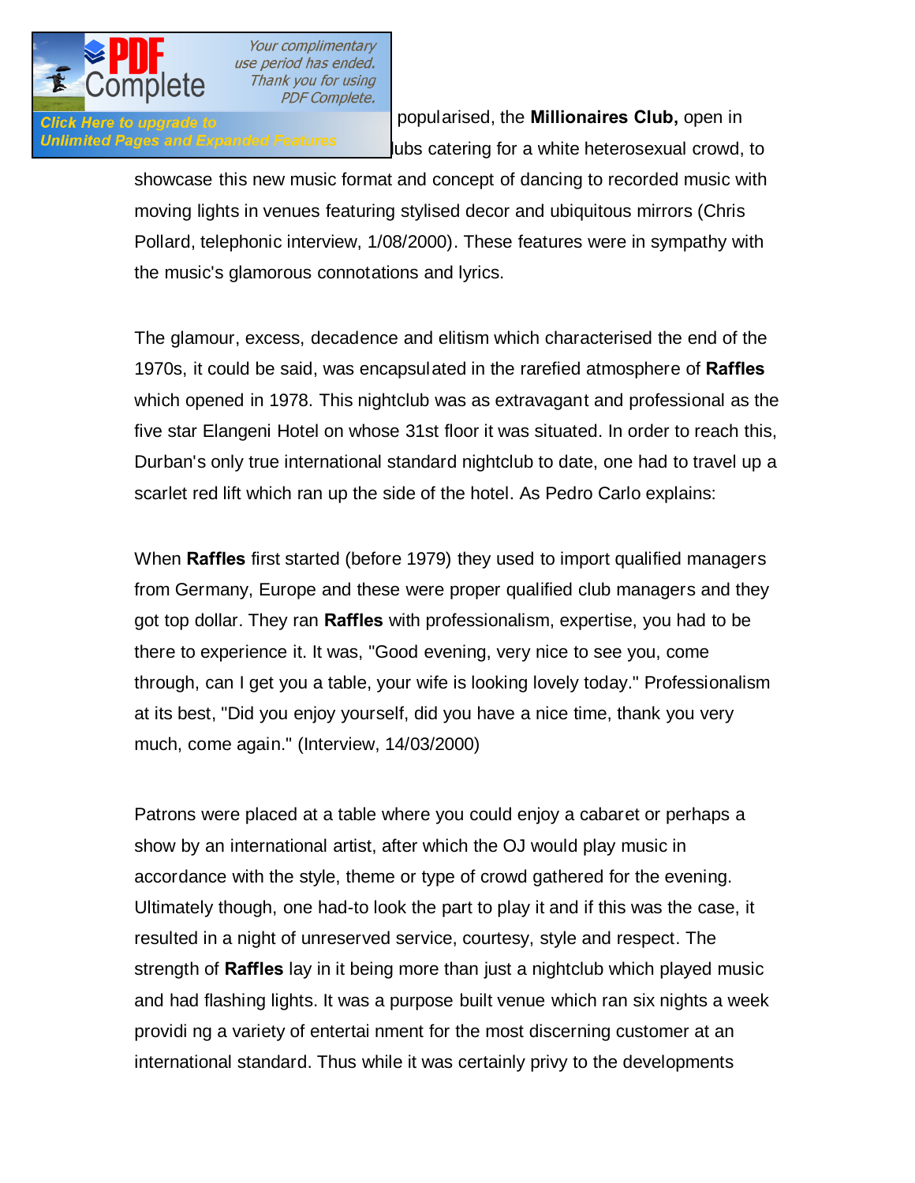popularised, the **Millionaires Club,** open in

lubs catering for a white heterosexual crowd, to showcase this new music format and concept of dancing to recorded music with moving lights in venues featuring stylised decor and ubiquitous mirrors (Chris Pollard, telephonic interview, 1/08/2000). These features were in sympathy with the music's glamorous connotations and lyrics.

The glamour, excess, decadence and elitism which characterised the end of the 1970s, it could be said, was encapsulated in the rarefied atmosphere of **Raffles** which opened in 1978. This nightclub was as extravagant and professional as the five star Elangeni Hotel on whose 31st floor it was situated. In order to reach this, Durban's only true international standard nightclub to date, one had to travel up a scarlet red lift which ran up the side of the hotel. As Pedro Carlo explains:

When **Raffles** first started (before 1979) they used to import qualified managers from Germany, Europe and these were proper qualified club managers and they got top dollar. They ran **Raffles** with professionalism, expertise, you had to be there to experience it. It was, "Good evening, very nice to see you, come through, can I get you a table, your wife is looking lovely today." Professionalism at its best, "Did you enjoy yourself, did you have a nice time, thank you very much, come again." (Interview, 14/03/2000)

Patrons were placed at a table where you could enjoy a cabaret or perhaps a show by an international artist, after which the OJ would play music in accordance with the style, theme or type of crowd gathered for the evening. Ultimately though, one had-to look the part to play it and if this was the case, it resulted in a night of unreserved service, courtesy, style and respect. The strength of **Raffles** lay in it being more than just a nightclub which played music and had flashing lights. It was a purpose built venue which ran six nights a week providi ng a variety of entertai nment for the most discerning customer at an international standard. Thus while it was certainly privy to the developments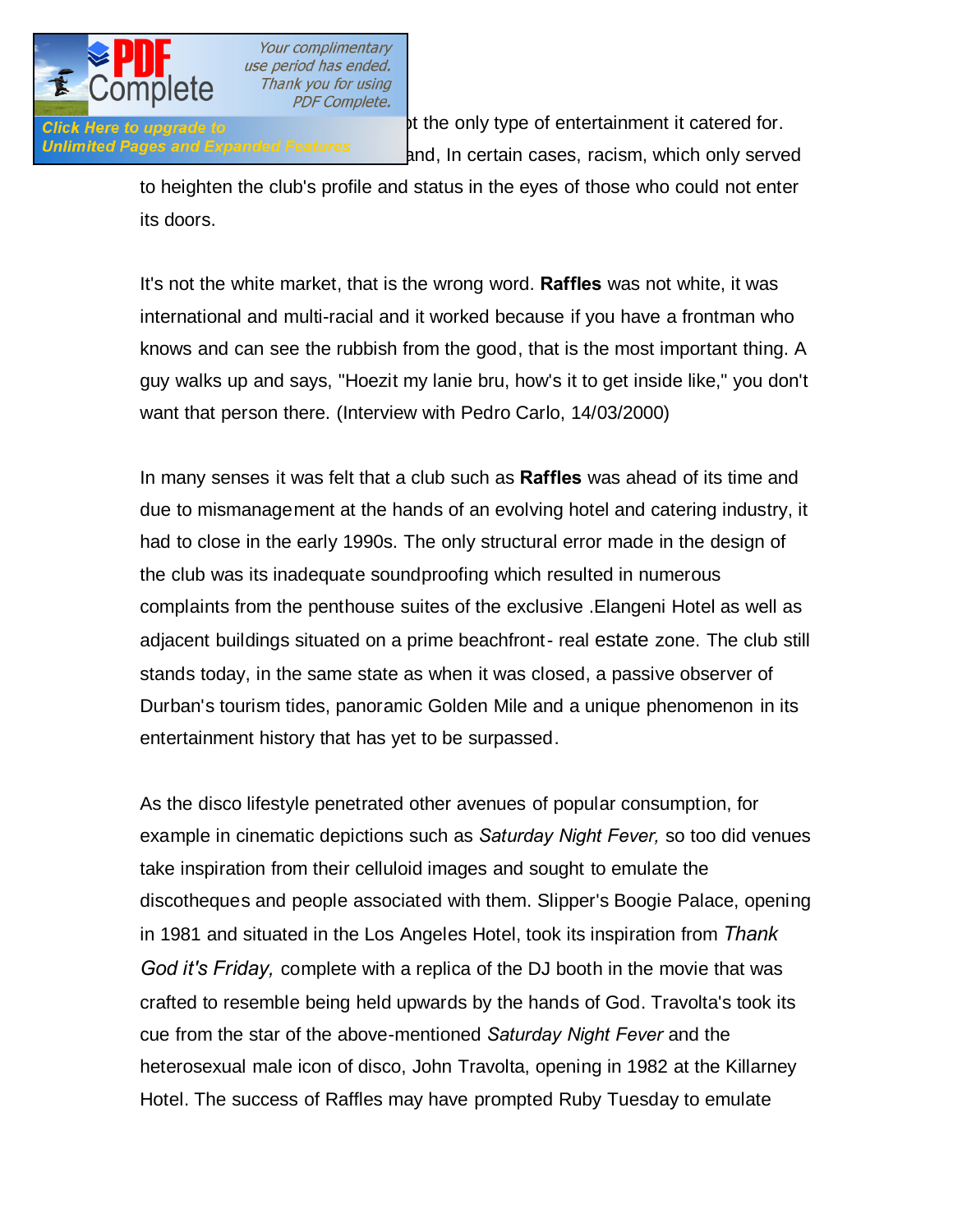...t the only type of entertainment it catered for. ...and, In certain cases, racism, which only served to heighten the club's profile and status in the eyes of those who could not enter its doors.

It's not the white market, that is the wrong word. **Raffles** was not white, it was international and multi-racial and it worked because if you have a frontman who knows and can see the rubbish from the good, that is the most important thing. A guy walks up and says, "Hoezit my lanie bru, how's it to get inside like," you don't want that person there. (Interview with Pedro Carlo, 14/03/2000)

In many senses it was felt that a club such as **Raffles** was ahead of its time and due to mismanagement at the hands of an evolving hotel and catering industry, it had to close in the early 1990s. The only structural error made in the design of the club was its inadequate soundproofing which resulted in numerous complaints from the penthouse suites of the exclusive .Elangeni Hotel as well as adjacent buildings situated on a prime beachfront- real estate zone. The club still stands today, in the same state as when it was closed, a passive observer of Durban's tourism tides, panoramic Golden Mile and a unique phenomenon in its entertainment history that has yet to be surpassed.

As the disco lifestyle penetrated other avenues of popular consumption, for example in cinematic depictions such as *Saturday Night Fever,* so too did venues take inspiration from their celluloid images and sought to emulate the discotheques and people associated with them. Slipper's Boogie Palace, opening in 1981 and situated in the Los Angeles Hotel, took its inspiration from *Thank God it's Friday,* complete with a replica of the DJ booth in the movie that was crafted to resemble being held upwards by the hands of God. Travolta's took its cue from the star of the above-mentioned *Saturday Night Fever* and the heterosexual male icon of disco, John Travolta, opening in 1982 at the Killarney Hotel. The success of Raffles may have prompted Ruby Tuesday to emulate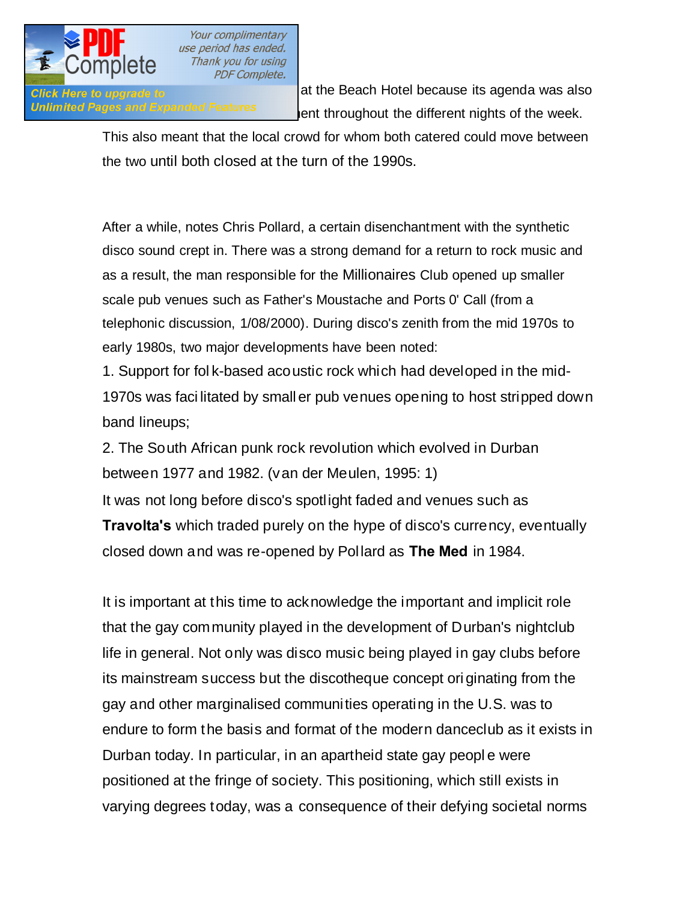at the Beach Hotel because its agenda was also ent throughout the different nights of the week. This also meant that the local crowd for whom both catered could move between the two until both closed at the turn of the 1990s.

After a while, notes Chris Pollard, a certain disenchantment with the synthetic disco sound crept in. There was a strong demand for a return to rock music and as a result, the man responsible for the Millionaires Club opened up smaller scale pub venues such as Father's Moustache and Ports 0' Call (from a telephonic discussion, 1/08/2000). During disco's zenith from the mid 1970s to early 1980s, two major developments have been noted:

1. Support for folk-based acoustic rock which had developed in the mid-1970s was facilitated by smaller pub venues opening to host stripped down band lineups;
2. The South African punk rock revolution which evolved in Durban between 1977 and 1982. (van der Meulen, 1995: 1)

It was not long before disco's spotlight faded and venues such as **Travolta's** which traded purely on the hype of disco's currency, eventually closed down and was re-opened by Pollard as **The Med** in 1984.

It is important at this time to acknowledge the important and implicit role that the gay community played in the development of Durban's nightclub life in general. Not only was disco music being played in gay clubs before its mainstream success but the discotheque concept originating from the gay and other marginalised communities operating in the U.S. was to endure to form the basis and format of the modern danceclub as it exists in Durban today. In particular, in an apartheid state gay people were positioned at the fringe of society. This positioning, which still exists in varying degrees today, was a consequence of their defying societal norms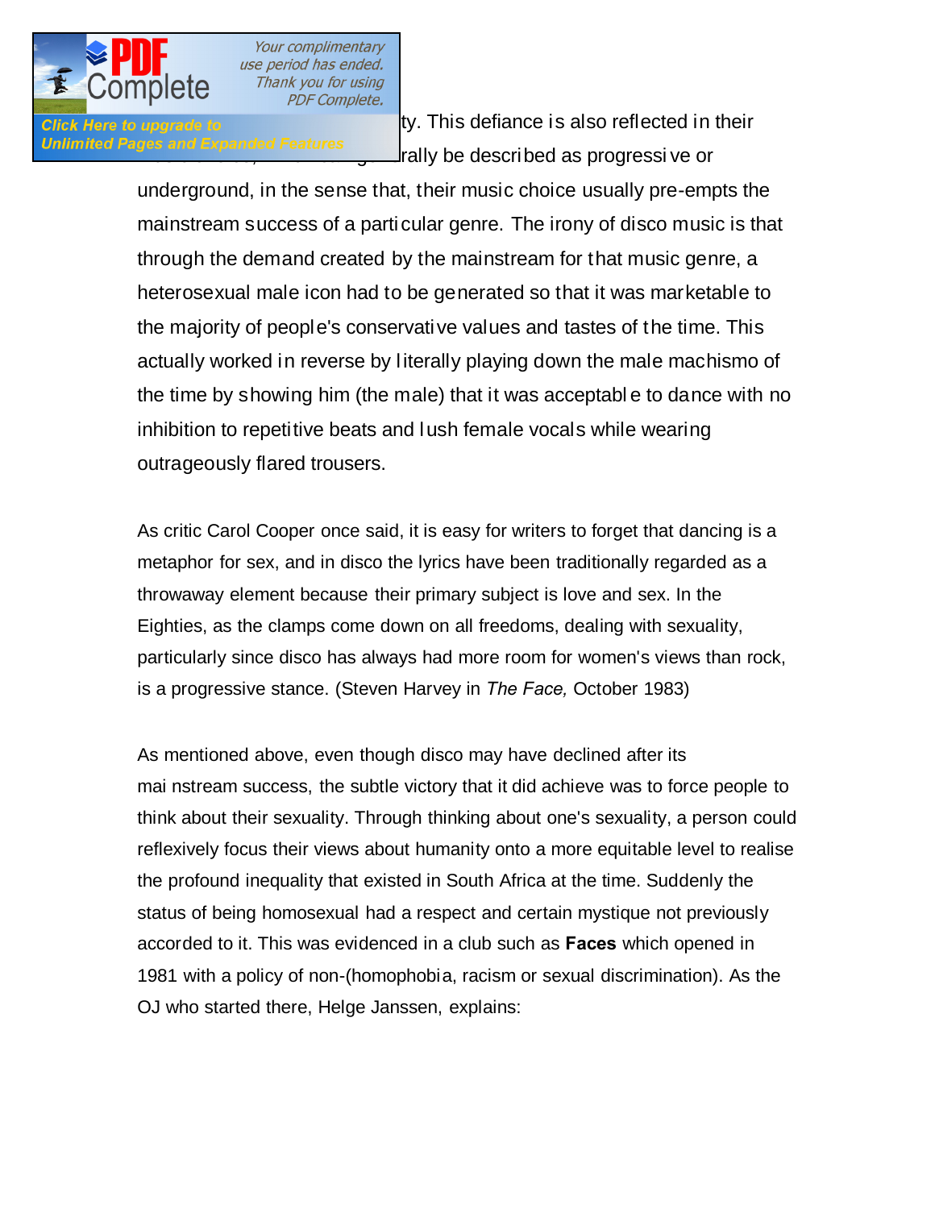ty. This defiance is also reflected in their rally be described as progressive or underground, in the sense that, their music choice usually pre-empts the mainstream success of a particular genre. The irony of disco music is that through the demand created by the mainstream for that music genre, a heterosexual male icon had to be generated so that it was marketable to the majority of people's conservative values and tastes of the time. This actually worked in reverse by literally playing down the male machismo of the time by showing him (the male) that it was acceptable to dance with no inhibition to repetitive beats and lush female vocals while wearing outrageously flared trousers.

As critic Carol Cooper once said, it is easy for writers to forget that dancing is a metaphor for sex, and in disco the lyrics have been traditionally regarded as a throwaway element because their primary subject is love and sex. In the Eighties, as the clamps come down on all freedoms, dealing with sexuality, particularly since disco has always had more room for women's views than rock, is a progressive stance. (Steven Harvey in *The Face,* October 1983)

As mentioned above, even though disco may have declined after its mainstream success, the subtle victory that it did achieve was to force people to think about their sexuality. Through thinking about one's sexuality, a person could reflexively focus their views about humanity onto a more equitable level to realise the profound inequality that existed in South Africa at the time. Suddenly the status of being homosexual had a respect and certain mystique not previously accorded to it. This was evidenced in a club such as **Faces** which opened in 1981 with a policy of non-(homophobia, racism or sexual discrimination). As the OJ who started there, Helge Janssen, explains: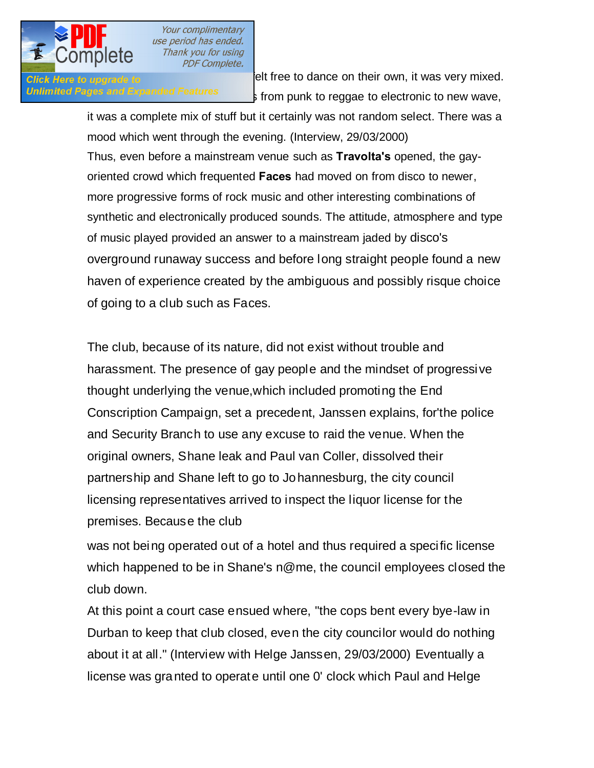felt free to dance on their own, it was very mixed. ... from punk to reggae to electronic to new wave, it was a complete mix of stuff but it certainly was not random select. There was a mood which went through the evening. (Interview, 29/03/2000)

Thus, even before a mainstream venue such as **Travolta's** opened, the gay-oriented crowd which frequented **Faces** had moved on from disco to newer, more progressive forms of rock music and other interesting combinations of synthetic and electronically produced sounds. The attitude, atmosphere and type of music played provided an answer to a mainstream jaded by disco's overground runaway success and before long straight people found a new haven of experience created by the ambiguous and possibly risque choice of going to a club such as Faces.

The club, because of its nature, did not exist without trouble and harassment. The presence of gay people and the mindset of progressive thought underlying the venue,which included promoting the End Conscription Campaign, set a precedent, Janssen explains, for'the police and Security Branch to use any excuse to raid the venue. When the original owners, Shane leak and Paul van Coller, dissolved their partnership and Shane left to go to Johannesburg, the city council licensing representatives arrived to inspect the liquor license for the premises. Because the club was not being operated out of a hotel and thus required a specific license which happened to be in Shane's n@me, the council employees closed the club down.

At this point a court case ensued where, "the cops bent every bye-law in Durban to keep that club closed, even the city councilor would do nothing about it at all." (Interview with Helge Janssen, 29/03/2000) Eventually a license was granted to operate until one 0' clock which Paul and Helge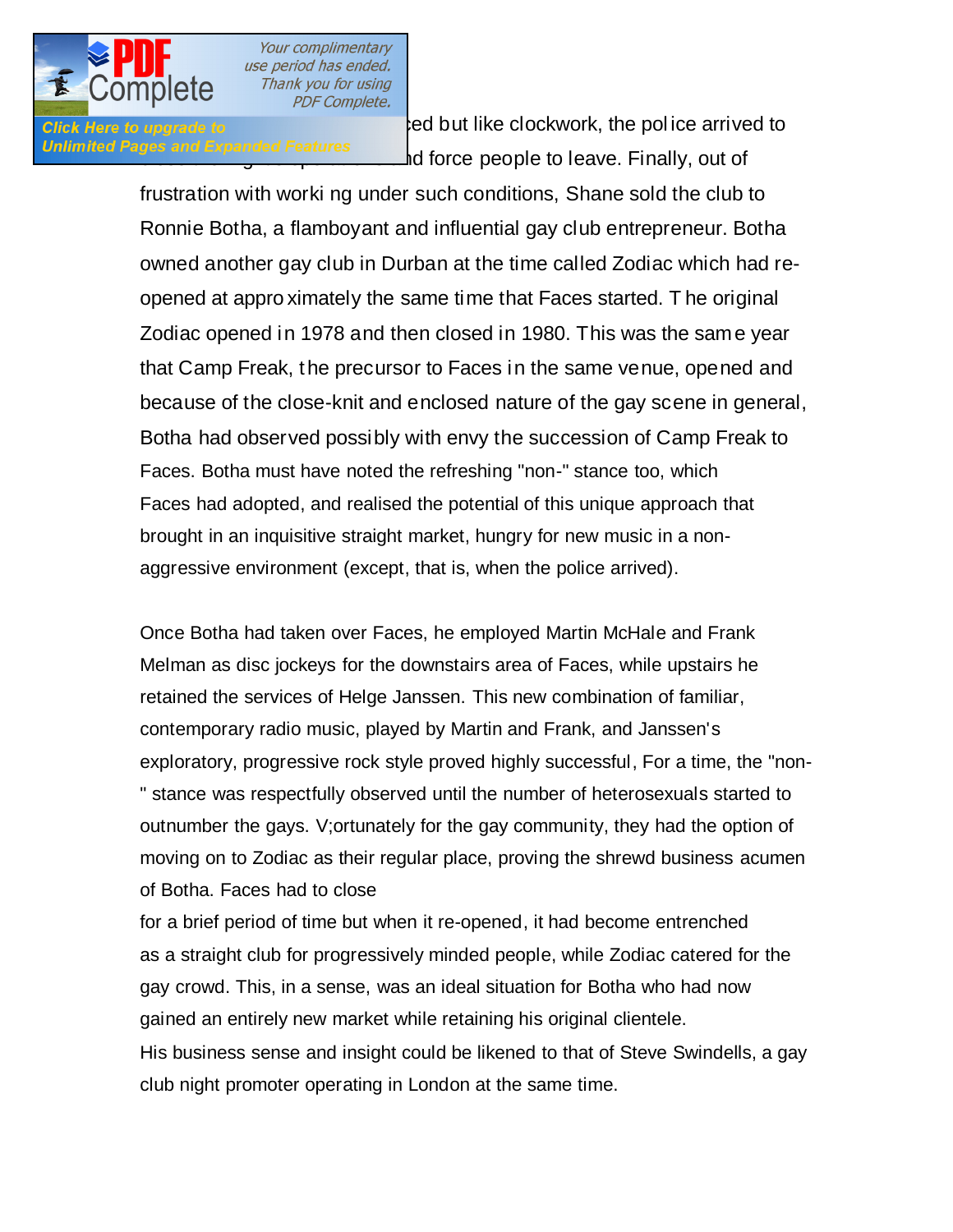ced but like clockwork, the police arrived to ... nd force people to leave. Finally, out of frustration with working under such conditions, Shane sold the club to Ronnie Botha, a flamboyant and influential gay club entrepreneur. Botha owned another gay club in Durban at the time called Zodiac which had re-opened at approximately the same time that Faces started. The original Zodiac opened in 1978 and then closed in 1980. This was the same year that Camp Freak, the precursor to Faces in the same venue, opened and because of the close-knit and enclosed nature of the gay scene in general, Botha had observed possibly with envy the succession of Camp Freak to Faces. Botha must have noted the refreshing "non-" stance too, which Faces had adopted, and realised the potential of this unique approach that brought in an inquisitive straight market, hungry for new music in a non-aggressive environment (except, that is, when the police arrived).

Once Botha had taken over Faces, he employed Martin McHale and Frank Melman as disc jockeys for the downstairs area of Faces, while upstairs he retained the services of Helge Janssen. This new combination of familiar, contemporary radio music, played by Martin and Frank, and Janssen's exploratory, progressive rock style proved highly successful, For a time, the "non-" stance was respectfully observed until the number of heterosexuals started to outnumber the gays. V;ortunately for the gay community, they had the option of moving on to Zodiac as their regular place, proving the shrewd business acumen of Botha. Faces had to close for a brief period of time but when it re-opened, it had become entrenched as a straight club for progressively minded people, while Zodiac catered for the gay crowd. This, in a sense, was an ideal situation for Botha who had now gained an entirely new market while retaining his original clientele.

His business sense and insight could be likened to that of Steve Swindells, a gay club night promoter operating in London at the same time.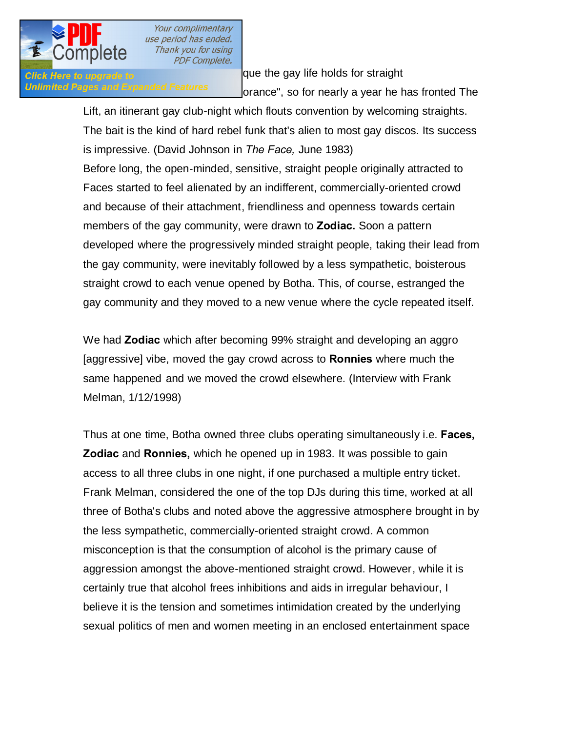que the gay life holds for straight

orance", so for nearly a year he has fronted The Lift, an itinerant gay club-night which flouts convention by welcoming straights. The bait is the kind of hard rebel funk that's alien to most gay discos. Its success is impressive. (David Johnson in *The Face,* June 1983)

Before long, the open-minded, sensitive, straight people originally attracted to Faces started to feel alienated by an indifferent, commercially-oriented crowd and because of their attachment, friendliness and openness towards certain members of the gay community, were drawn to **Zodiac.** Soon a pattern developed where the progressively minded straight people, taking their lead from the gay community, were inevitably followed by a less sympathetic, boisterous straight crowd to each venue opened by Botha. This, of course, estranged the gay community and they moved to a new venue where the cycle repeated itself.

We had **Zodiac** which after becoming 99% straight and developing an aggro [aggressive] vibe, moved the gay crowd across to **Ronnies** where much the same happened and we moved the crowd elsewhere. (Interview with Frank Melman, 1/12/1998)

Thus at one time, Botha owned three clubs operating simultaneously i.e. **Faces, Zodiac** and **Ronnies,** which he opened up in 1983. It was possible to gain access to all three clubs in one night, if one purchased a multiple entry ticket. Frank Melman, considered the one of the top DJs during this time, worked at all three of Botha's clubs and noted above the aggressive atmosphere brought in by the less sympathetic, commercially-oriented straight crowd. A common misconception is that the consumption of alcohol is the primary cause of aggression amongst the above-mentioned straight crowd. However, while it is certainly true that alcohol frees inhibitions and aids in irregular behaviour, I believe it is the tension and sometimes intimidation created by the underlying sexual politics of men and women meeting in an enclosed entertainment space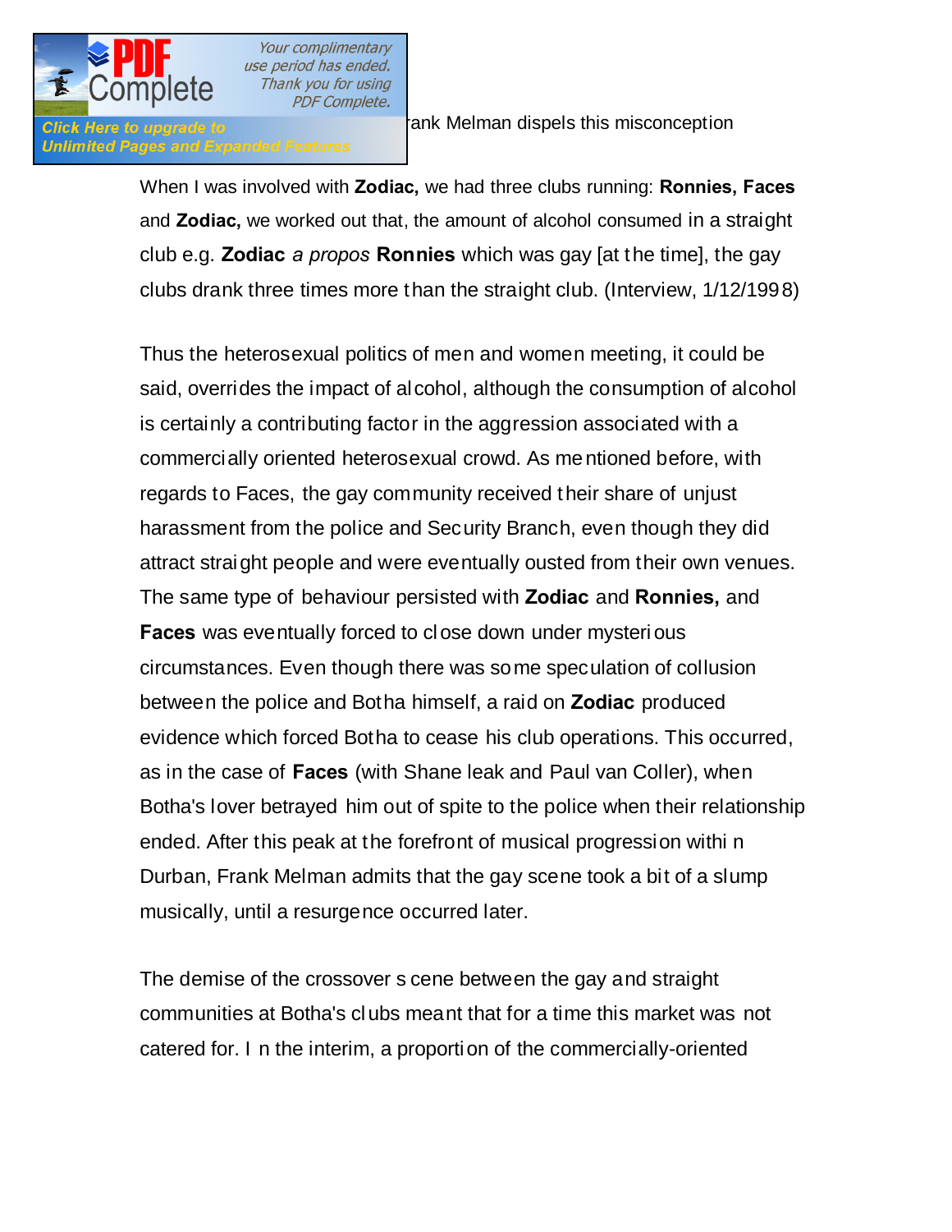rank Melman dispels this misconception

When I was involved with **Zodiac,** we had three clubs running: **Ronnies, Faces** and **Zodiac,** we worked out that, the amount of alcohol consumed in a straight club e.g. **Zodiac** *a propos* **Ronnies** which was gay [at the time], the gay clubs drank three times more than the straight club. (Interview, 1/12/1998)

Thus the heterosexual politics of men and women meeting, it could be said, overrides the impact of alcohol, although the consumption of alcohol is certainly a contributing factor in the aggression associated with a commercially oriented heterosexual crowd. As mentioned before, with regards to Faces, the gay community received their share of unjust harassment from the police and Security Branch, even though they did attract straight people and were eventually ousted from their own venues. The same type of behaviour persisted with **Zodiac** and **Ronnies,** and **Faces** was eventually forced to close down under mysterious circumstances. Even though there was some speculation of collusion between the police and Botha himself, a raid on **Zodiac** produced evidence which forced Botha to cease his club operations. This occurred, as in the case of **Faces** (with Shane leak and Paul van Coller), when Botha's lover betrayed him out of spite to the police when their relationship ended. After this peak at the forefront of musical progression within Durban, Frank Melman admits that the gay scene took a bit of a slump musically, until a resurgence occurred later.

The demise of the crossover scene between the gay and straight communities at Botha's clubs meant that for a time this market was not catered for. In the interim, a proportion of the commercially-oriented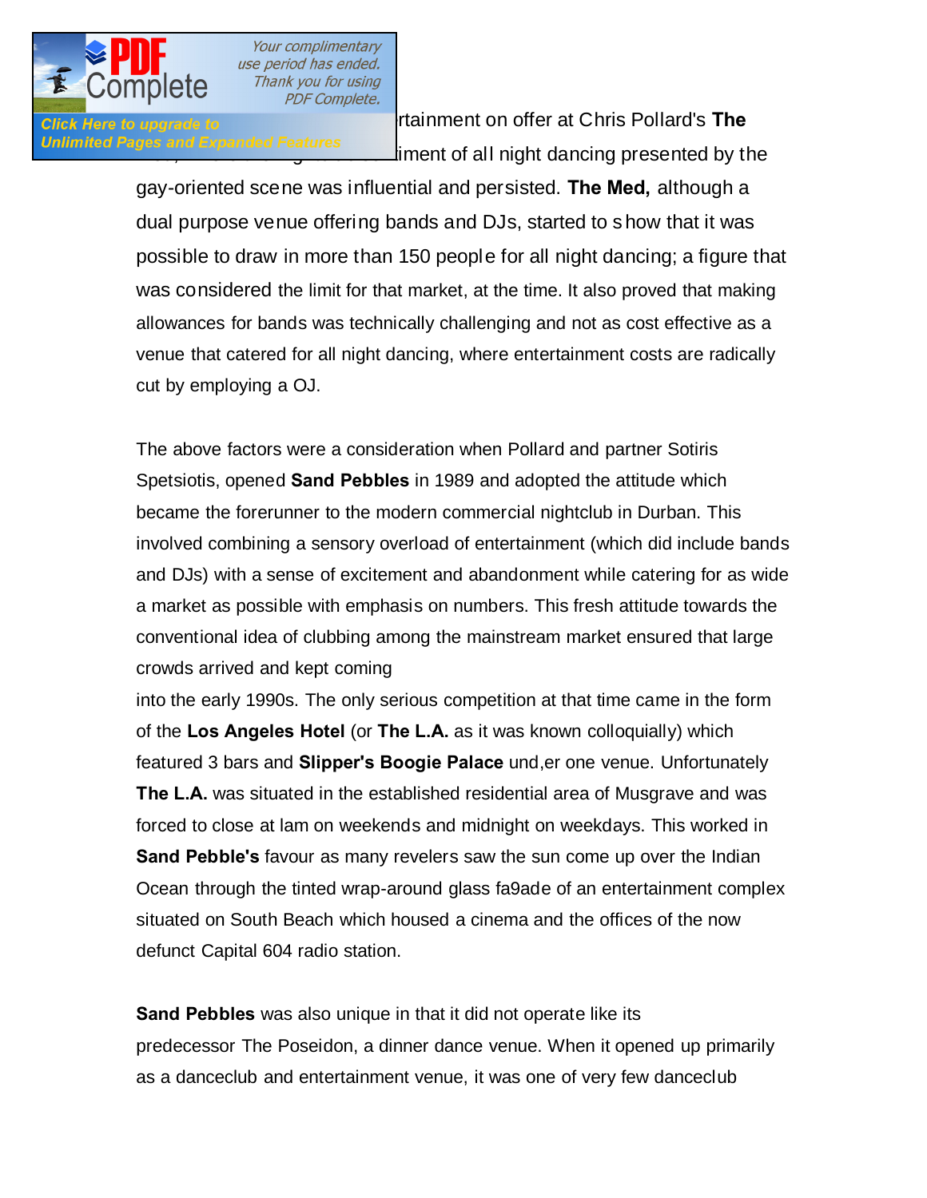rtainment on offer at Chris Pollard's **The** iment of all night dancing presented by the gay-oriented scene was influential and persisted. **The Med,** although a dual purpose venue offering bands and DJs, started to show that it was possible to draw in more than 150 people for all night dancing; a figure that was considered the limit for that market, at the time. It also proved that making allowances for bands was technically challenging and not as cost effective as a venue that catered for all night dancing, where entertainment costs are radically cut by employing a OJ.

The above factors were a consideration when Pollard and partner Sotiris Spetsiotis, opened **Sand Pebbles** in 1989 and adopted the attitude which became the forerunner to the modern commercial nightclub in Durban. This involved combining a sensory overload of entertainment (which did include bands and DJs) with a sense of excitement and abandonment while catering for as wide a market as possible with emphasis on numbers. This fresh attitude towards the conventional idea of clubbing among the mainstream market ensured that large crowds arrived and kept coming
into the early 1990s. The only serious competition at that time came in the form of the **Los Angeles Hotel** (or **The L.A.** as it was known colloquially) which featured 3 bars and **Slipper's Boogie Palace** und,er one venue. Unfortunately **The L.A.** was situated in the established residential area of Musgrave and was forced to close at lam on weekends and midnight on weekdays. This worked in **Sand Pebble's** favour as many revelers saw the sun come up over the Indian Ocean through the tinted wrap-around glass fa9ade of an entertainment complex situated on South Beach which housed a cinema and the offices of the now defunct Capital 604 radio station.

**Sand Pebbles** was also unique in that it did not operate like its predecessor The Poseidon, a dinner dance venue. When it opened up primarily as a danceclub and entertainment venue, it was one of very few danceclub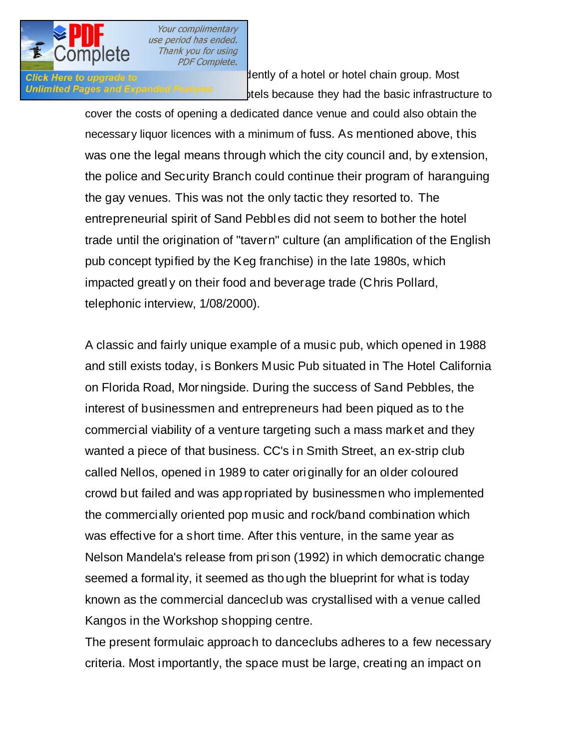dently of a hotel or hotel chain group. Most

otels because they had the basic infrastructure to cover the costs of opening a dedicated dance venue and could also obtain the necessary liquor licences with a minimum of fuss. As mentioned above, this was one the legal means through which the city council and, by extension, the police and Security Branch could continue their program of haranguing the gay venues. This was not the only tactic they resorted to. The entrepreneurial spirit of Sand Pebbles did not seem to bother the hotel trade until the origination of "tavern" culture (an amplification of the English pub concept typified by the Keg franchise) in the late 1980s, which impacted greatly on their food and beverage trade (Chris Pollard, telephonic interview, 1/08/2000).

A classic and fairly unique example of a music pub, which opened in 1988 and still exists today, is Bonkers Music Pub situated in The Hotel California on Florida Road, Morningside. During the success of Sand Pebbles, the interest of businessmen and entrepreneurs had been piqued as to the commercial viability of a venture targeting such a mass market and they wanted a piece of that business. CC's in Smith Street, an ex-strip club called Nellos, opened in 1989 to cater originally for an older coloured crowd but failed and was appropriated by businessmen who implemented the commercially oriented pop music and rock/band combination which was effective for a short time. After this venture, in the same year as Nelson Mandela's release from prison (1992) in which democratic change seemed a formality, it seemed as though the blueprint for what is today known as the commercial danceclub was crystallised with a venue called Kangos in the Workshop shopping centre.

The present formulaic approach to danceclubs adheres to a few necessary criteria. Most importantly, the space must be large, creating an impact on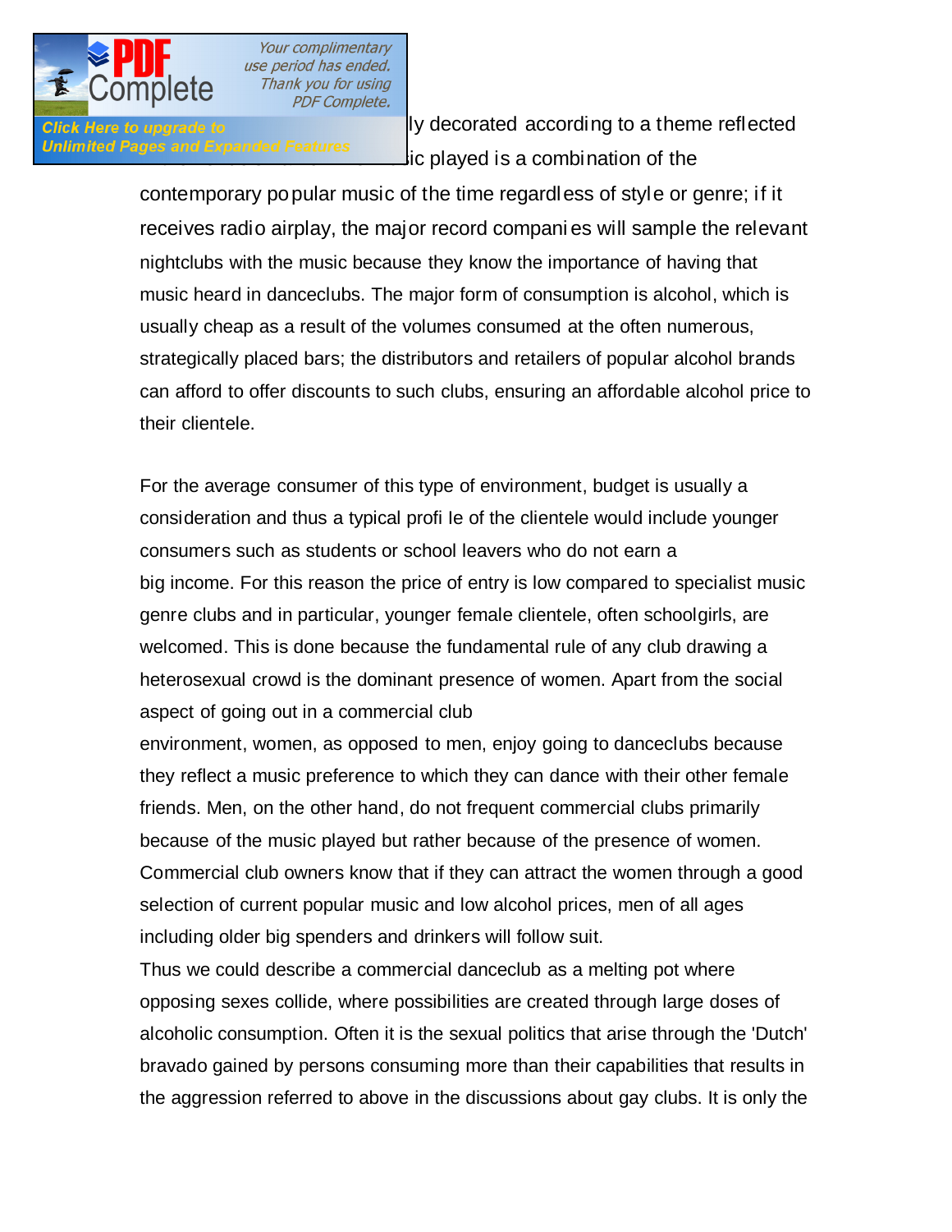ly decorated according to a theme reflected ic played is a combination of the contemporary popular music of the time regardless of style or genre; if it receives radio airplay, the major record companies will sample the relevant nightclubs with the music because they know the importance of having that music heard in danceclubs. The major form of consumption is alcohol, which is usually cheap as a result of the volumes consumed at the often numerous, strategically placed bars; the distributors and retailers of popular alcohol brands can afford to offer discounts to such clubs, ensuring an affordable alcohol price to their clientele.

For the average consumer of this type of environment, budget is usually a consideration and thus a typical profi le of the clientele would include younger consumers such as students or school leavers who do not earn a big income. For this reason the price of entry is low compared to specialist music genre clubs and in particular, younger female clientele, often schoolgirls, are welcomed. This is done because the fundamental rule of any club drawing a heterosexual crowd is the dominant presence of women. Apart from the social aspect of going out in a commercial club environment, women, as opposed to men, enjoy going to danceclubs because they reflect a music preference to which they can dance with their other female friends. Men, on the other hand, do not frequent commercial clubs primarily because of the music played but rather because of the presence of women. Commercial club owners know that if they can attract the women through a good selection of current popular music and low alcohol prices, men of all ages including older big spenders and drinkers will follow suit.

Thus we could describe a commercial danceclub as a melting pot where opposing sexes collide, where possibilities are created through large doses of alcoholic consumption. Often it is the sexual politics that arise through the 'Dutch' bravado gained by persons consuming more than their capabilities that results in the aggression referred to above in the discussions about gay clubs. It is only the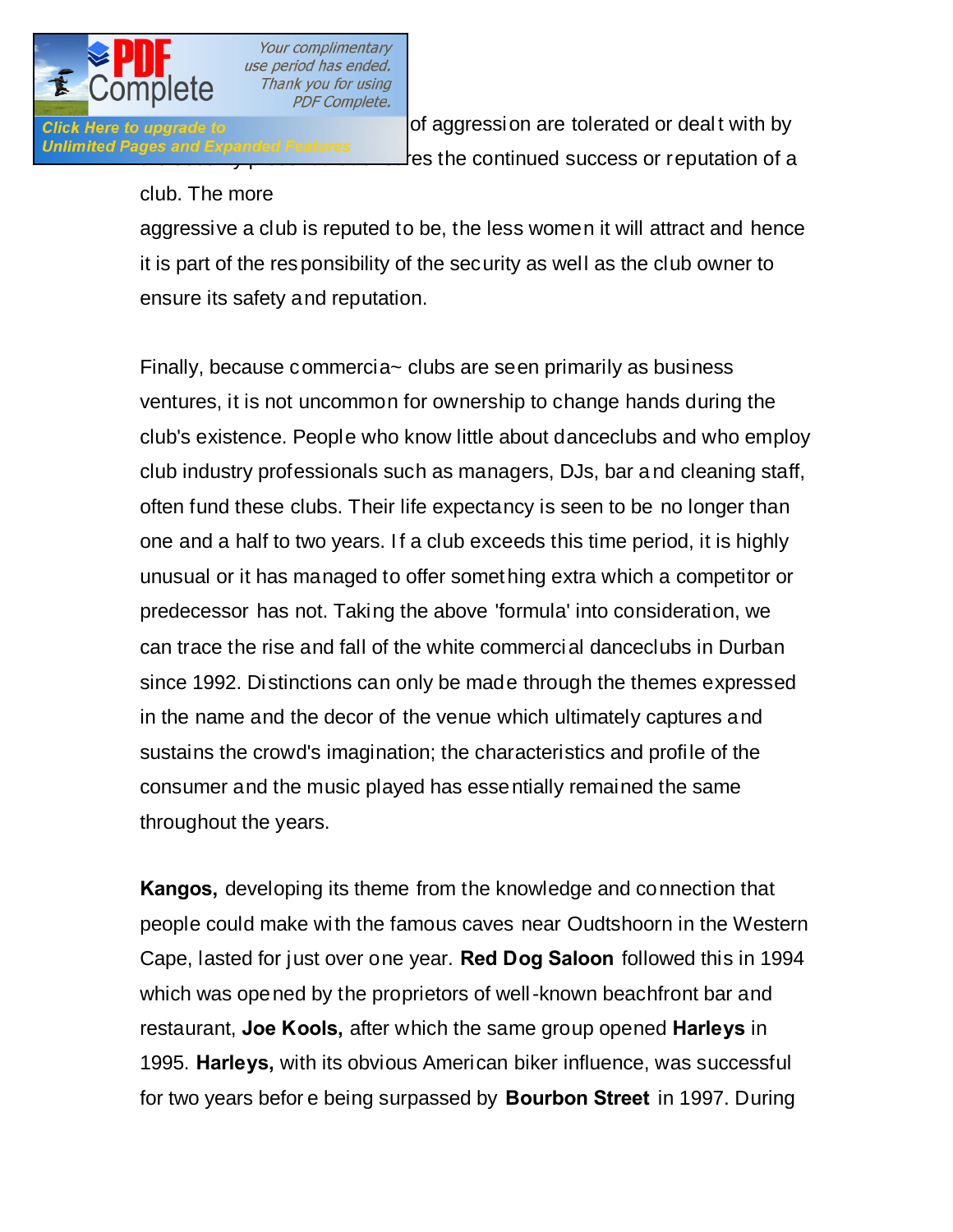of aggression are tolerated or dealt with by ...es the continued success or reputation of a club. The more aggressive a club is reputed to be, the less women it will attract and hence it is part of the responsibility of the security as well as the club owner to ensure its safety and reputation.

Finally, because commercia~ clubs are seen primarily as business ventures, it is not uncommon for ownership to change hands during the club's existence. People who know little about danceclubs and who employ club industry professionals such as managers, DJs, bar and cleaning staff, often fund these clubs. Their life expectancy is seen to be no longer than one and a half to two years. If a club exceeds this time period, it is highly unusual or it has managed to offer something extra which a competitor or predecessor has not. Taking the above 'formula' into consideration, we can trace the rise and fall of the white commercial danceclubs in Durban since 1992. Distinctions can only be made through the themes expressed in the name and the decor of the venue which ultimately captures and sustains the crowd's imagination; the characteristics and profile of the consumer and the music played has essentially remained the same throughout the years.

**Kangos,** developing its theme from the knowledge and connection that people could make with the famous caves near Oudtshoorn in the Western Cape, lasted for just over one year. **Red Dog Saloon** followed this in 1994 which was opened by the proprietors of well-known beachfront bar and restaurant, **Joe Kools,** after which the same group opened **Harleys** in 1995. **Harleys,** with its obvious American biker influence, was successful for two years before being surpassed by **Bourbon Street** in 1997. During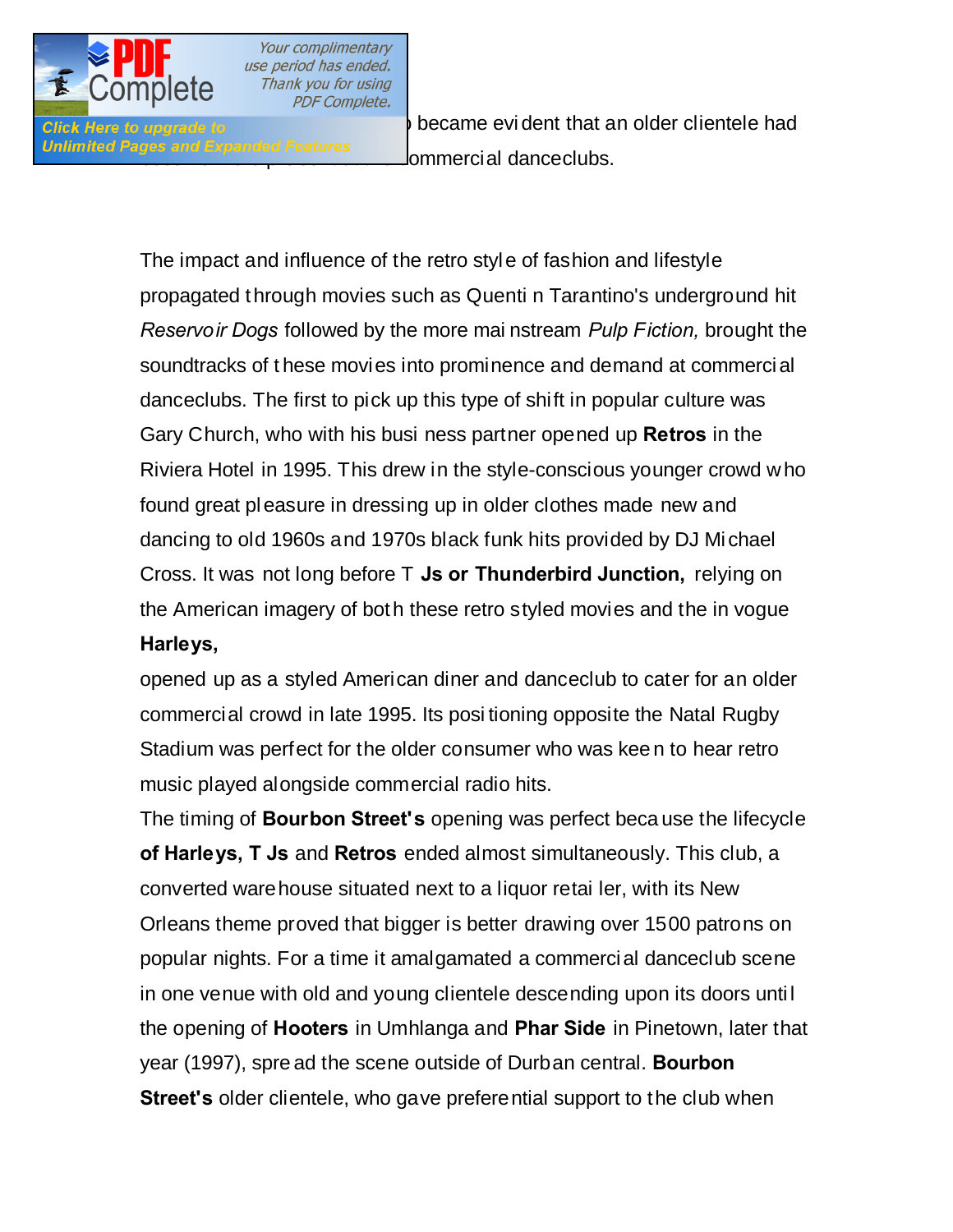became evident that an older clientele had ommercial danceclubs.

The impact and influence of the retro style of fashion and lifestyle propagated through movies such as Quentin Tarantino's underground hit *Reservoir Dogs* followed by the more mainstream *Pulp Fiction,* brought the soundtracks of these movies into prominence and demand at commercial danceclubs. The first to pick up this type of shift in popular culture was Gary Church, who with his business partner opened up **Retros** in the Riviera Hotel in 1995. This drew in the style-conscious younger crowd who found great pleasure in dressing up in older clothes made new and dancing to old 1960s and 1970s black funk hits provided by DJ Michael Cross. It was not long before T **Js or Thunderbird Junction,** relying on the American imagery of both these retro styled movies and the in vogue **Harleys,**
opened up as a styled American diner and danceclub to cater for an older commercial crowd in late 1995. Its positioning opposite the Natal Rugby Stadium was perfect for the older consumer who was keen to hear retro music played alongside commercial radio hits.
The timing of **Bourbon Street's** opening was perfect because the lifecycle **of Harleys, T Js** and **Retros** ended almost simultaneously. This club, a converted warehouse situated next to a liquor retailer, with its New Orleans theme proved that bigger is better drawing over 1500 patrons on popular nights. For a time it amalgamated a commercial danceclub scene in one venue with old and young clientele descending upon its doors until the opening of **Hooters** in Umhlanga and **Phar Side** in Pinetown, later that year (1997), spread the scene outside of Durban central. **Bourbon Street's** older clientele, who gave preferential support to the club when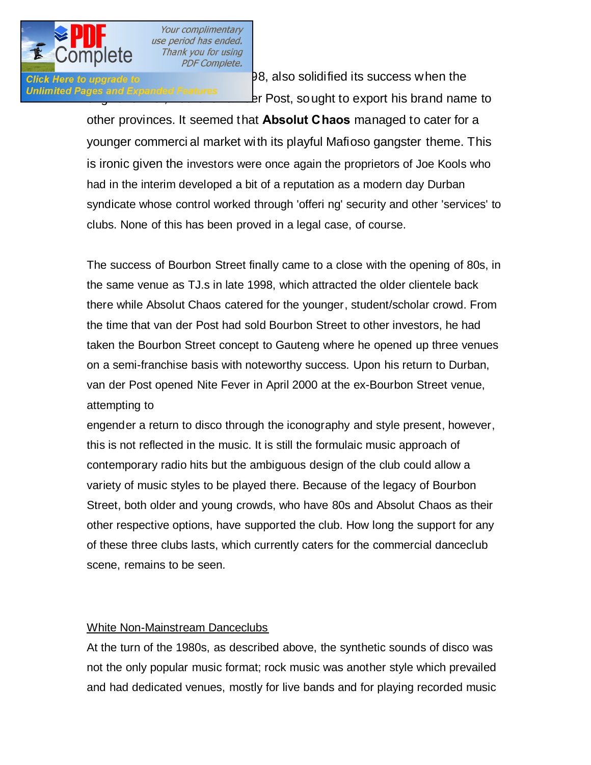98, also solidified its success when the er Post, sought to export his brand name to other provinces. It seemed that **Absolut Chaos** managed to cater for a younger commercial market with its playful Mafioso gangster theme. This is ironic given the investors were once again the proprietors of Joe Kools who had in the interim developed a bit of a reputation as a modern day Durban syndicate whose control worked through 'offering' security and other 'services' to clubs. None of this has been proved in a legal case, of course.

The success of Bourbon Street finally came to a close with the opening of 80s, in the same venue as TJ.s in late 1998, which attracted the older clientele back there while Absolut Chaos catered for the younger, student/scholar crowd. From the time that van der Post had sold Bourbon Street to other investors, he had taken the Bourbon Street concept to Gauteng where he opened up three venues on a semi-franchise basis with noteworthy success. Upon his return to Durban, van der Post opened Nite Fever in April 2000 at the ex-Bourbon Street venue, attempting to engender a return to disco through the iconography and style present, however, this is not reflected in the music. It is still the formulaic music approach of contemporary radio hits but the ambiguous design of the club could allow a variety of music styles to be played there. Because of the legacy of Bourbon Street, both older and young crowds, who have 80s and Absolut Chaos as their other respective options, have supported the club. How long the support for any of these three clubs lasts, which currently caters for the commercial danceclub scene, remains to be seen.

White Non-Mainstream Danceclubs

At the turn of the 1980s, as described above, the synthetic sounds of disco was not the only popular music format; rock music was another style which prevailed and had dedicated venues, mostly for live bands and for playing recorded music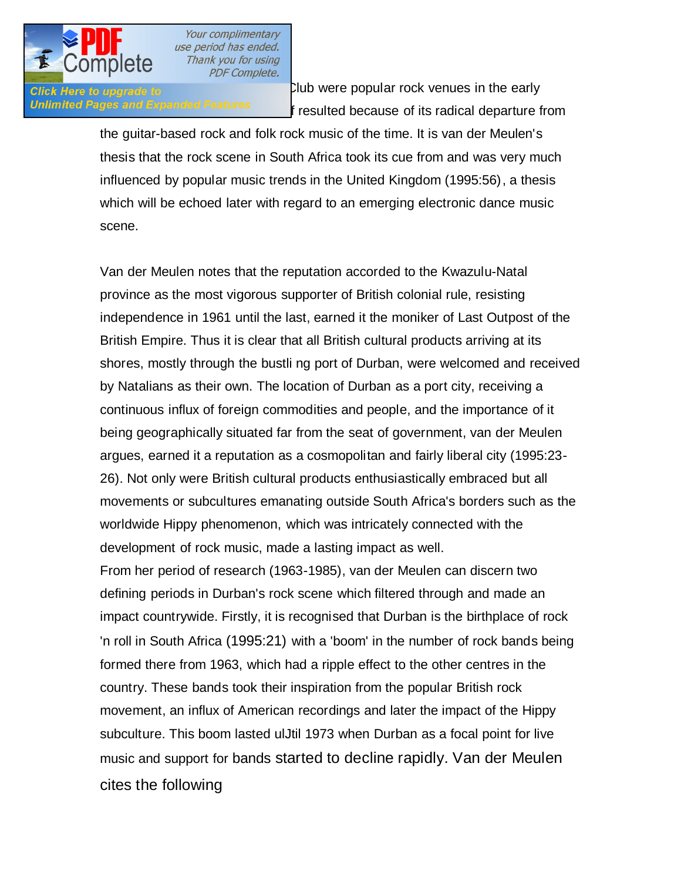Club were popular rock venues in the early

f resulted because of its radical departure from the guitar-based rock and folk rock music of the time. It is van der Meulen's thesis that the rock scene in South Africa took its cue from and was very much influenced by popular music trends in the United Kingdom (1995:56), a thesis which will be echoed later with regard to an emerging electronic dance music scene.

Van der Meulen notes that the reputation accorded to the Kwazulu-Natal province as the most vigorous supporter of British colonial rule, resisting independence in 1961 until the last, earned it the moniker of Last Outpost of the British Empire. Thus it is clear that all British cultural products arriving at its shores, mostly through the bustli ng port of Durban, were welcomed and received by Natalians as their own. The location of Durban as a port city, receiving a continuous influx of foreign commodities and people, and the importance of it being geographically situated far from the seat of government, van der Meulen argues, earned it a reputation as a cosmopolitan and fairly liberal city (1995:23-26). Not only were British cultural products enthusiastically embraced but all movements or subcultures emanating outside South Africa's borders such as the worldwide Hippy phenomenon, which was intricately connected with the development of rock music, made a lasting impact as well.

From her period of research (1963-1985), van der Meulen can discern two defining periods in Durban's rock scene which filtered through and made an impact countrywide. Firstly, it is recognised that Durban is the birthplace of rock 'n roll in South Africa (1995:21) with a 'boom' in the number of rock bands being formed there from 1963, which had a ripple effect to the other centres in the country. These bands took their inspiration from the popular British rock movement, an influx of American recordings and later the impact of the Hippy subculture. This boom lasted ulJtil 1973 when Durban as a focal point for live music and support for bands started to decline rapidly. Van der Meulen cites the following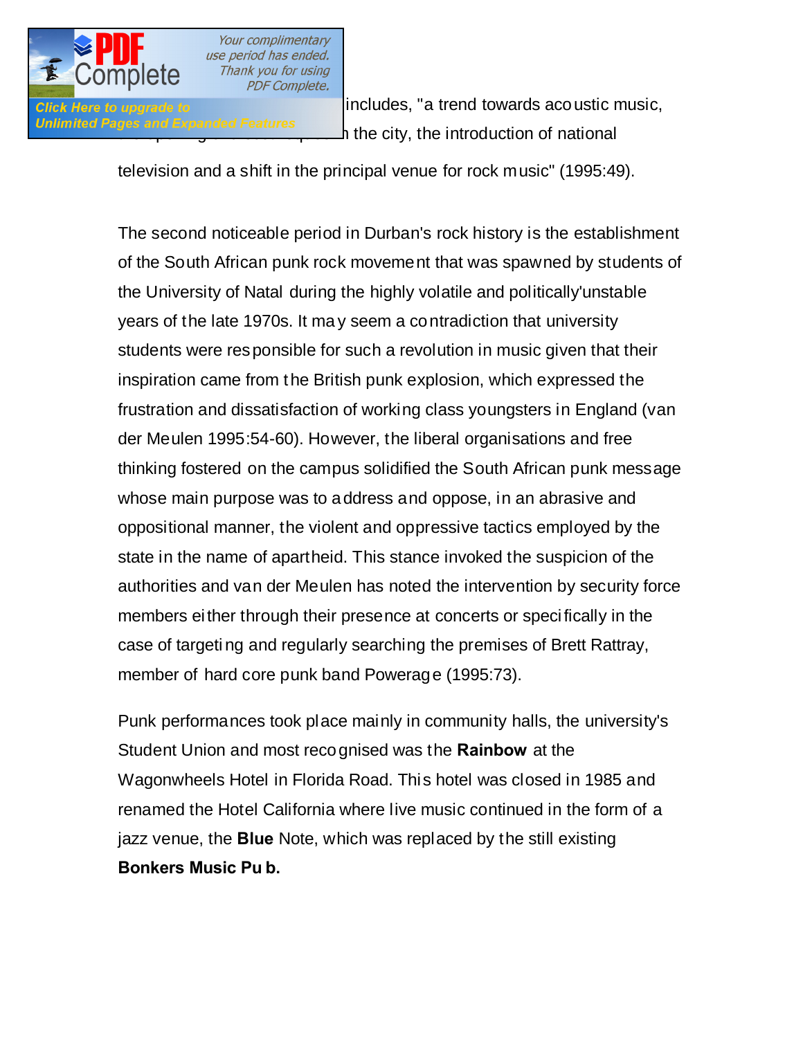includes, "a trend towards acoustic music, the city, the introduction of national television and a shift in the principal venue for rock music" (1995:49).

The second noticeable period in Durban's rock history is the establishment of the South African punk rock movement that was spawned by students of the University of Natal during the highly volatile and politically'unstable years of the late 1970s. It may seem a contradiction that university students were responsible for such a revolution in music given that their inspiration came from the British punk explosion, which expressed the frustration and dissatisfaction of working class youngsters in England (van der Meulen 1995:54-60). However, the liberal organisations and free thinking fostered on the campus solidified the South African punk message whose main purpose was to address and oppose, in an abrasive and oppositional manner, the violent and oppressive tactics employed by the state in the name of apartheid. This stance invoked the suspicion of the authorities and van der Meulen has noted the intervention by security force members either through their presence at concerts or specifically in the case of targeting and regularly searching the premises of Brett Rattray, member of hard core punk band Powerage (1995:73).

Punk performances took place mainly in community halls, the university's Student Union and most recognised was the **Rainbow** at the Wagonwheels Hotel in Florida Road. This hotel was closed in 1985 and renamed the Hotel California where live music continued in the form of a jazz venue, the **Blue** Note, which was replaced by the still existing **Bonkers Music Pub.**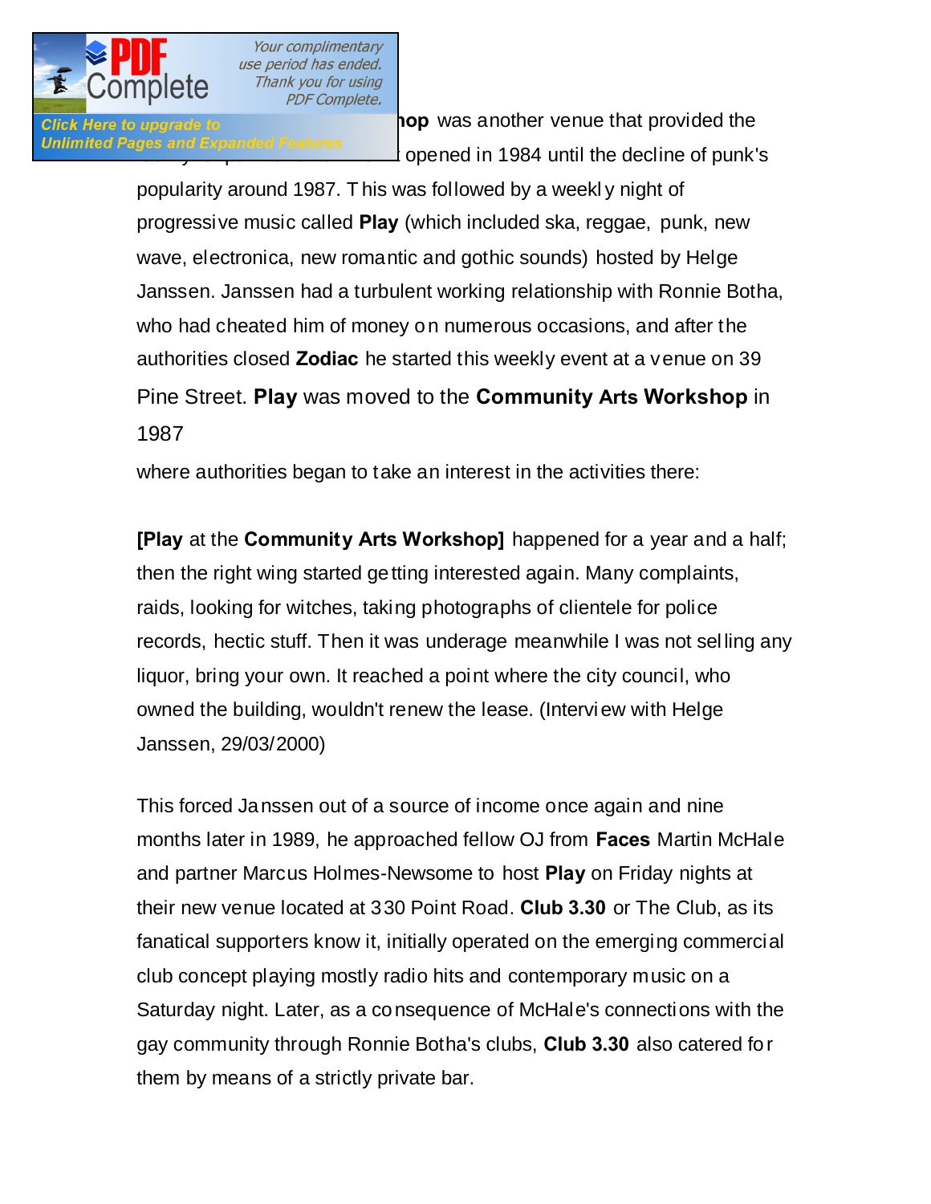**...hop** was another venue that provided the ... opened in 1984 until the decline of punk's popularity around 1987. This was followed by a weekly night of progressive music called **Play** (which included ska, reggae, punk, new wave, electronica, new romantic and gothic sounds) hosted by Helge Janssen. Janssen had a turbulent working relationship with Ronnie Botha, who had cheated him of money on numerous occasions, and after the authorities closed **Zodiac** he started this weekly event at a venue on 39 Pine Street. **Play** was moved to the **Community Arts Workshop** in 1987

where authorities began to take an interest in the activities there:

**[Play** at the **Community Arts Workshop]** happened for a year and a half; then the right wing started getting interested again. Many complaints, raids, looking for witches, taking photographs of clientele for police records, hectic stuff. Then it was underage meanwhile I was not selling any liquor, bring your own. It reached a point where the city council, who owned the building, wouldn't renew the lease. (Interview with Helge Janssen, 29/03/2000)

This forced Janssen out of a source of income once again and nine months later in 1989, he approached fellow OJ from **Faces** Martin McHale and partner Marcus Holmes-Newsome to host **Play** on Friday nights at their new venue located at 330 Point Road. **Club 3.30** or The Club, as its fanatical supporters know it, initially operated on the emerging commercial club concept playing mostly radio hits and contemporary music on a Saturday night. Later, as a consequence of McHale's connections with the gay community through Ronnie Botha's clubs, **Club 3.30** also catered for them by means of a strictly private bar.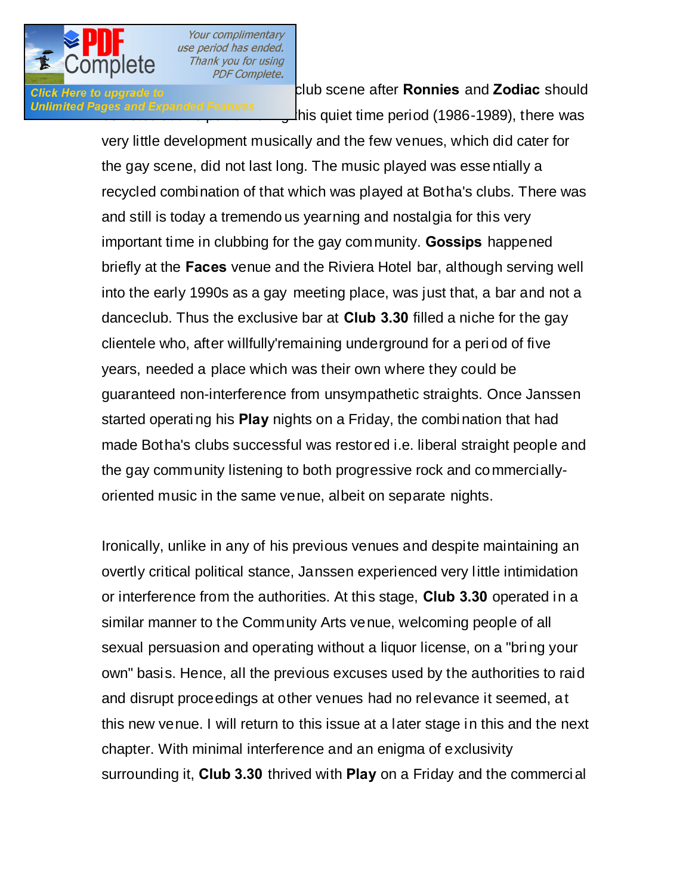club scene after **Ronnies** and **Zodiac** should his quiet time period (1986-1989), there was very little development musically and the few venues, which did cater for the gay scene, did not last long. The music played was essentially a recycled combination of that which was played at Botha's clubs. There was and still is today a tremendous yearning and nostalgia for this very important time in clubbing for the gay community. **Gossips** happened briefly at the **Faces** venue and the Riviera Hotel bar, although serving well into the early 1990s as a gay meeting place, was just that, a bar and not a danceclub. Thus the exclusive bar at **Club 3.30** filled a niche for the gay clientele who, after willfully'remaining underground for a period of five years, needed a place which was their own where they could be guaranteed non-interference from unsympathetic straights. Once Janssen started operating his **Play** nights on a Friday, the combination that had made Botha's clubs successful was restored i.e. liberal straight people and the gay community listening to both progressive rock and commercially-oriented music in the same venue, albeit on separate nights.

Ironically, unlike in any of his previous venues and despite maintaining an overtly critical political stance, Janssen experienced very little intimidation or interference from the authorities. At this stage, **Club 3.30** operated in a similar manner to the Community Arts venue, welcoming people of all sexual persuasion and operating without a liquor license, on a "bring your own" basis. Hence, all the previous excuses used by the authorities to raid and disrupt proceedings at other venues had no relevance it seemed, at this new venue. I will return to this issue at a later stage in this and the next chapter. With minimal interference and an enigma of exclusivity surrounding it, **Club 3.30** thrived with **Play** on a Friday and the commercial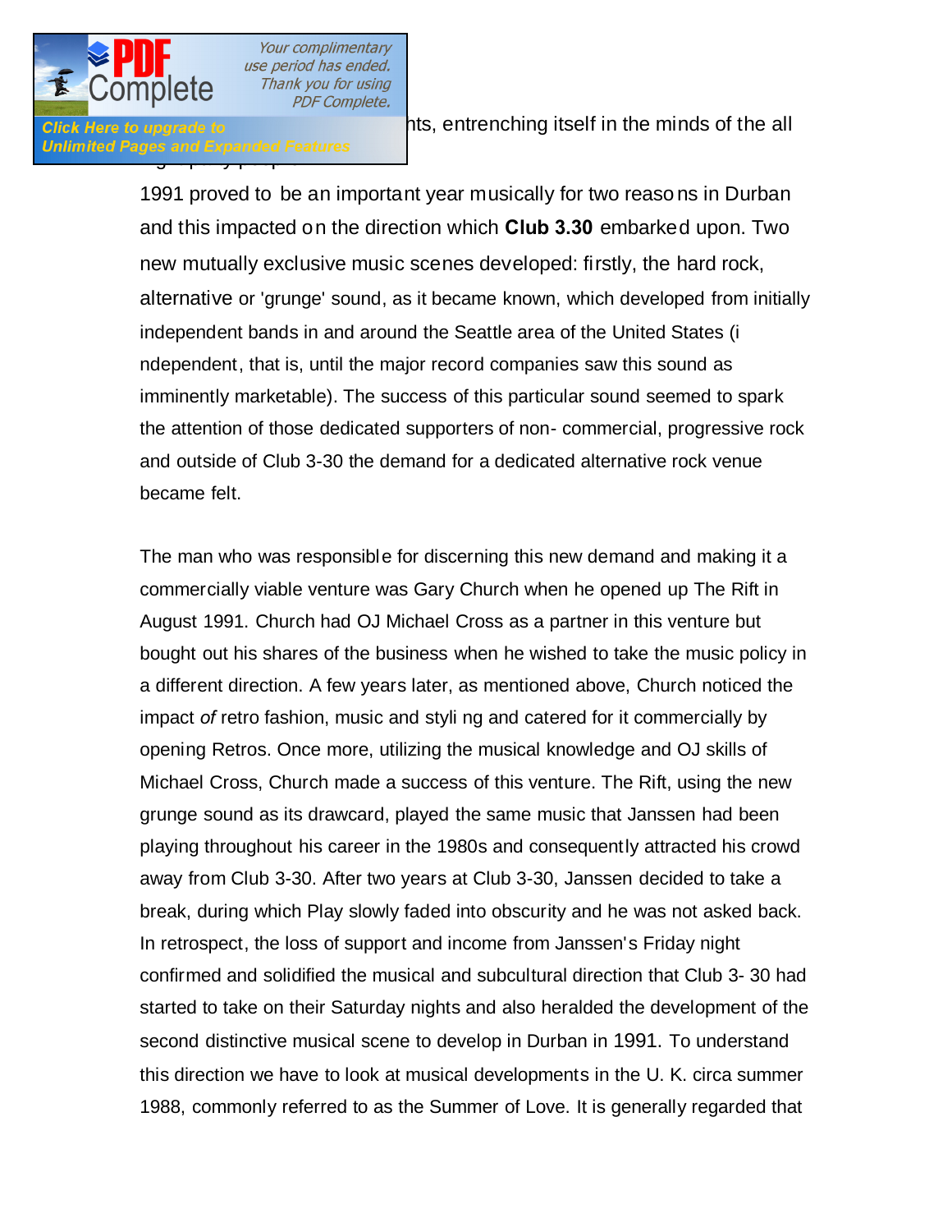nts, entrenching itself in the minds of the all

1991 proved to be an important year musically for two reasons in Durban and this impacted on the direction which **Club 3.30** embarked upon. Two new mutually exclusive music scenes developed: firstly, the hard rock, alternative or 'grunge' sound, as it became known, which developed from initially independent bands in and around the Seattle area of the United States (independent, that is, until the major record companies saw this sound as imminently marketable). The success of this particular sound seemed to spark the attention of those dedicated supporters of non- commercial, progressive rock and outside of Club 3-30 the demand for a dedicated alternative rock venue became felt.

The man who was responsible for discerning this new demand and making it a commercially viable venture was Gary Church when he opened up The Rift in August 1991. Church had OJ Michael Cross as a partner in this venture but bought out his shares of the business when he wished to take the music policy in a different direction. A few years later, as mentioned above, Church noticed the impact *of* retro fashion, music and styling and catered for it commercially by opening Retros. Once more, utilizing the musical knowledge and OJ skills of Michael Cross, Church made a success of this venture. The Rift, using the new grunge sound as its drawcard, played the same music that Janssen had been playing throughout his career in the 1980s and consequently attracted his crowd away from Club 3-30. After two years at Club 3-30, Janssen decided to take a break, during which Play slowly faded into obscurity and he was not asked back. In retrospect, the loss of support and income from Janssen's Friday night confirmed and solidified the musical and subcultural direction that Club 3- 30 had started to take on their Saturday nights and also heralded the development of the second distinctive musical scene to develop in Durban in 1991. To understand this direction we have to look at musical developments in the U. K. circa summer 1988, commonly referred to as the Summer of Love. It is generally regarded that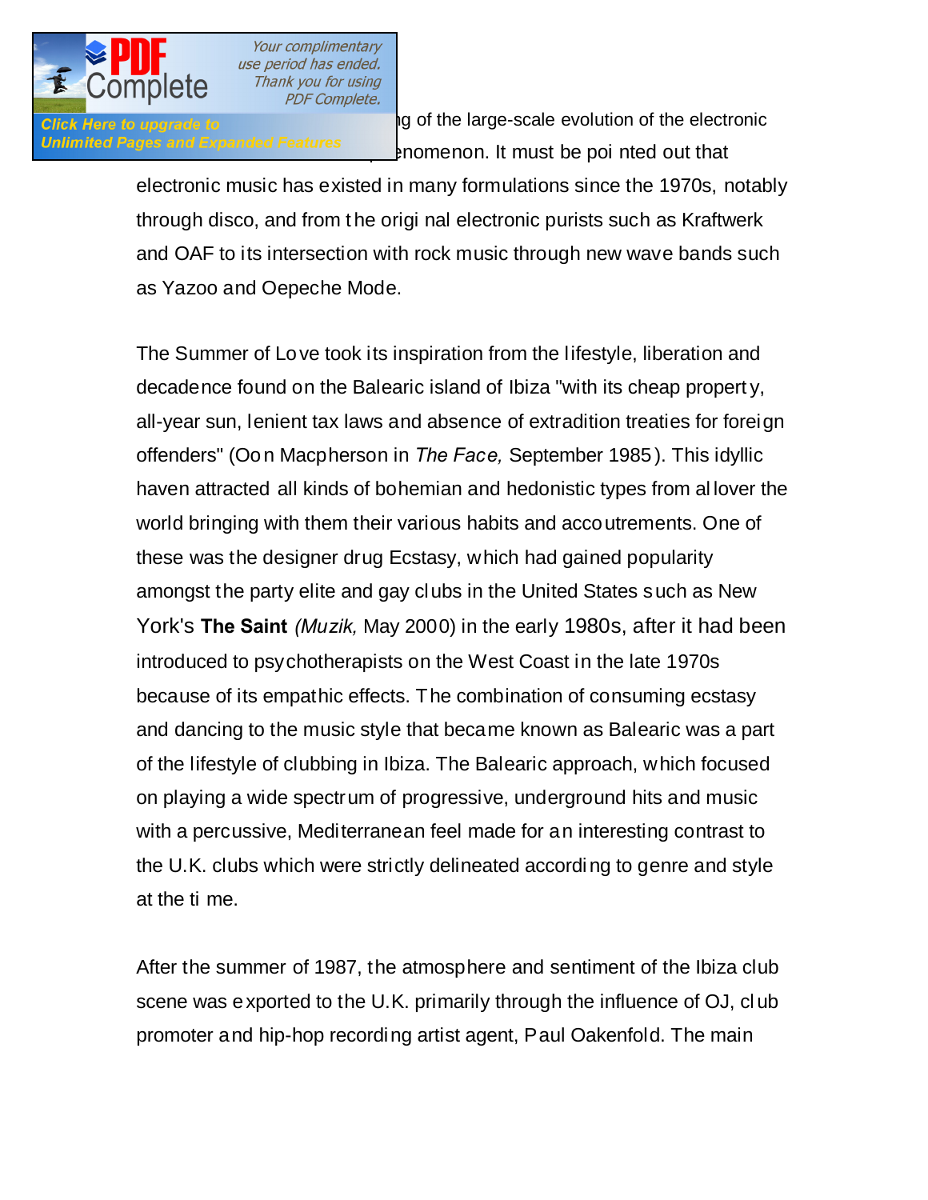ng of the large-scale evolution of the electronic phenomenon. It must be poi nted out that electronic music has existed in many formulations since the 1970s, notably through disco, and from the origi nal electronic purists such as Kraftwerk and OAF to its intersection with rock music through new wave bands such as Yazoo and Oepeche Mode.

The Summer of Love took its inspiration from the lifestyle, liberation and decadence found on the Balearic island of Ibiza "with its cheap property, all-year sun, lenient tax laws and absence of extradition treaties for foreign offenders" (Oon Macpherson in *The Face,* September 1985). This idyllic haven attracted all kinds of bohemian and hedonistic types from al lover the world bringing with them their various habits and accoutrements. One of these was the designer drug Ecstasy, which had gained popularity amongst the party elite and gay clubs in the United States such as New York's **The Saint** *(Muzik,* May 2000) in the early 1980s, after it had been introduced to psychotherapists on the West Coast in the late 1970s because of its empathic effects. The combination of consuming ecstasy and dancing to the music style that became known as Balearic was a part of the lifestyle of clubbing in Ibiza. The Balearic approach, which focused on playing a wide spectrum of progressive, underground hits and music with a percussive, Mediterranean feel made for an interesting contrast to the U.K. clubs which were strictly delineated according to genre and style at the ti me.

After the summer of 1987, the atmosphere and sentiment of the Ibiza club scene was exported to the U.K. primarily through the influence of OJ, club promoter and hip-hop recording artist agent, Paul Oakenfold. The main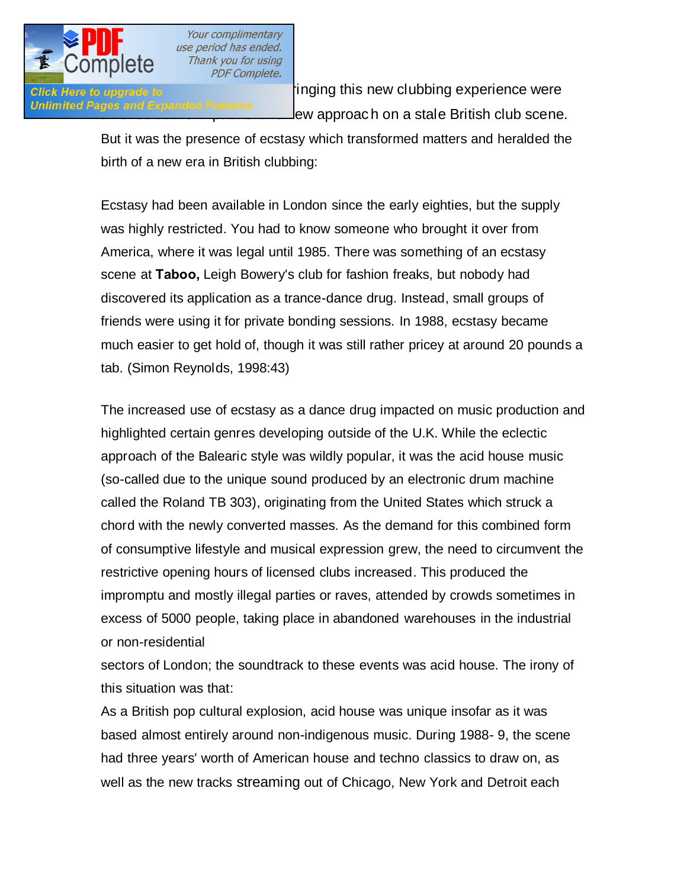inging this new clubbing experience were ew approach on a stale British club scene. But it was the presence of ecstasy which transformed matters and heralded the birth of a new era in British clubbing:

Ecstasy had been available in London since the early eighties, but the supply was highly restricted. You had to know someone who brought it over from America, where it was legal until 1985. There was something of an ecstasy scene at **Taboo,** Leigh Bowery's club for fashion freaks, but nobody had discovered its application as a trance-dance drug. Instead, small groups of friends were using it for private bonding sessions. In 1988, ecstasy became much easier to get hold of, though it was still rather pricey at around 20 pounds a tab. (Simon Reynolds, 1998:43)

The increased use of ecstasy as a dance drug impacted on music production and highlighted certain genres developing outside of the U.K. While the eclectic approach of the Balearic style was wildly popular, it was the acid house music (so-called due to the unique sound produced by an electronic drum machine called the Roland TB 303), originating from the United States which struck a chord with the newly converted masses. As the demand for this combined form of consumptive lifestyle and musical expression grew, the need to circumvent the restrictive opening hours of licensed clubs increased. This produced the impromptu and mostly illegal parties or raves, attended by crowds sometimes in excess of 5000 people, taking place in abandoned warehouses in the industrial or non-residential sectors of London; the soundtrack to these events was acid house. The irony of this situation was that:

As a British pop cultural explosion, acid house was unique insofar as it was based almost entirely around non-indigenous music. During 1988- 9, the scene had three years' worth of American house and techno classics to draw on, as well as the new tracks streaming out of Chicago, New York and Detroit each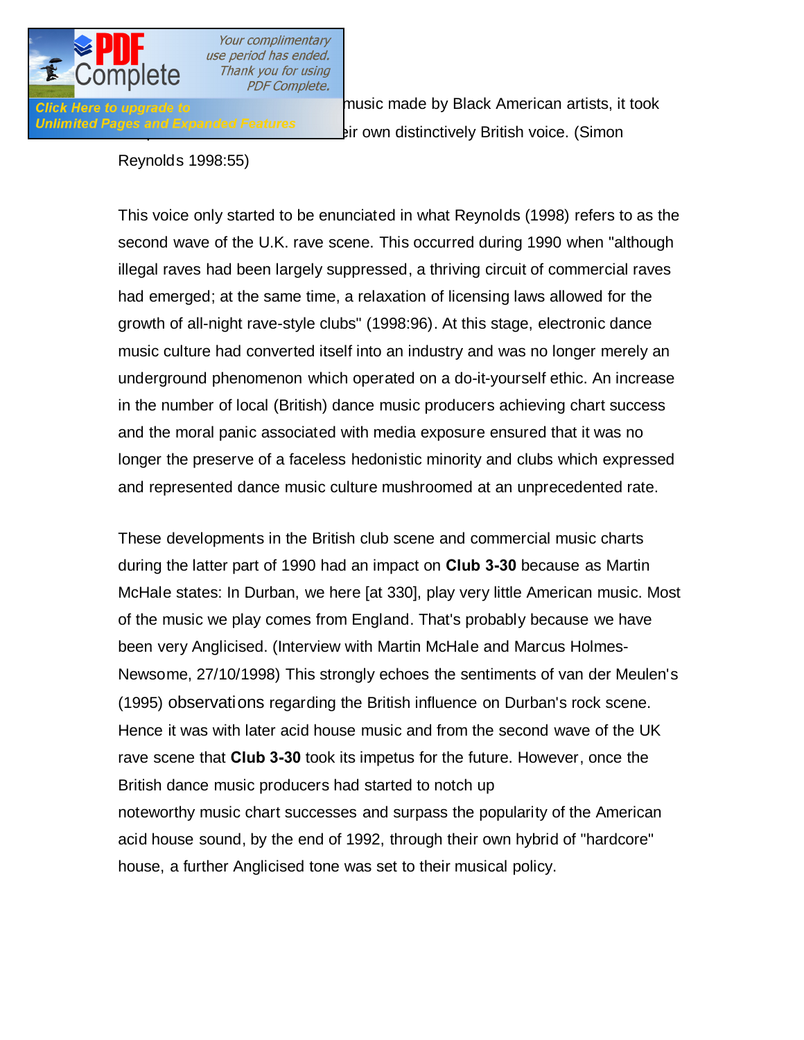music made by Black American artists, it took

eir own distinctively British voice. (Simon Reynolds 1998:55)

This voice only started to be enunciated in what Reynolds (1998) refers to as the second wave of the U.K. rave scene. This occurred during 1990 when "although illegal raves had been largely suppressed, a thriving circuit of commercial raves had emerged; at the same time, a relaxation of licensing laws allowed for the growth of all-night rave-style clubs" (1998:96). At this stage, electronic dance music culture had converted itself into an industry and was no longer merely an underground phenomenon which operated on a do-it-yourself ethic. An increase in the number of local (British) dance music producers achieving chart success and the moral panic associated with media exposure ensured that it was no longer the preserve of a faceless hedonistic minority and clubs which expressed and represented dance music culture mushroomed at an unprecedented rate.

These developments in the British club scene and commercial music charts during the latter part of 1990 had an impact on **Club 3-30** because as Martin McHale states: In Durban, we here [at 330], play very little American music. Most of the music we play comes from England. That's probably because we have been very Anglicised. (Interview with Martin McHale and Marcus Holmes-Newsome, 27/10/1998) This strongly echoes the sentiments of van der Meulen's (1995) observations regarding the British influence on Durban's rock scene. Hence it was with later acid house music and from the second wave of the UK rave scene that **Club 3-30** took its impetus for the future. However, once the British dance music producers had started to notch up noteworthy music chart successes and surpass the popularity of the American acid house sound, by the end of 1992, through their own hybrid of "hardcore" house, a further Anglicised tone was set to their musical policy.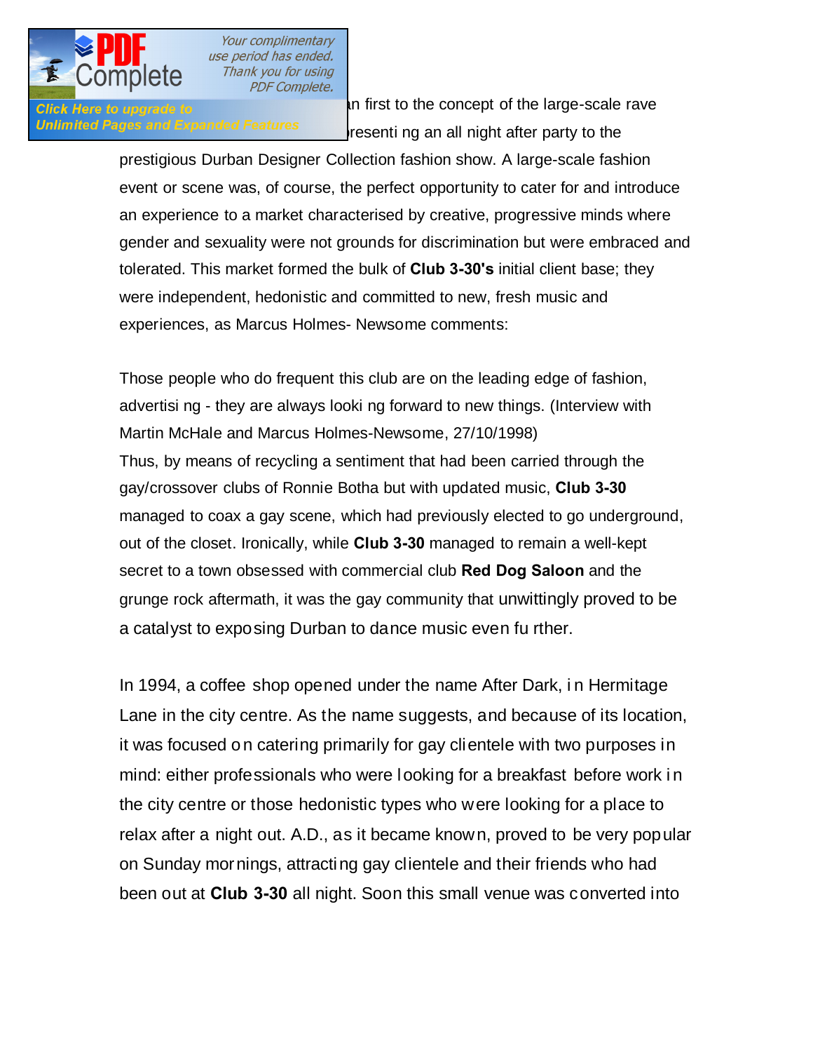n first to the concept of the large-scale rave resenting an all night after party to the prestigious Durban Designer Collection fashion show. A large-scale fashion event or scene was, of course, the perfect opportunity to cater for and introduce an experience to a market characterised by creative, progressive minds where gender and sexuality were not grounds for discrimination but were embraced and tolerated. This market formed the bulk of **Club 3-30's** initial client base; they were independent, hedonistic and committed to new, fresh music and experiences, as Marcus Holmes- Newsome comments:

Those people who do frequent this club are on the leading edge of fashion, advertising - they are always looking forward to new things. (Interview with Martin McHale and Marcus Holmes-Newsome, 27/10/1998)

Thus, by means of recycling a sentiment that had been carried through the gay/crossover clubs of Ronnie Botha but with updated music, **Club 3-30** managed to coax a gay scene, which had previously elected to go underground, out of the closet. Ironically, while **Club 3-30** managed to remain a well-kept secret to a town obsessed with commercial club **Red Dog Saloon** and the grunge rock aftermath, it was the gay community that unwittingly proved to be a catalyst to exposing Durban to dance music even further.

In 1994, a coffee shop opened under the name After Dark, in Hermitage Lane in the city centre. As the name suggests, and because of its location, it was focused on catering primarily for gay clientele with two purposes in mind: either professionals who were looking for a breakfast before work in the city centre or those hedonistic types who were looking for a place to relax after a night out. A.D., as it became known, proved to be very popular on Sunday mornings, attracting gay clientele and their friends who had been out at **Club 3-30** all night. Soon this small venue was converted into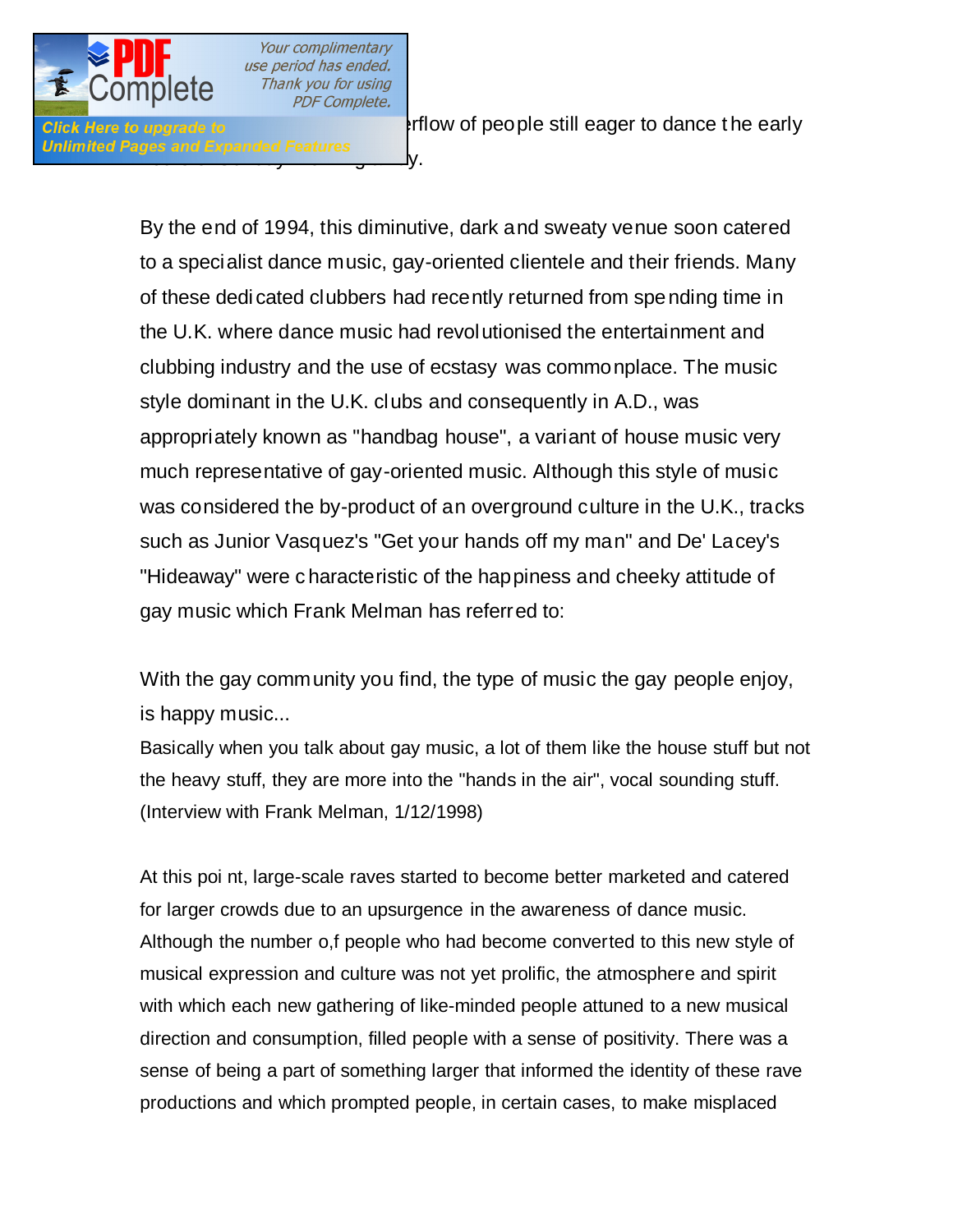erflow of people still eager to dance the early
y.

By the end of 1994, this diminutive, dark and sweaty venue soon catered to a specialist dance music, gay-oriented clientele and their friends. Many of these dedicated clubbers had recently returned from spending time in the U.K. where dance music had revolutionised the entertainment and clubbing industry and the use of ecstasy was commonplace. The music style dominant in the U.K. clubs and consequently in A.D., was appropriately known as "handbag house", a variant of house music very much representative of gay-oriented music. Although this style of music was considered the by-product of an overground culture in the U.K., tracks such as Junior Vasquez's "Get your hands off my man" and De' Lacey's "Hideaway" were characteristic of the happiness and cheeky attitude of gay music which Frank Melman has referred to:

With the gay community you find, the type of music the gay people enjoy, is happy music...

Basically when you talk about gay music, a lot of them like the house stuff but not the heavy stuff, they are more into the "hands in the air", vocal sounding stuff. (Interview with Frank Melman, 1/12/1998)

At this point, large-scale raves started to become better marketed and catered for larger crowds due to an upsurgence in the awareness of dance music. Although the number o,f people who had become converted to this new style of musical expression and culture was not yet prolific, the atmosphere and spirit with which each new gathering of like-minded people attuned to a new musical direction and consumption, filled people with a sense of positivity. There was a sense of being a part of something larger that informed the identity of these rave productions and which prompted people, in certain cases, to make misplaced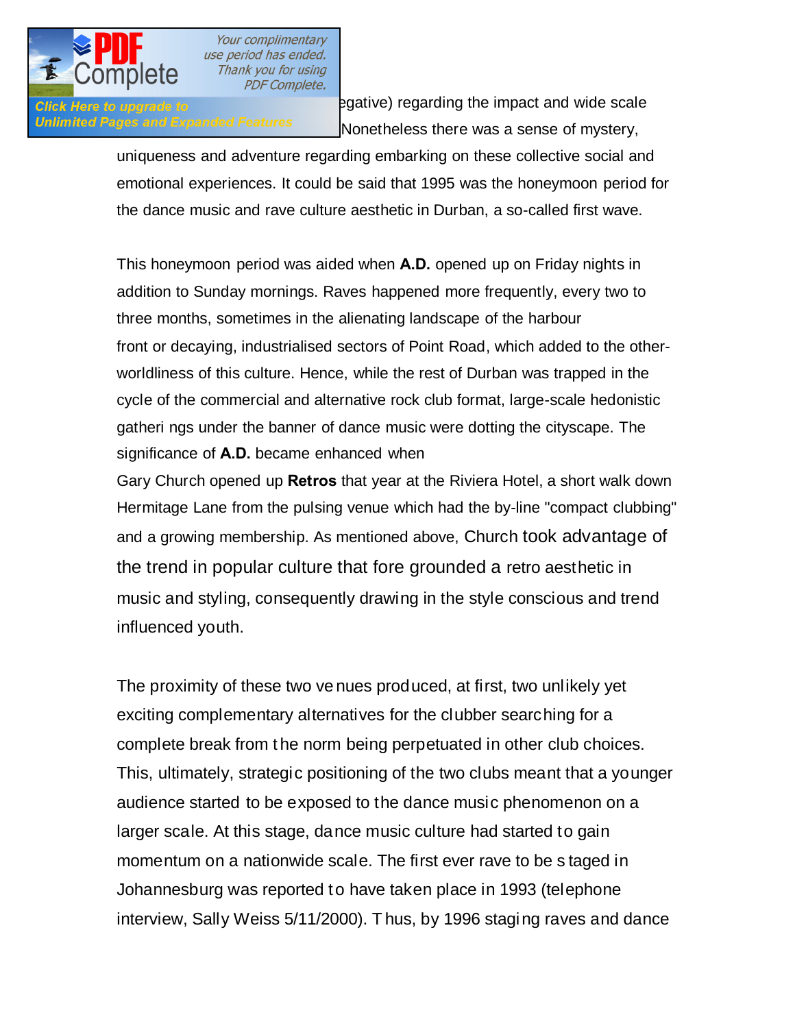egative) regarding the impact and wide scale Nonetheless there was a sense of mystery, uniqueness and adventure regarding embarking on these collective social and emotional experiences. It could be said that 1995 was the honeymoon period for the dance music and rave culture aesthetic in Durban, a so-called first wave.

This honeymoon period was aided when **A.D.** opened up on Friday nights in addition to Sunday mornings. Raves happened more frequently, every two to three months, sometimes in the alienating landscape of the harbour front or decaying, industrialised sectors of Point Road, which added to the other-worldliness of this culture. Hence, while the rest of Durban was trapped in the cycle of the commercial and alternative rock club format, large-scale hedonistic gatheri ngs under the banner of dance music were dotting the cityscape. The significance of **A.D.** became enhanced when Gary Church opened up **Retros** that year at the Riviera Hotel, a short walk down Hermitage Lane from the pulsing venue which had the by-line "compact clubbing" and a growing membership. As mentioned above, Church took advantage of the trend in popular culture that fore grounded a retro aesthetic in music and styling, consequently drawing in the style conscious and trend influenced youth.

The proximity of these two ve nues produced, at first, two unlikely yet exciting complementary alternatives for the clubber searching for a complete break from t he norm being perpetuated in other club choices. This, ultimately, strategic positioning of the two clubs meant that a younger audience started to be exposed to the dance music phenomenon on a larger scale. At this stage, da nce music culture had started to gain momentum on a nationwide scale. The first ever rave to be s taged in Johannesburg was reported to have taken place in 1993 (telephone interview, Sally Weiss 5/11/2000). T hus, by 1996 stagi ng raves and dance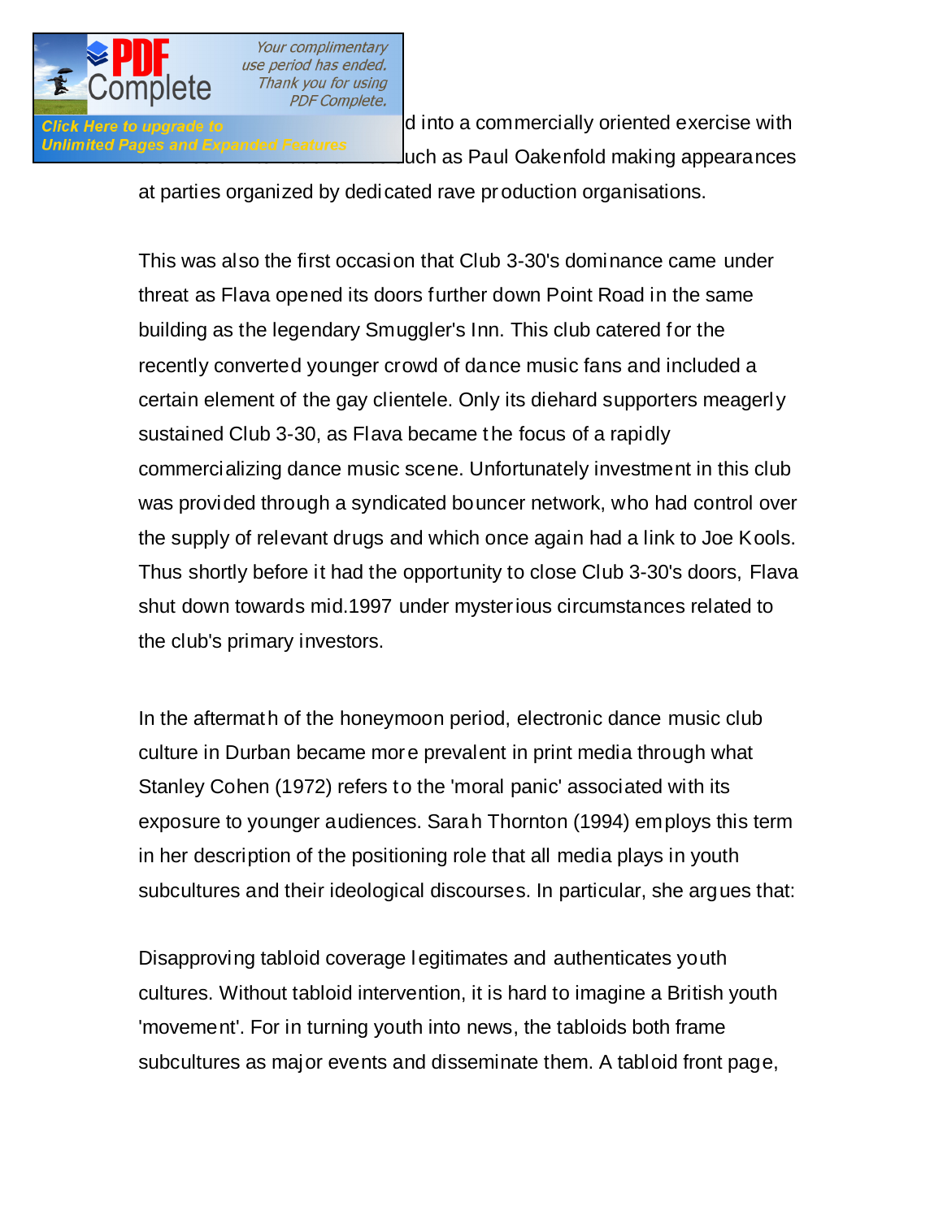d into a commercially oriented exercise with uch as Paul Oakenfold making appearances at parties organized by dedicated rave production organisations.

This was also the first occasion that Club 3-30's dominance came under threat as Flava opened its doors further down Point Road in the same building as the legendary Smuggler's Inn. This club catered for the recently converted younger crowd of dance music fans and included a certain element of the gay clientele. Only its diehard supporters meagerly sustained Club 3-30, as Flava became the focus of a rapidly commercializing dance music scene. Unfortunately investment in this club was provided through a syndicated bouncer network, who had control over the supply of relevant drugs and which once again had a link to Joe Kools. Thus shortly before it had the opportunity to close Club 3-30's doors, Flava shut down towards mid.1997 under mysterious circumstances related to the club's primary investors.

In the aftermath of the honeymoon period, electronic dance music club culture in Durban became more prevalent in print media through what Stanley Cohen (1972) refers to the 'moral panic' associated with its exposure to younger audiences. Sarah Thornton (1994) employs this term in her description of the positioning role that all media plays in youth subcultures and their ideological discourses. In particular, she argues that:

Disapproving tabloid coverage legitimates and authenticates youth cultures. Without tabloid intervention, it is hard to imagine a British youth 'movement'. For in turning youth into news, the tabloids both frame subcultures as major events and disseminate them. A tabloid front page,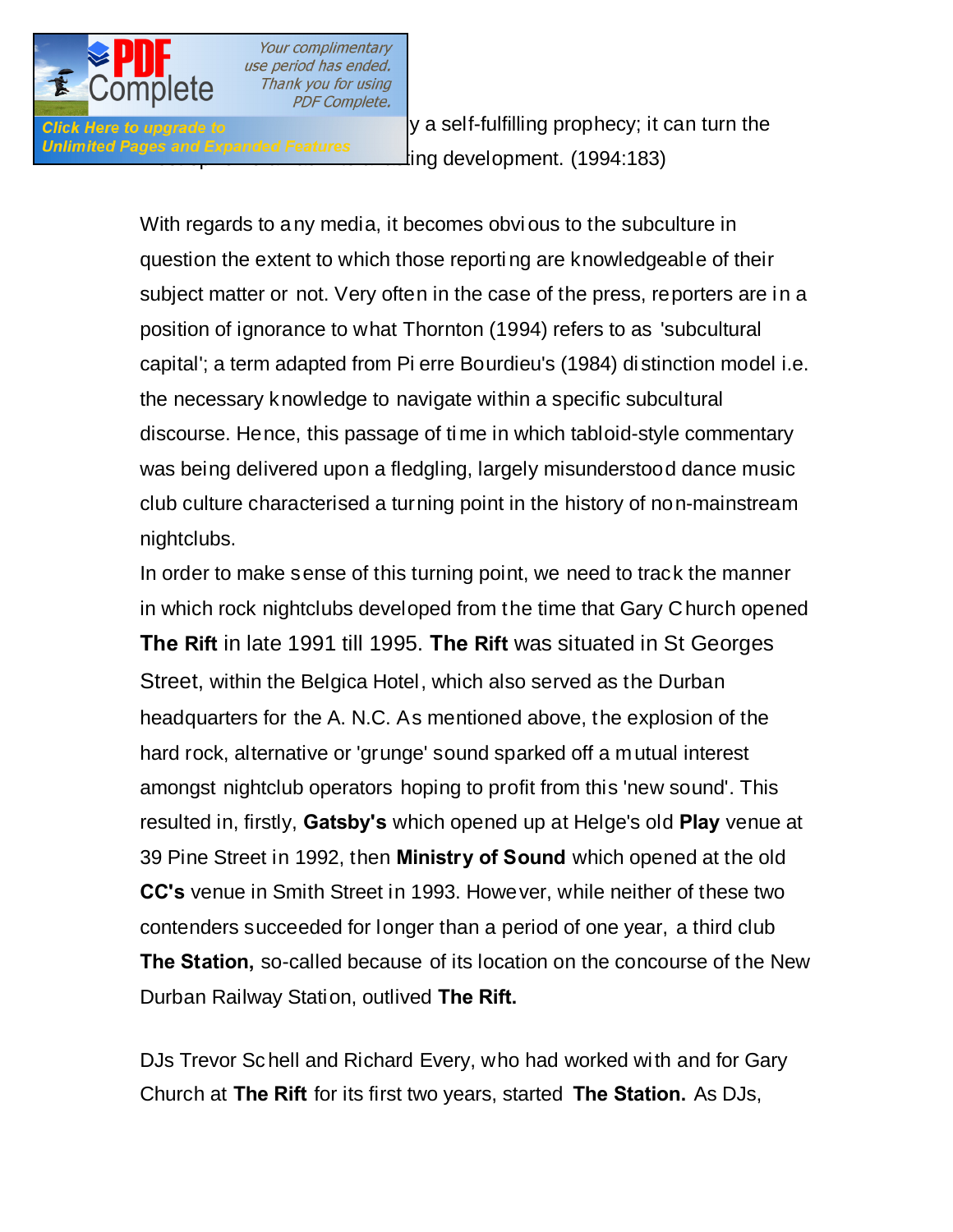y a self-fulfilling prophecy; it can turn the ...ing development. (1994:183)

With regards to any media, it becomes obvious to the subculture in question the extent to which those reporting are knowledgeable of their subject matter or not. Very often in the case of the press, reporters are in a position of ignorance to what Thornton (1994) refers to as 'subcultural capital'; a term adapted from Pierre Bourdieu's (1984) distinction model i.e. the necessary knowledge to navigate within a specific subcultural discourse. Hence, this passage of time in which tabloid-style commentary was being delivered upon a fledgling, largely misunderstood dance music club culture characterised a turning point in the history of non-mainstream nightclubs.

In order to make sense of this turning point, we need to track the manner in which rock nightclubs developed from the time that Gary Church opened **The Rift** in late 1991 till 1995. **The Rift** was situated in St Georges Street, within the Belgica Hotel, which also served as the Durban headquarters for the A. N.C. As mentioned above, the explosion of the hard rock, alternative or 'grunge' sound sparked off a mutual interest amongst nightclub operators hoping to profit from this 'new sound'. This resulted in, firstly, **Gatsby's** which opened up at Helge's old **Play** venue at 39 Pine Street in 1992, then **Ministry of Sound** which opened at the old **CC's** venue in Smith Street in 1993. However, while neither of these two contenders succeeded for longer than a period of one year, a third club **The Station,** so-called because of its location on the concourse of the New Durban Railway Station, outlived **The Rift.**

DJs Trevor Schell and Richard Every, who had worked with and for Gary Church at **The Rift** for its first two years, started **The Station.** As DJs,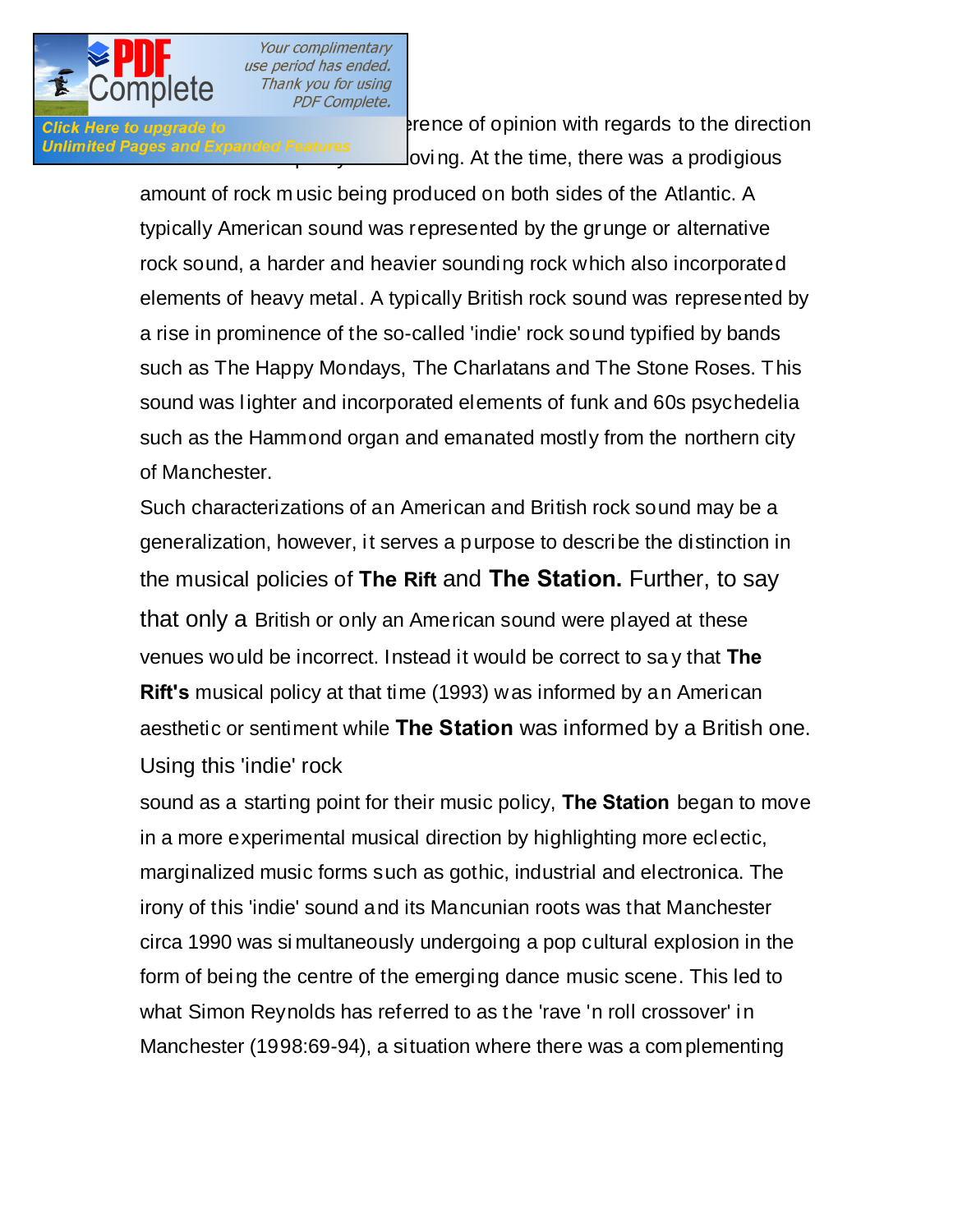...erence of opinion with regards to the direction ...oving. At the time, there was a prodigious amount of rock music being produced on both sides of the Atlantic. A typically American sound was represented by the grunge or alternative rock sound, a harder and heavier sounding rock which also incorporated elements of heavy metal. A typically British rock sound was represented by a rise in prominence of the so-called 'indie' rock sound typified by bands such as The Happy Mondays, The Charlatans and The Stone Roses. This sound was lighter and incorporated elements of funk and 60s psychedelia such as the Hammond organ and emanated mostly from the northern city of Manchester.

Such characterizations of an American and British rock sound may be a generalization, however, it serves a purpose to describe the distinction in the musical policies of **The Rift** and **The Station.** Further, to say that only a British or only an American sound were played at these venues would be incorrect. Instead it would be correct to say that **The Rift's** musical policy at that time (1993) was informed by an American aesthetic or sentiment while **The Station** was informed by a British one. Using this 'indie' rock sound as a starting point for their music policy, **The Station** began to move in a more experimental musical direction by highlighting more eclectic, marginalized music forms such as gothic, industrial and electronica. The irony of this 'indie' sound and its Mancunian roots was that Manchester circa 1990 was simultaneously undergoing a pop cultural explosion in the form of being the centre of the emerging dance music scene. This led to what Simon Reynolds has referred to as the 'rave 'n roll crossover' in Manchester (1998:69-94), a situation where there was a complementing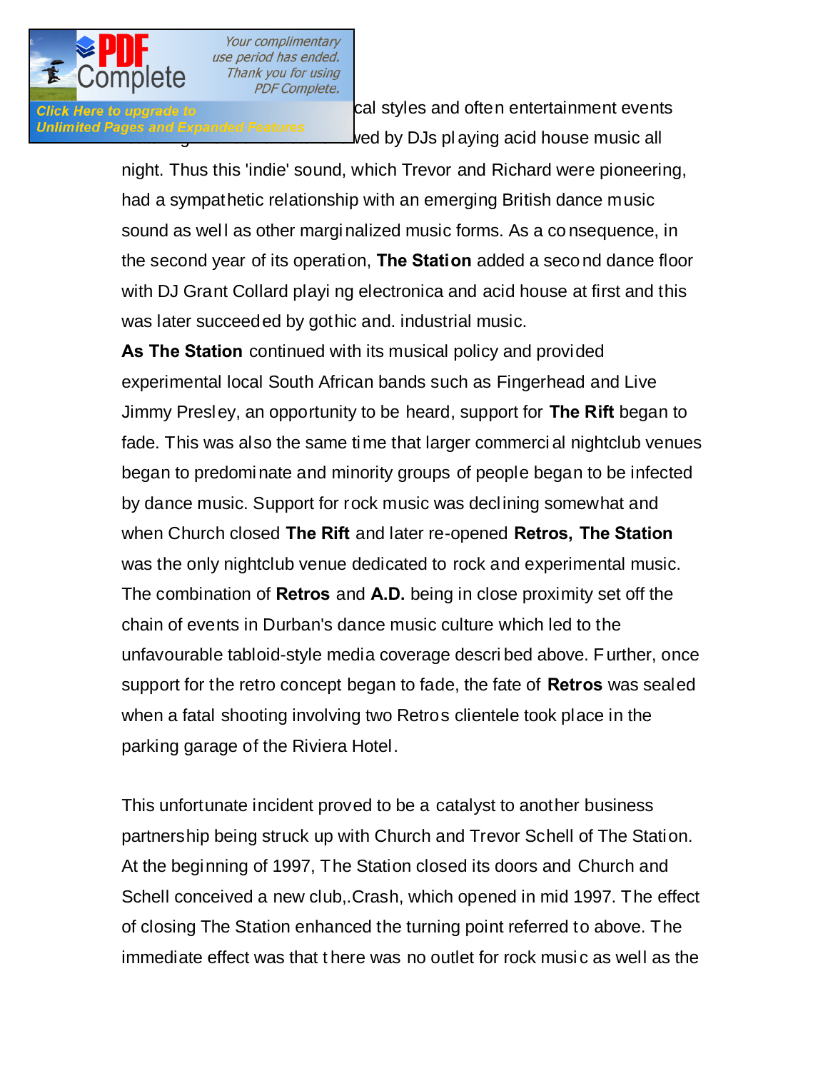cal styles and often entertainment events ... ved by DJs playing acid house music all night. Thus this 'indie' sound, which Trevor and Richard were pioneering, had a sympathetic relationship with an emerging British dance music sound as well as other marginalized music forms. As a consequence, in the second year of its operation, **The Station** added a second dance floor with DJ Grant Collard playing electronica and acid house at first and this was later succeeded by gothic and. industrial music.

**As The Station** continued with its musical policy and provided experimental local South African bands such as Fingerhead and Live Jimmy Presley, an opportunity to be heard, support for **The Rift** began to fade. This was also the same time that larger commercial nightclub venues began to predominate and minority groups of people began to be infected by dance music. Support for rock music was declining somewhat and when Church closed **The Rift** and later re-opened **Retros, The Station** was the only nightclub venue dedicated to rock and experimental music. The combination of **Retros** and **A.D.** being in close proximity set off the chain of events in Durban's dance music culture which led to the unfavourable tabloid-style media coverage described above. Further, once support for the retro concept began to fade, the fate of **Retros** was sealed when a fatal shooting involving two Retros clientele took place in the parking garage of the Riviera Hotel.

This unfortunate incident proved to be a catalyst to another business partnership being struck up with Church and Trevor Schell of The Station. At the beginning of 1997, The Station closed its doors and Church and Schell conceived a new club,.Crash, which opened in mid 1997. The effect of closing The Station enhanced the turning point referred to above. The immediate effect was that there was no outlet for rock music as well as the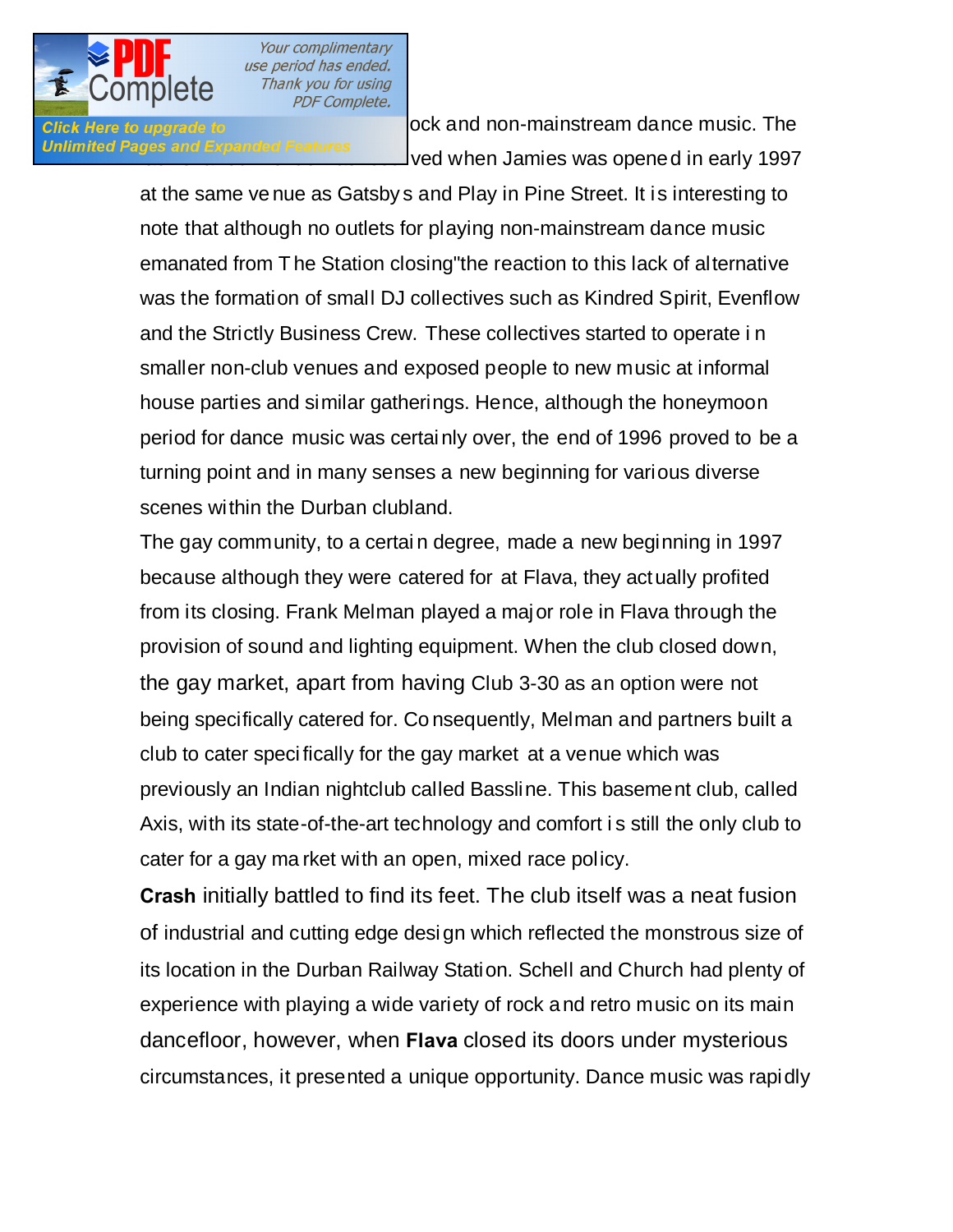ock and non-mainstream dance music. The ved when Jamies was opened in early 1997 at the same venue as Gatsbys and Play in Pine Street. It is interesting to note that although no outlets for playing non-mainstream dance music emanated from The Station closing"the reaction to this lack of alternative was the formation of small DJ collectives such as Kindred Spirit, Evenflow and the Strictly Business Crew. These collectives started to operate in smaller non-club venues and exposed people to new music at informal house parties and similar gatherings. Hence, although the honeymoon period for dance music was certainly over, the end of 1996 proved to be a turning point and in many senses a new beginning for various diverse scenes within the Durban clubland.

The gay community, to a certain degree, made a new beginning in 1997 because although they were catered for at Flava, they actually profited from its closing. Frank Melman played a major role in Flava through the provision of sound and lighting equipment. When the club closed down, the gay market, apart from having Club 3-30 as an option were not being specifically catered for. Consequently, Melman and partners built a club to cater specifically for the gay market at a venue which was previously an Indian nightclub called Bassline. This basement club, called Axis, with its state-of-the-art technology and comfort is still the only club to cater for a gay market with an open, mixed race policy.

**Crash** initially battled to find its feet. The club itself was a neat fusion of industrial and cutting edge design which reflected the monstrous size of its location in the Durban Railway Station. Schell and Church had plenty of experience with playing a wide variety of rock and retro music on its main dancefloor, however, when **Flava** closed its doors under mysterious circumstances, it presented a unique opportunity. Dance music was rapidly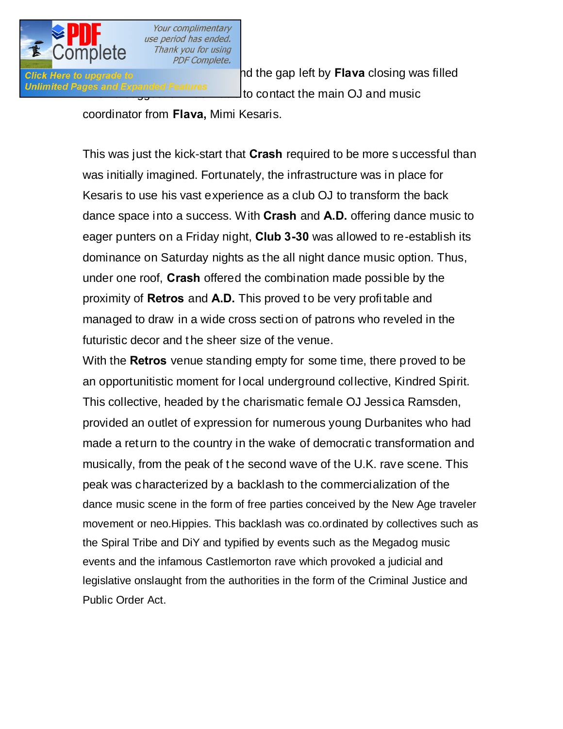nd the gap left by **Flava** closing was filled to contact the main OJ and music coordinator from **Flava,** Mimi Kesaris.

This was just the kick-start that **Crash** required to be more successful than was initially imagined. Fortunately, the infrastructure was in place for Kesaris to use his vast experience as a club OJ to transform the back dance space into a success. With **Crash** and **A.D.** offering dance music to eager punters on a Friday night, **Club 3-30** was allowed to re-establish its dominance on Saturday nights as the all night dance music option. Thus, under one roof, **Crash** offered the combination made possible by the proximity of **Retros** and **A.D.** This proved to be very profitable and managed to draw in a wide cross section of patrons who reveled in the futuristic decor and the sheer size of the venue.

With the **Retros** venue standing empty for some time, there proved to be an opportunitistic moment for local underground collective, Kindred Spirit. This collective, headed by the charismatic female OJ Jessica Ramsden, provided an outlet of expression for numerous young Durbanites who had made a return to the country in the wake of democratic transformation and musically, from the peak of the second wave of the U.K. rave scene. This peak was characterized by a backlash to the commercialization of the dance music scene in the form of free parties conceived by the New Age traveler movement or neo.Hippies. This backlash was co.ordinated by collectives such as the Spiral Tribe and DiY and typified by events such as the Megadog music events and the infamous Castlemorton rave which provoked a judicial and legislative onslaught from the authorities in the form of the Criminal Justice and Public Order Act.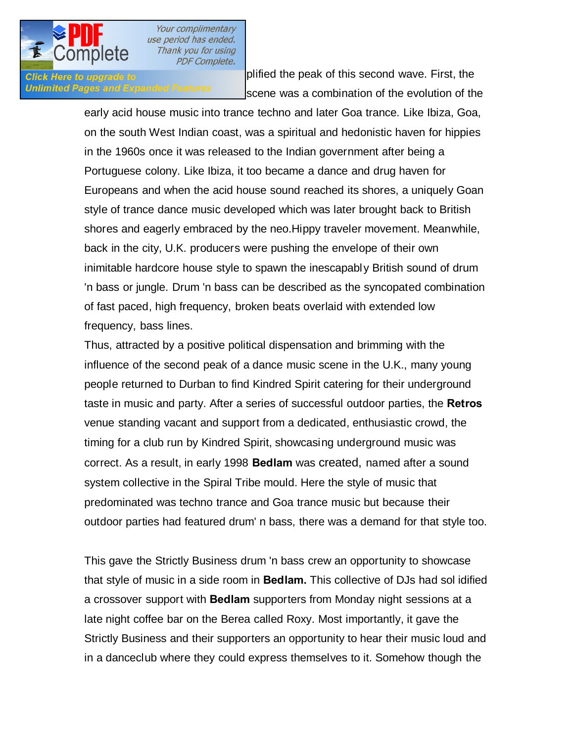plified the peak of this second wave. First, the scene was a combination of the evolution of the early acid house music into trance techno and later Goa trance. Like Ibiza, Goa, on the south West Indian coast, was a spiritual and hedonistic haven for hippies in the 1960s once it was released to the Indian government after being a Portuguese colony. Like Ibiza, it too became a dance and drug haven for Europeans and when the acid house sound reached its shores, a uniquely Goan style of trance dance music developed which was later brought back to British shores and eagerly embraced by the neo.Hippy traveler movement. Meanwhile, back in the city, U.K. producers were pushing the envelope of their own inimitable hardcore house style to spawn the inescapably British sound of drum 'n bass or jungle. Drum 'n bass can be described as the syncopated combination of fast paced, high frequency, broken beats overlaid with extended low frequency, bass lines.

Thus, attracted by a positive political dispensation and brimming with the influence of the second peak of a dance music scene in the U.K., many young people returned to Durban to find Kindred Spirit catering for their underground taste in music and party. After a series of successful outdoor parties, the **Retros** venue standing vacant and support from a dedicated, enthusiastic crowd, the timing for a club run by Kindred Spirit, showcasing underground music was correct. As a result, in early 1998 **Bedlam** was created, named after a sound system collective in the Spiral Tribe mould. Here the style of music that predominated was techno trance and Goa trance music but because their outdoor parties had featured drum' n bass, there was a demand for that style too.

This gave the Strictly Business drum 'n bass crew an opportunity to showcase that style of music in a side room in **Bedlam.** This collective of DJs had sol idified a crossover support with **Bedlam** supporters from Monday night sessions at a late night coffee bar on the Berea called Roxy. Most importantly, it gave the Strictly Business and their supporters an opportunity to hear their music loud and in a danceclub where they could express themselves to it. Somehow though the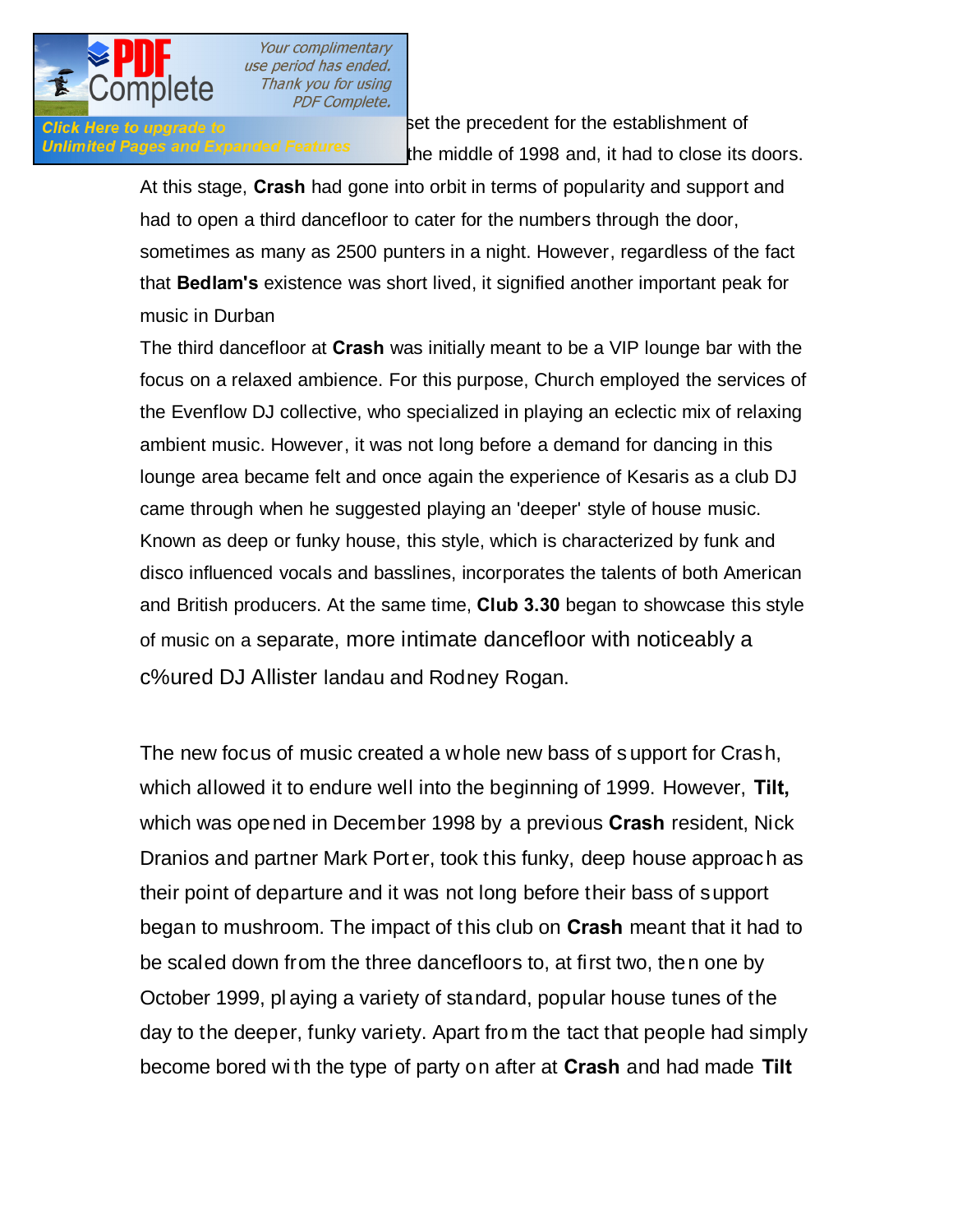set the precedent for the establishment of the middle of 1998 and, it had to close its doors. At this stage, **Crash** had gone into orbit in terms of popularity and support and had to open a third dancefloor to cater for the numbers through the door, sometimes as many as 2500 punters in a night. However, regardless of the fact that **Bedlam's** existence was short lived, it signified another important peak for music in Durban

The third dancefloor at **Crash** was initially meant to be a VIP lounge bar with the focus on a relaxed ambience. For this purpose, Church employed the services of the Evenflow DJ collective, who specialized in playing an eclectic mix of relaxing ambient music. However, it was not long before a demand for dancing in this lounge area became felt and once again the experience of Kesaris as a club DJ came through when he suggested playing an 'deeper' style of house music. Known as deep or funky house, this style, which is characterized by funk and disco influenced vocals and basslines, incorporates the talents of both American and British producers. At the same time, **Club 3.30** began to showcase this style of music on a separate, more intimate dancefloor with noticeably a c%ured DJ Allister landau and Rodney Rogan.

The new focus of music created a whole new bass of support for Crash, which allowed it to endure well into the beginning of 1999. However, **Tilt,** which was opened in December 1998 by a previous **Crash** resident, Nick Dranios and partner Mark Porter, took this funky, deep house approach as their point of departure and it was not long before their bass of support began to mushroom. The impact of this club on **Crash** meant that it had to be scaled down from the three dancefloors to, at first two, then one by October 1999, playing a variety of standard, popular house tunes of the day to the deeper, funky variety. Apart from the tact that people had simply become bored with the type of party on after at **Crash** and had made **Tilt**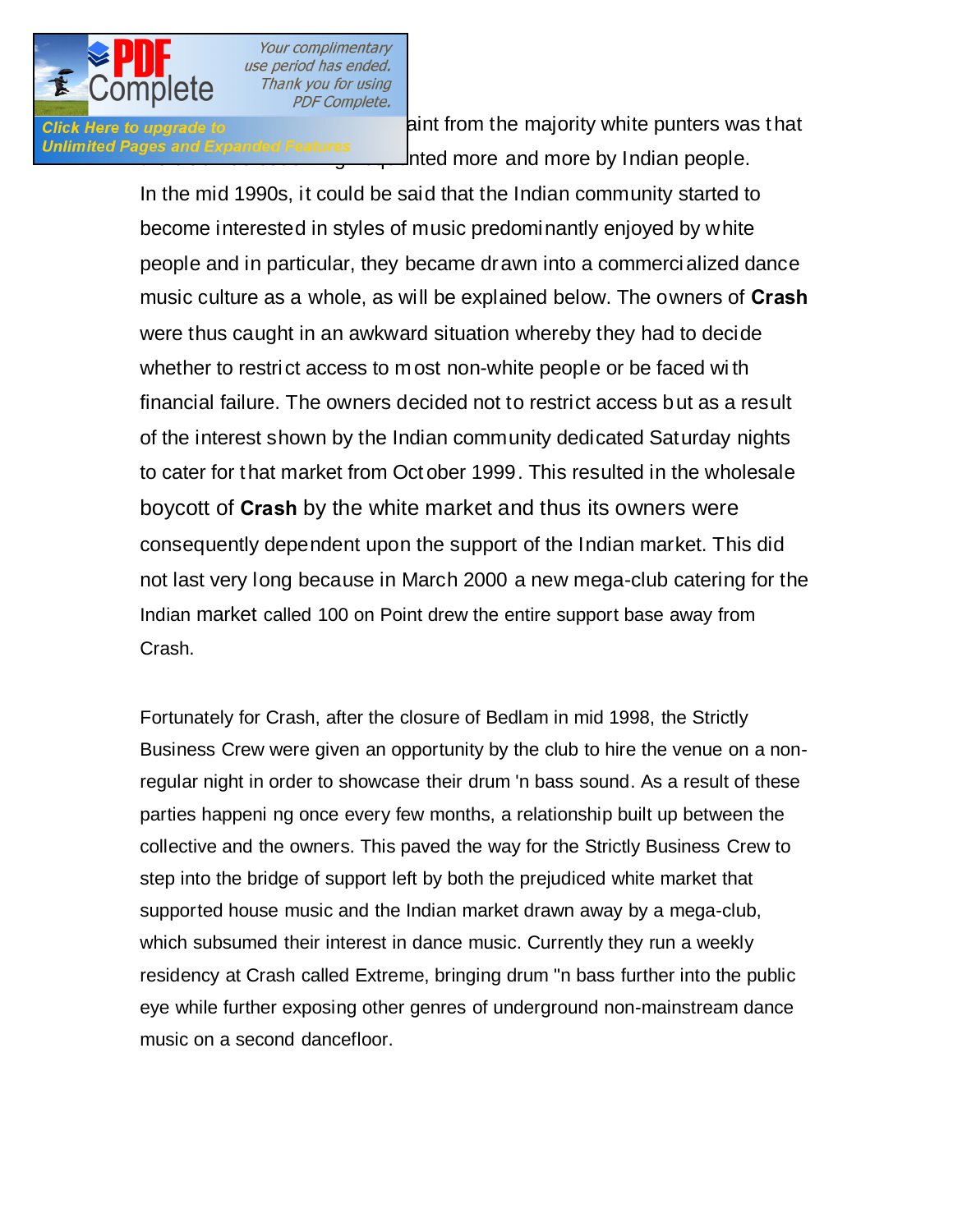aint from the majority white punters was that nted more and more by Indian people. In the mid 1990s, it could be said that the Indian community started to become interested in styles of music predominantly enjoyed by white people and in particular, they became drawn into a commercialized dance music culture as a whole, as will be explained below. The owners of **Crash** were thus caught in an awkward situation whereby they had to decide whether to restrict access to most non-white people or be faced with financial failure. The owners decided not to restrict access but as a result of the interest shown by the Indian community dedicated Saturday nights to cater for that market from October 1999. This resulted in the wholesale boycott of **Crash** by the white market and thus its owners were consequently dependent upon the support of the Indian market. This did not last very long because in March 2000 a new mega-club catering for the Indian market called 100 on Point drew the entire support base away from Crash.

Fortunately for Crash, after the closure of Bedlam in mid 1998, the Strictly Business Crew were given an opportunity by the club to hire the venue on a non-regular night in order to showcase their drum 'n bass sound. As a result of these parties happening once every few months, a relationship built up between the collective and the owners. This paved the way for the Strictly Business Crew to step into the bridge of support left by both the prejudiced white market that supported house music and the Indian market drawn away by a mega-club, which subsumed their interest in dance music. Currently they run a weekly residency at Crash called Extreme, bringing drum "n bass further into the public eye while further exposing other genres of underground non-mainstream dance music on a second dancefloor.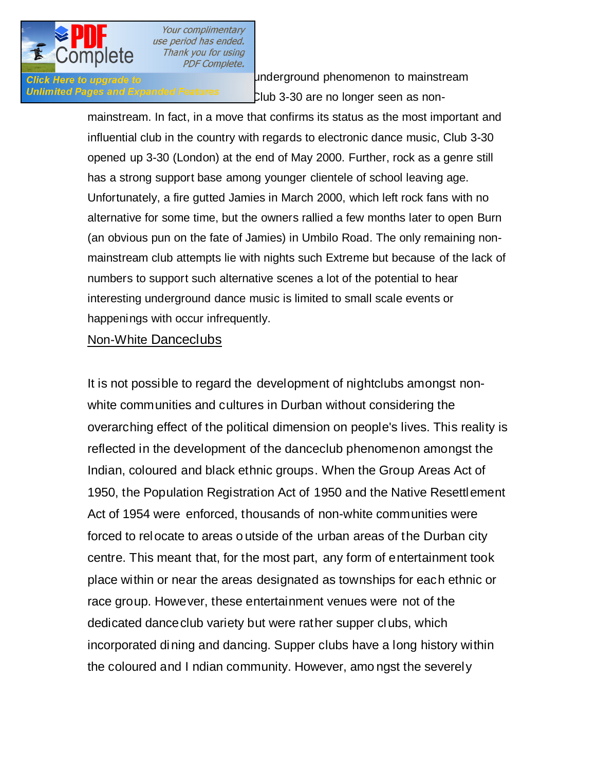underground phenomenon to mainstream Club 3-30 are no longer seen as non-mainstream. In fact, in a move that confirms its status as the most important and influential club in the country with regards to electronic dance music, Club 3-30 opened up 3-30 (London) at the end of May 2000. Further, rock as a genre still has a strong support base among younger clientele of school leaving age. Unfortunately, a fire gutted Jamies in March 2000, which left rock fans with no alternative for some time, but the owners rallied a few months later to open Burn (an obvious pun on the fate of Jamies) in Umbilo Road. The only remaining non-mainstream club attempts lie with nights such Extreme but because of the lack of numbers to support such alternative scenes a lot of the potential to hear interesting underground dance music is limited to small scale events or happenings with occur infrequently.

## Non-White Danceclubs

It is not possible to regard the development of nightclubs amongst non-white communities and cultures in Durban without considering the overarching effect of the political dimension on people's lives. This reality is reflected in the development of the danceclub phenomenon amongst the Indian, coloured and black ethnic groups. When the Group Areas Act of 1950, the Population Registration Act of 1950 and the Native Resettlement Act of 1954 were enforced, thousands of non-white communities were forced to relocate to areas outside of the urban areas of the Durban city centre. This meant that, for the most part, any form of entertainment took place within or near the areas designated as townships for each ethnic or race group. However, these entertainment venues were not of the dedicated danceclub variety but were rather supper clubs, which incorporated dining and dancing. Supper clubs have a long history within the coloured and Indian community. However, amongst the severely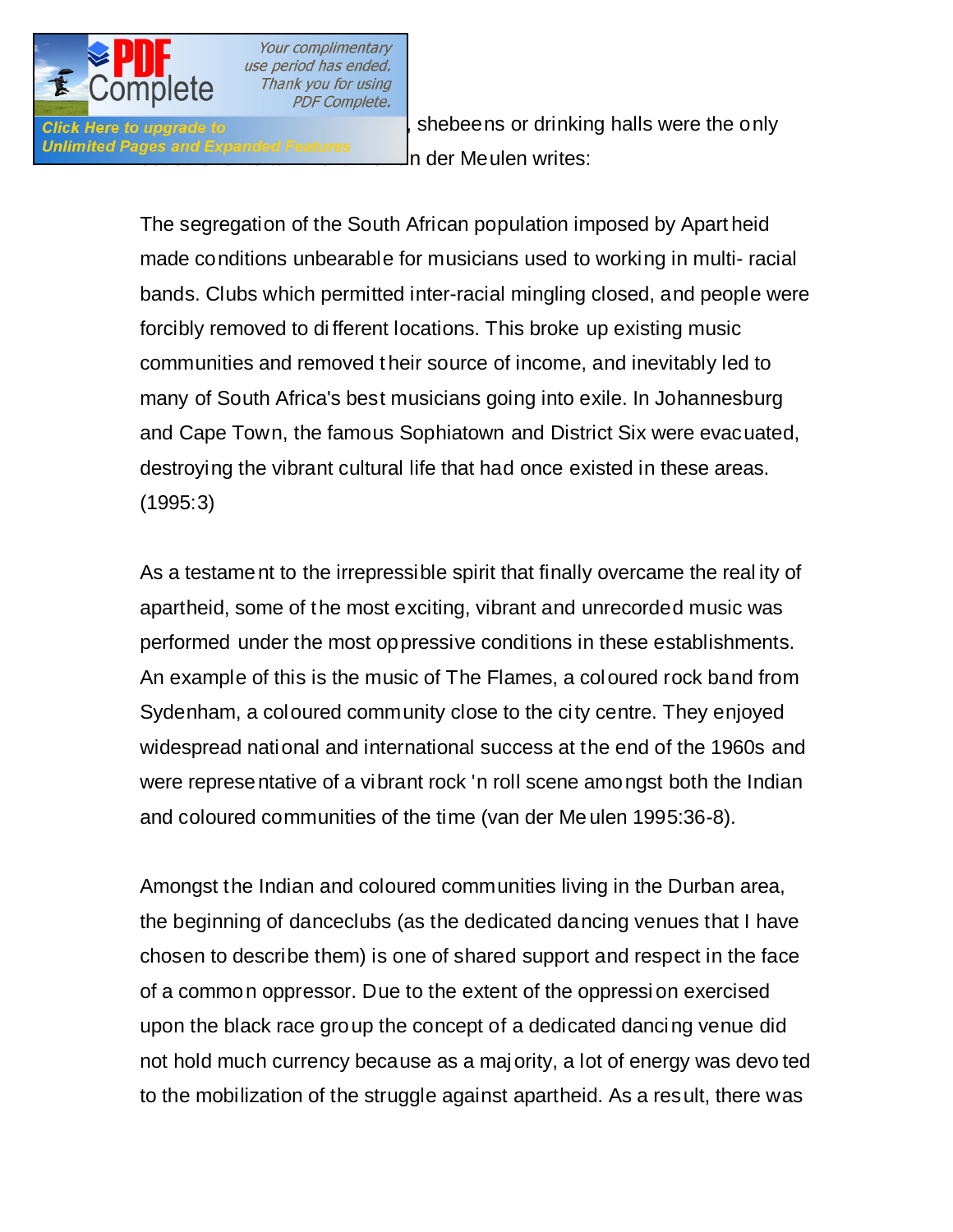, shebeens or drinking halls were the only n der Meulen writes:

> The segregation of the South African population imposed by Apartheid made conditions unbearable for musicians used to working in multi- racial bands. Clubs which permitted inter-racial mingling closed, and people were forcibly removed to different locations. This broke up existing music communities and removed their source of income, and inevitably led to many of South Africa's best musicians going into exile. In Johannesburg and Cape Town, the famous Sophiatown and District Six were evacuated, destroying the vibrant cultural life that had once existed in these areas. (1995:3)

As a testament to the irrepressible spirit that finally overcame the reality of apartheid, some of the most exciting, vibrant and unrecorded music was performed under the most oppressive conditions in these establishments. An example of this is the music of The Flames, a coloured rock band from Sydenham, a coloured community close to the city centre. They enjoyed widespread national and international success at the end of the 1960s and were representative of a vibrant rock 'n roll scene amongst both the Indian and coloured communities of the time (van der Meulen 1995:36-8).

Amongst the Indian and coloured communities living in the Durban area, the beginning of danceclubs (as the dedicated dancing venues that I have chosen to describe them) is one of shared support and respect in the face of a common oppressor. Due to the extent of the oppression exercised upon the black race group the concept of a dedicated dancing venue did not hold much currency because as a majority, a lot of energy was devoted to the mobilization of the struggle against apartheid. As a result, there was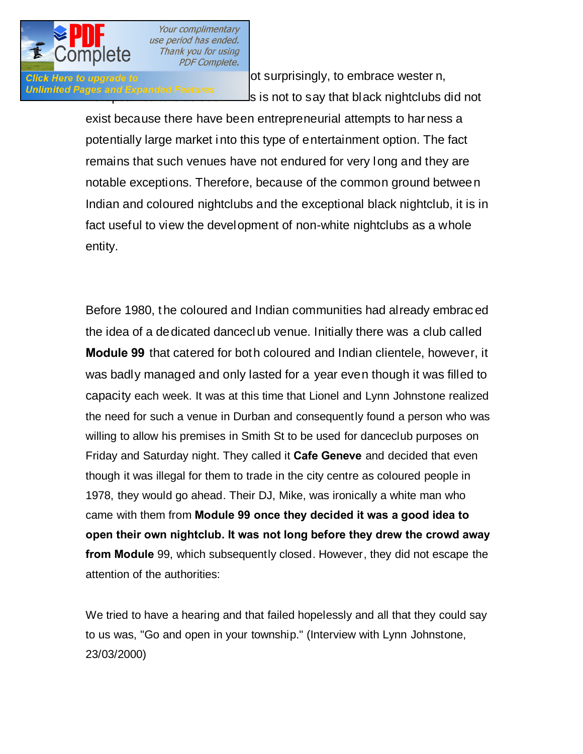ot surprisingly, to embrace western, s is not to say that black nightclubs did not exist because there have been entrepreneurial attempts to harness a potentially large market into this type of entertainment option. The fact remains that such venues have not endured for very long and they are notable exceptions. Therefore, because of the common ground between Indian and coloured nightclubs and the exceptional black nightclub, it is in fact useful to view the development of non-white nightclubs as a whole entity.

Before 1980, the coloured and Indian communities had already embraced the idea of a dedicated danceclub venue. Initially there was a club called **Module 99** that catered for both coloured and Indian clientele, however, it was badly managed and only lasted for a year even though it was filled to capacity each week. It was at this time that Lionel and Lynn Johnstone realized the need for such a venue in Durban and consequently found a person who was willing to allow his premises in Smith St to be used for danceclub purposes on Friday and Saturday night. They called it **Cafe Geneve** and decided that even though it was illegal for them to trade in the city centre as coloured people in 1978, they would go ahead. Their DJ, Mike, was ironically a white man who came with them from **Module 99 once they decided it was a good idea to open their own nightclub. It was not long before they drew the crowd away from Module** 99, which subsequently closed. However, they did not escape the attention of the authorities:

We tried to have a hearing and that failed hopelessly and all that they could say to us was, "Go and open in your township." (Interview with Lynn Johnstone, 23/03/2000)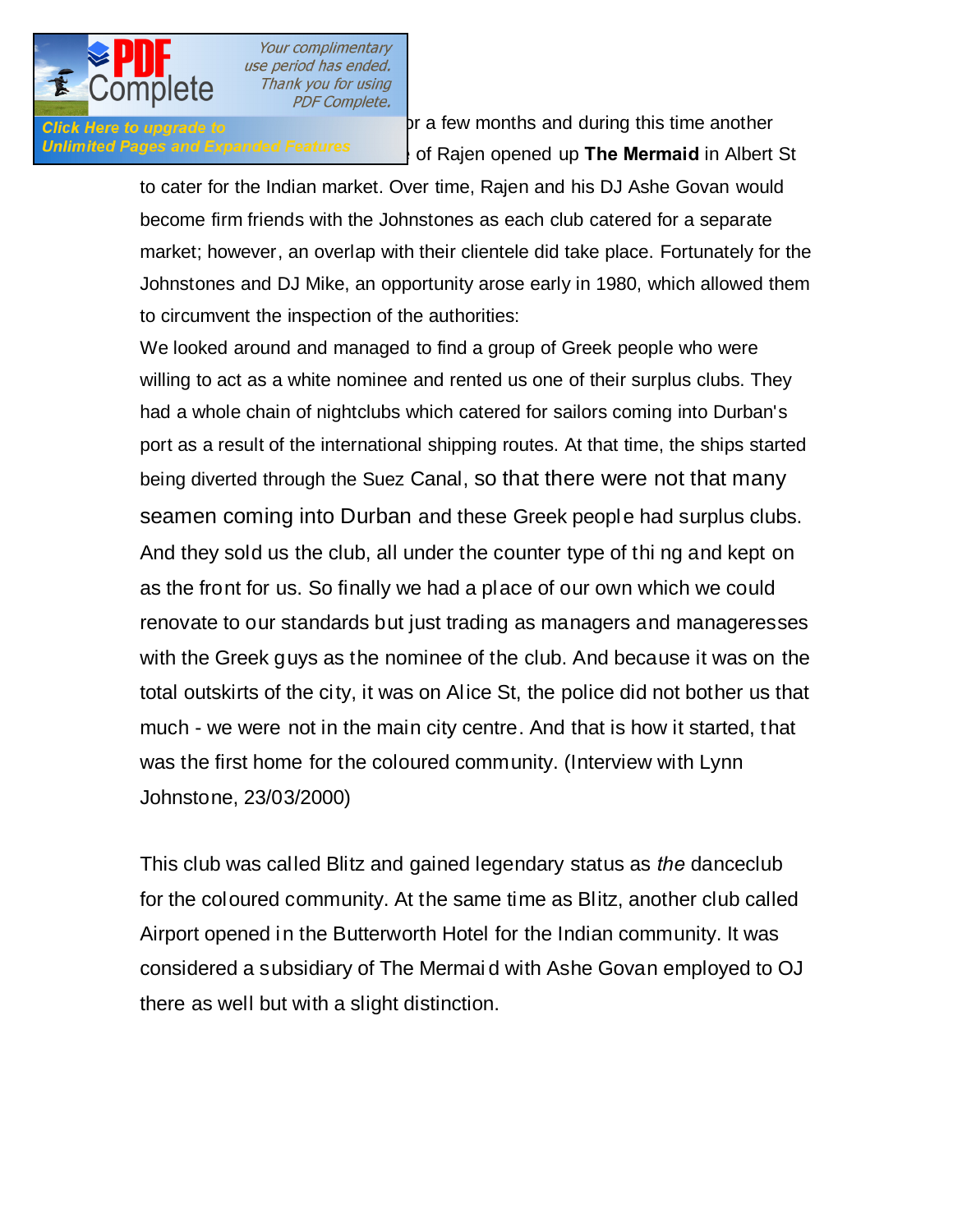r a few months and during this time another of Rajen opened up **The Mermaid** in Albert St to cater for the Indian market. Over time, Rajen and his DJ Ashe Govan would become firm friends with the Johnstones as each club catered for a separate market; however, an overlap with their clientele did take place. Fortunately for the Johnstones and DJ Mike, an opportunity arose early in 1980, which allowed them to circumvent the inspection of the authorities:

We looked around and managed to find a group of Greek people who were willing to act as a white nominee and rented us one of their surplus clubs. They had a whole chain of nightclubs which catered for sailors coming into Durban's port as a result of the international shipping routes. At that time, the ships started being diverted through the Suez Canal, so that there were not that many seamen coming into Durban and these Greek people had surplus clubs. And they sold us the club, all under the counter type of thi ng and kept on as the front for us. So finally we had a place of our own which we could renovate to our standards but just trading as managers and manageresses with the Greek guys as the nominee of the club. And because it was on the total outskirts of the city, it was on Alice St, the police did not bother us that much - we were not in the main city centre. And that is how it started, that was the first home for the coloured community. (Interview with Lynn Johnstone, 23/03/2000)

This club was called Blitz and gained legendary status as *the* danceclub for the coloured community. At the same time as Blitz, another club called Airport opened in the Butterworth Hotel for the Indian community. It was considered a subsidiary of The Mermai d with Ashe Govan employed to OJ there as well but with a slight distinction.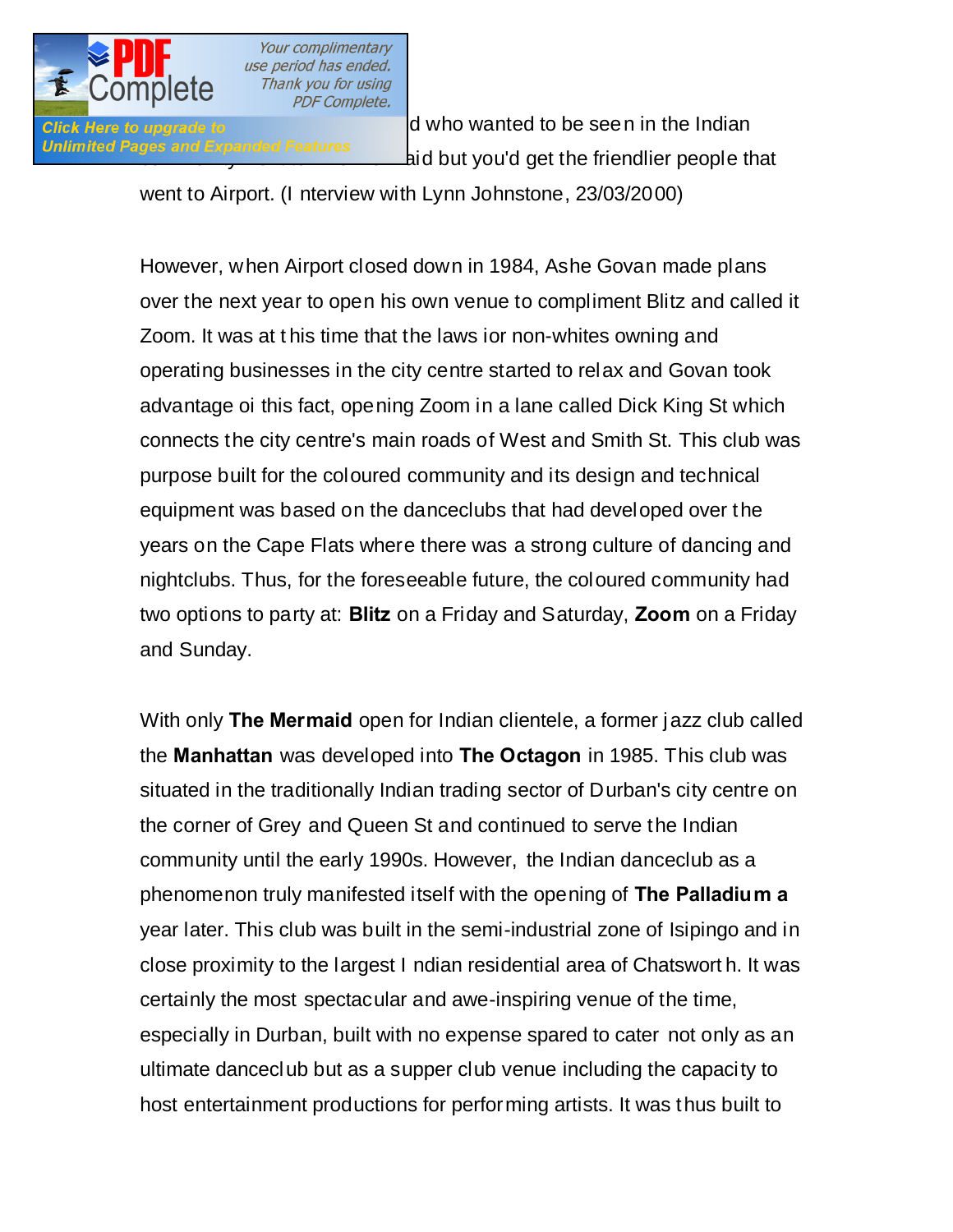d who wanted to be seen in the Indian aid but you'd get the friendlier people that went to Airport. (Interview with Lynn Johnstone, 23/03/2000)

However, when Airport closed down in 1984, Ashe Govan made plans over the next year to open his own venue to compliment Blitz and called it Zoom. It was at this time that the laws ior non-whites owning and operating businesses in the city centre started to relax and Govan took advantage oi this fact, opening Zoom in a lane called Dick King St which connects the city centre's main roads of West and Smith St. This club was purpose built for the coloured community and its design and technical equipment was based on the danceclubs that had developed over the years on the Cape Flats where there was a strong culture of dancing and nightclubs. Thus, for the foreseeable future, the coloured community had two options to party at: **Blitz** on a Friday and Saturday, **Zoom** on a Friday and Sunday.

With only **The Mermaid** open for Indian clientele, a former jazz club called the **Manhattan** was developed into **The Octagon** in 1985. This club was situated in the traditionally Indian trading sector of Durban's city centre on the corner of Grey and Queen St and continued to serve the Indian community until the early 1990s. However, the Indian danceclub as a phenomenon truly manifested itself with the opening of **The Palladium a** year later. This club was built in the semi-industrial zone of Isipingo and in close proximity to the largest Indian residential area of Chatsworth. It was certainly the most spectacular and awe-inspiring venue of the time, especially in Durban, built with no expense spared to cater not only as an ultimate danceclub but as a supper club venue including the capacity to host entertainment productions for performing artists. It was thus built to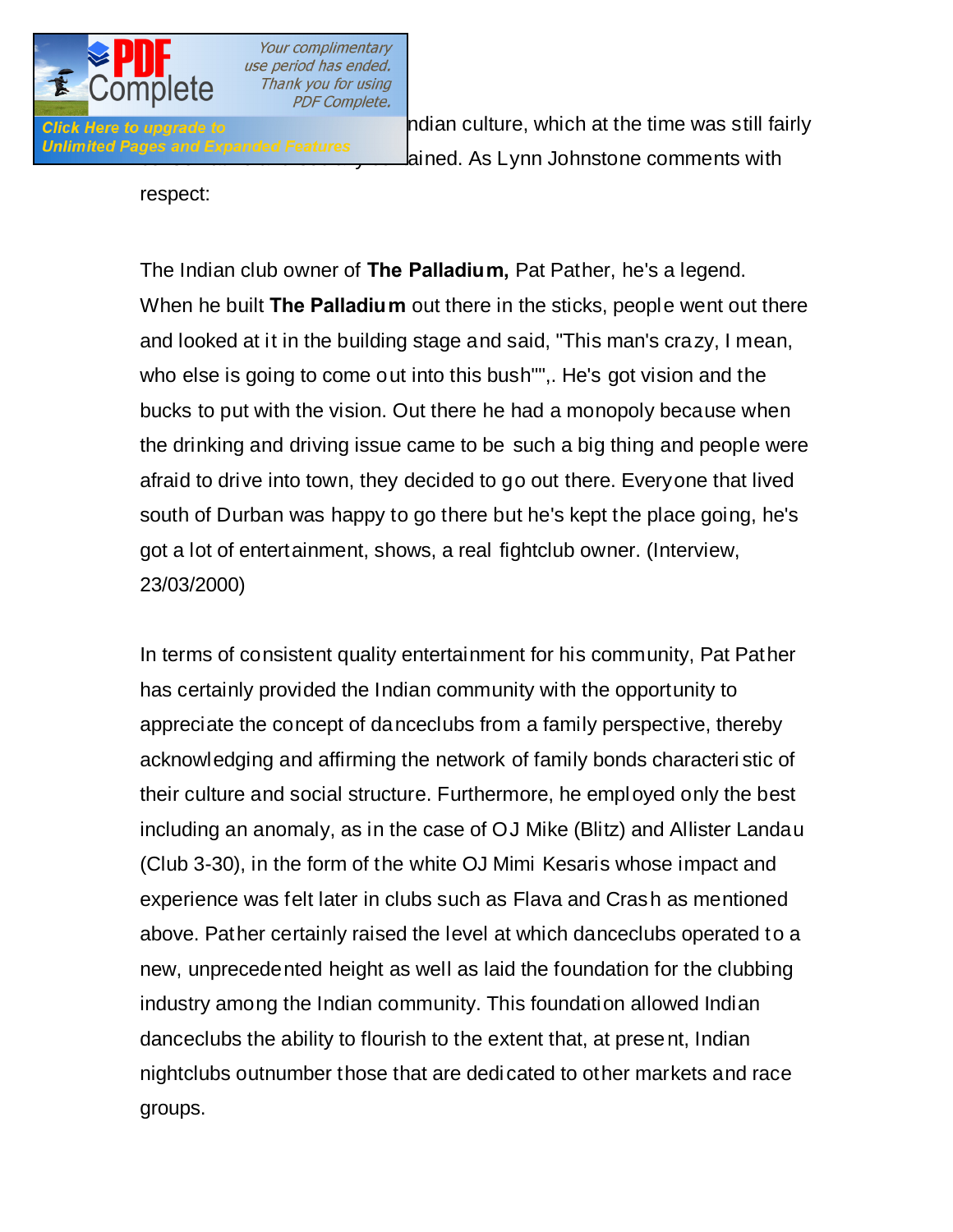ndian culture, which at the time was still fairly ained. As Lynn Johnstone comments with respect:

The Indian club owner of **The Palladium,** Pat Pather, he's a legend. When he built **The Palladium** out there in the sticks, people went out there and looked at it in the building stage and said, "This man's crazy, I mean, who else is going to come out into this bush"",. He's got vision and the bucks to put with the vision. Out there he had a monopoly because when the drinking and driving issue came to be such a big thing and people were afraid to drive into town, they decided to go out there. Everyone that lived south of Durban was happy to go there but he's kept the place going, he's got a lot of entertainment, shows, a real fightclub owner. (Interview, 23/03/2000)

In terms of consistent quality entertainment for his community, Pat Pather has certainly provided the Indian community with the opportunity to appreciate the concept of danceclubs from a family perspective, thereby acknowledging and affirming the network of family bonds characteristic of their culture and social structure. Furthermore, he employed only the best including an anomaly, as in the case of OJ Mike (Blitz) and Allister Landau (Club 3-30), in the form of the white OJ Mimi Kesaris whose impact and experience was felt later in clubs such as Flava and Crash as mentioned above. Pather certainly raised the level at which danceclubs operated to a new, unprecedented height as well as laid the foundation for the clubbing industry among the Indian community. This foundation allowed Indian danceclubs the ability to flourish to the extent that, at present, Indian nightclubs outnumber those that are dedicated to other markets and race groups.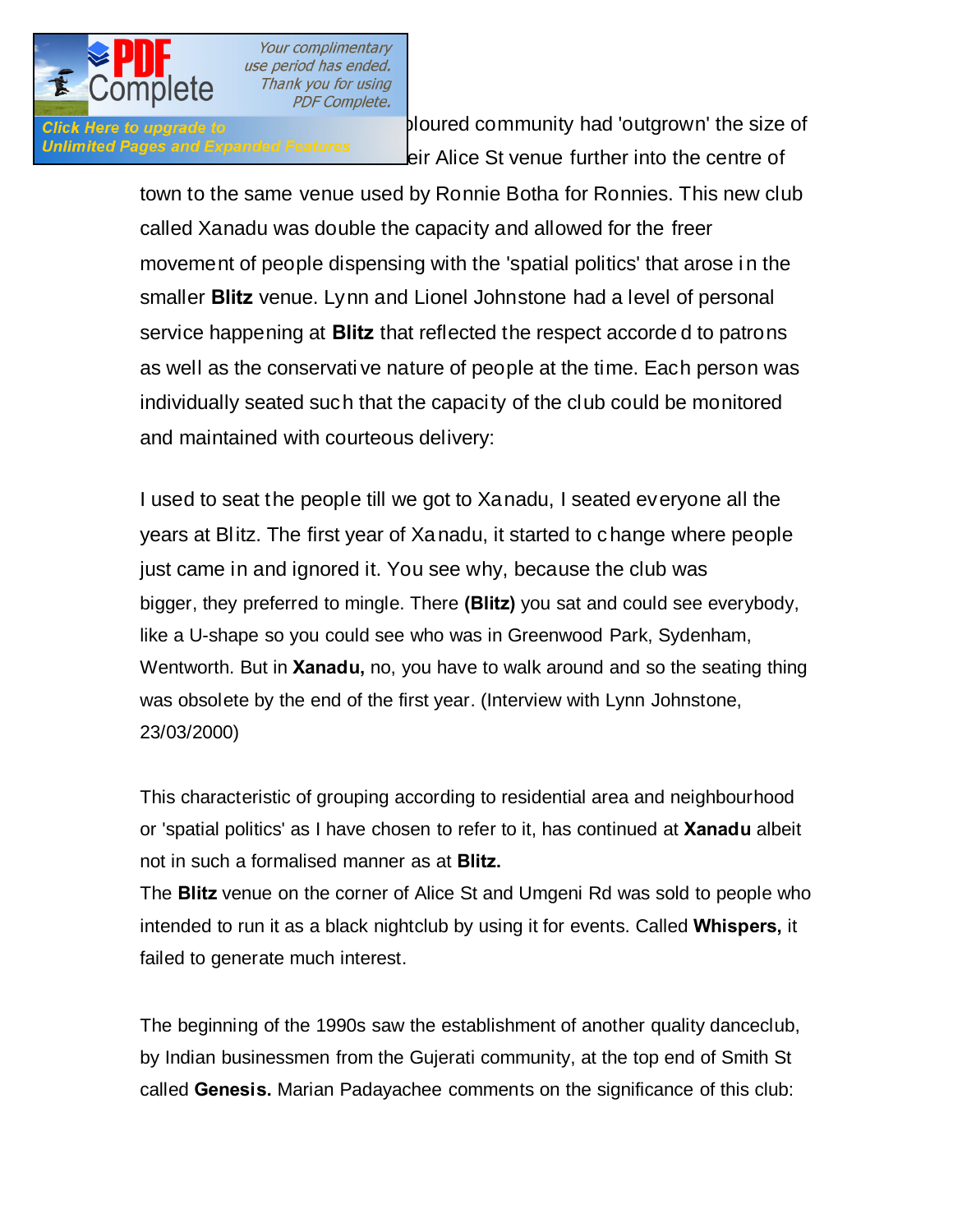loured community had 'outgrown' the size of eir Alice St venue further into the centre of town to the same venue used by Ronnie Botha for Ronnies. This new club called Xanadu was double the capacity and allowed for the freer movement of people dispensing with the 'spatial politics' that arose in the smaller **Blitz** venue. Lynn and Lionel Johnstone had a level of personal service happening at **Blitz** that reflected the respect accorded to patrons as well as the conservative nature of people at the time. Each person was individually seated such that the capacity of the club could be monitored and maintained with courteous delivery:

I used to seat the people till we got to Xanadu, I seated everyone all the years at Blitz. The first year of Xanadu, it started to change where people just came in and ignored it. You see why, because the club was bigger, they preferred to mingle. There **(Blitz)** you sat and could see everybody, like a U-shape so you could see who was in Greenwood Park, Sydenham, Wentworth. But in **Xanadu,** no, you have to walk around and so the seating thing was obsolete by the end of the first year. (Interview with Lynn Johnstone, 23/03/2000)

This characteristic of grouping according to residential area and neighbourhood or 'spatial politics' as I have chosen to refer to it, has continued at **Xanadu** albeit not in such a formalised manner as at **Blitz.**

The **Blitz** venue on the corner of Alice St and Umgeni Rd was sold to people who intended to run it as a black nightclub by using it for events. Called **Whispers,** it failed to generate much interest.

The beginning of the 1990s saw the establishment of another quality danceclub, by Indian businessmen from the Gujerati community, at the top end of Smith St called **Genesis.** Marian Padayachee comments on the significance of this club: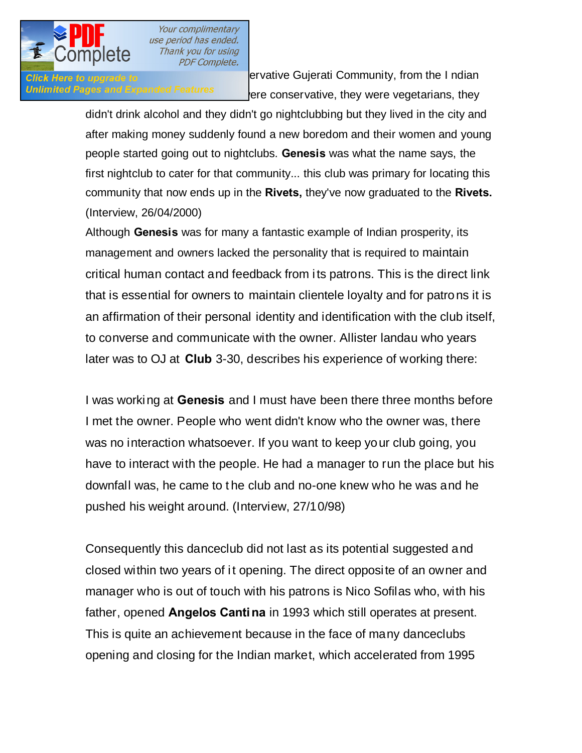ervative Gujerati Community, from the I ndian ere conservative, they were vegetarians, they didn't drink alcohol and they didn't go nightclubbing but they lived in the city and after making money suddenly found a new boredom and their women and young people started going out to nightclubs. **Genesis** was what the name says, the first nightclub to cater for that community... this club was primary for locating this community that now ends up in the **Rivets,** they've now graduated to the **Rivets.** (Interview, 26/04/2000)

Although **Genesis** was for many a fantastic example of Indian prosperity, its management and owners lacked the personality that is required to maintain critical human contact and feedback from its patrons. This is the direct link that is essential for owners to maintain clientele loyalty and for patrons it is an affirmation of their personal identity and identification with the club itself, to converse and communicate with the owner. Allister landau who years later was to OJ at **Club** 3-30, describes his experience of working there:

I was working at **Genesis** and I must have been there three months before I met the owner. People who went didn't know who the owner was, there was no interaction whatsoever. If you want to keep your club going, you have to interact with the people. He had a manager to run the place but his downfall was, he came to the club and no-one knew who he was and he pushed his weight around. (Interview, 27/10/98)

Consequently this danceclub did not last as its potential suggested and closed within two years of it opening. The direct opposite of an owner and manager who is out of touch with his patrons is Nico Sofilas who, with his father, opened **Angelos Cantina** in 1993 which still operates at present. This is quite an achievement because in the face of many danceclubs opening and closing for the Indian market, which accelerated from 1995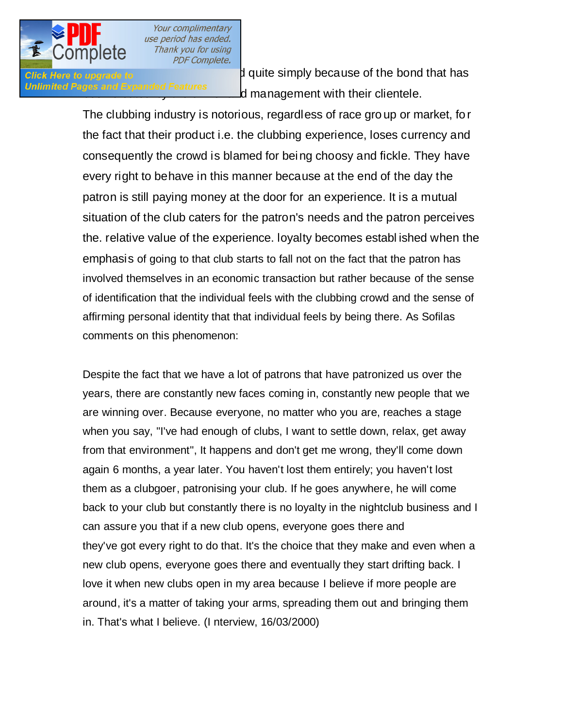d quite simply because of the bond that has d management with their clientele.

The clubbing industry is notorious, regardless of race group or market, for the fact that their product i.e. the clubbing experience, loses currency and consequently the crowd is blamed for being choosy and fickle. They have every right to behave in this manner because at the end of the day the patron is still paying money at the door for an experience. It is a mutual situation of the club caters for the patron's needs and the patron perceives the. relative value of the experience. loyalty becomes established when the emphasis of going to that club starts to fall not on the fact that the patron has involved themselves in an economic transaction but rather because of the sense of identification that the individual feels with the clubbing crowd and the sense of affirming personal identity that that individual feels by being there. As Sofilas comments on this phenomenon:

Despite the fact that we have a lot of patrons that have patronized us over the years, there are constantly new faces coming in, constantly new people that we are winning over. Because everyone, no matter who you are, reaches a stage when you say, "I've had enough of clubs, I want to settle down, relax, get away from that environment", It happens and don't get me wrong, they'll come down again 6 months, a year later. You haven't lost them entirely; you haven't lost them as a clubgoer, patronising your club. If he goes anywhere, he will come back to your club but constantly there is no loyalty in the nightclub business and I can assure you that if a new club opens, everyone goes there and they've got every right to do that. It's the choice that they make and even when a new club opens, everyone goes there and eventually they start drifting back. I love it when new clubs open in my area because I believe if more people are around, it's a matter of taking your arms, spreading them out and bringing them in. That's what I believe. (Interview, 16/03/2000)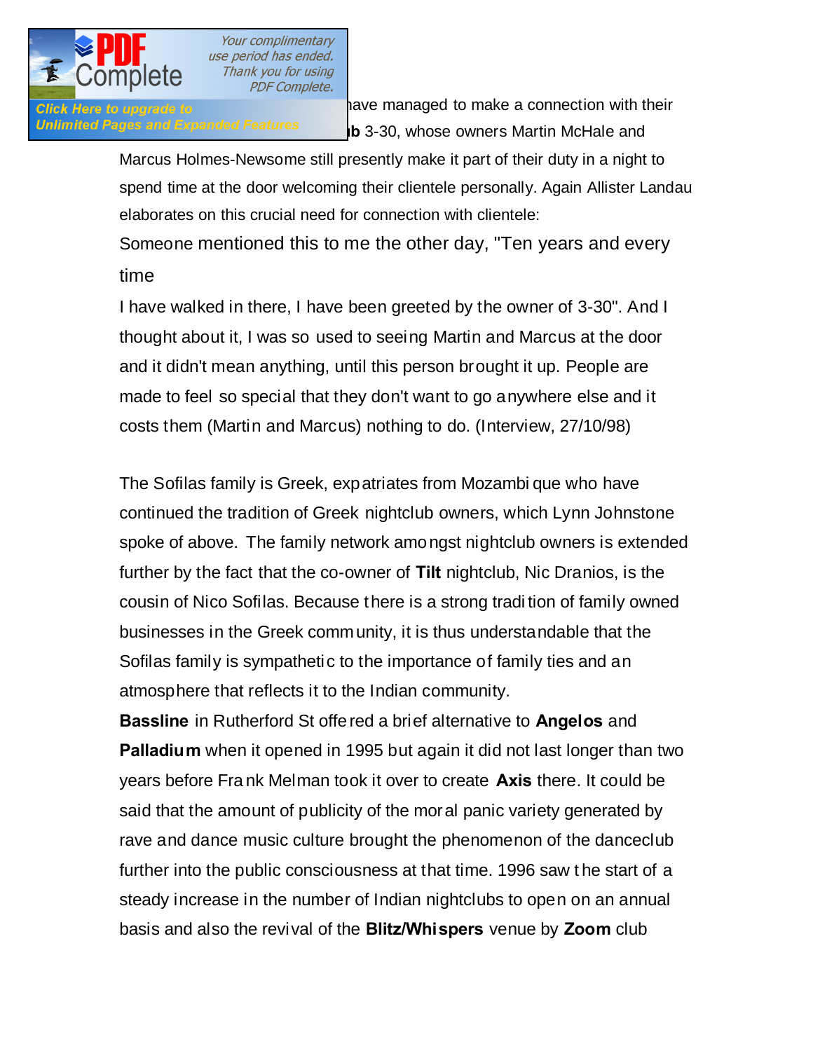have managed to make a connection with their **b** 3-30, whose owners Martin McHale and Marcus Holmes-Newsome still presently make it part of their duty in a night to spend time at the door welcoming their clientele personally. Again Allister Landau elaborates on this crucial need for connection with clientele:

Someone mentioned this to me the other day, "Ten years and every time I have walked in there, I have been greeted by the owner of 3-30". And I thought about it, I was so used to seeing Martin and Marcus at the door and it didn't mean anything, until this person brought it up. People are made to feel so special that they don't want to go anywhere else and it costs them (Martin and Marcus) nothing to do. (Interview, 27/10/98)

The Sofilas family is Greek, expatriates from Mozambique who have continued the tradition of Greek nightclub owners, which Lynn Johnstone spoke of above. The family network amongst nightclub owners is extended further by the fact that the co-owner of **Tilt** nightclub, Nic Dranios, is the cousin of Nico Sofilas. Because there is a strong tradition of family owned businesses in the Greek community, it is thus understandable that the Sofilas family is sympathetic to the importance of family ties and an atmosphere that reflects it to the Indian community.

**Bassline** in Rutherford St offered a brief alternative to **Angelos** and **Palladium** when it opened in 1995 but again it did not last longer than two years before Frank Melman took it over to create **Axis** there. It could be said that the amount of publicity of the moral panic variety generated by rave and dance music culture brought the phenomenon of the danceclub further into the public consciousness at that time. 1996 saw the start of a steady increase in the number of Indian nightclubs to open on an annual basis and also the revival of the **Blitz/Whispers** venue by **Zoom** club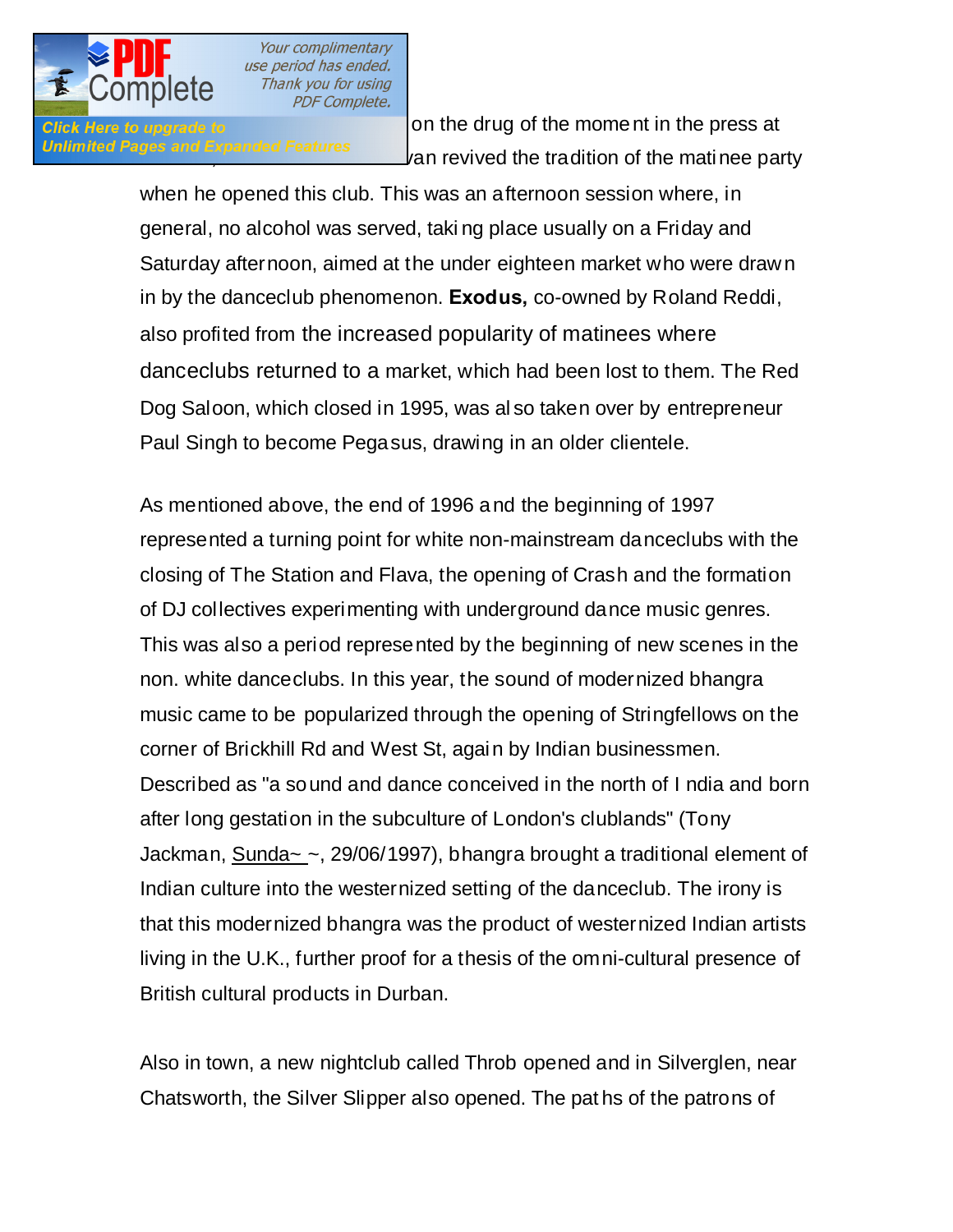on the drug of the moment in the press at

van revived the tradition of the matinee party when he opened this club. This was an afternoon session where, in general, no alcohol was served, taking place usually on a Friday and Saturday afternoon, aimed at the under eighteen market who were drawn in by the danceclub phenomenon. **Exodus,** co-owned by Roland Reddi, also profited from the increased popularity of matinees where danceclubs returned to a market, which had been lost to them. The Red Dog Saloon, which closed in 1995, was also taken over by entrepreneur Paul Singh to become Pegasus, drawing in an older clientele.

As mentioned above, the end of 1996 and the beginning of 1997 represented a turning point for white non-mainstream danceclubs with the closing of The Station and Flava, the opening of Crash and the formation of DJ collectives experimenting with underground dance music genres. This was also a period represented by the beginning of new scenes in the non. white danceclubs. In this year, the sound of modernized bhangra music came to be popularized through the opening of Stringfellows on the corner of Brickhill Rd and West St, again by Indian businessmen. Described as "a sound and dance conceived in the north of India and born after long gestation in the subculture of London's clublands" (Tony Jackman, Sunda~ ~, 29/06/1997), bhangra brought a traditional element of Indian culture into the westernized setting of the danceclub. The irony is that this modernized bhangra was the product of westernized Indian artists living in the U.K., further proof for a thesis of the omni-cultural presence of British cultural products in Durban.

Also in town, a new nightclub called Throb opened and in Silverglen, near Chatsworth, the Silver Slipper also opened. The paths of the patrons of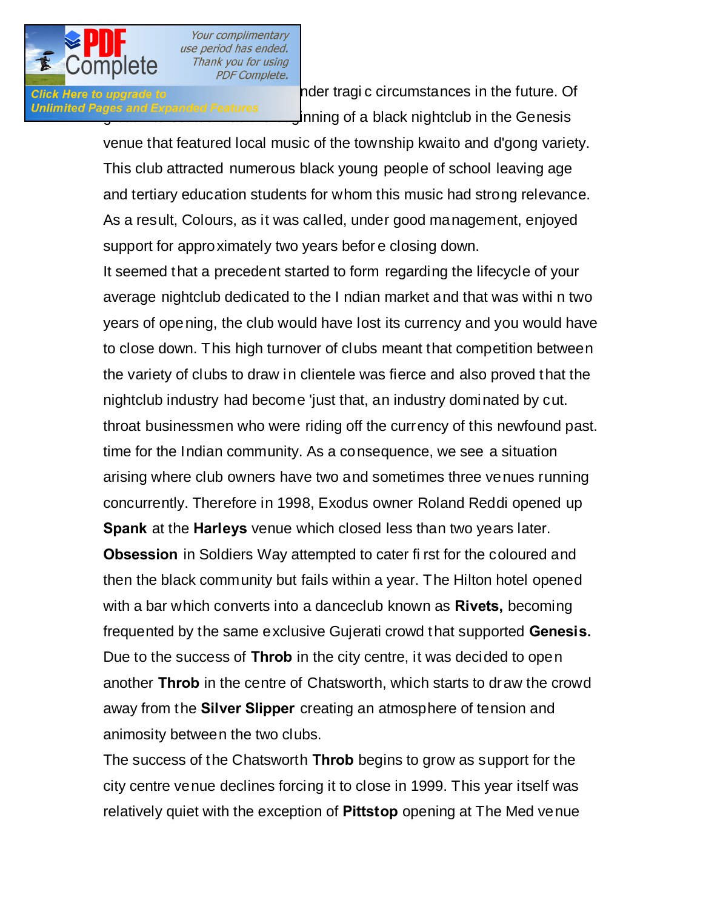nder tragic circumstances in the future. Of

inning of a black nightclub in the Genesis venue that featured local music of the township kwaito and d'gong variety. This club attracted numerous black young people of school leaving age and tertiary education students for whom this music had strong relevance. As a result, Colours, as it was called, under good management, enjoyed support for approximately two years before closing down.

It seemed that a precedent started to form regarding the lifecycle of your average nightclub dedicated to the Indian market and that was within two years of opening, the club would have lost its currency and you would have to close down. This high turnover of clubs meant that competition between the variety of clubs to draw in clientele was fierce and also proved that the nightclub industry had become 'just that, an industry dominated by cut. throat businessmen who were riding off the currency of this newfound past. time for the Indian community. As a consequence, we see a situation arising where club owners have two and sometimes three venues running concurrently. Therefore in 1998, Exodus owner Roland Reddi opened up **Spank** at the **Harleys** venue which closed less than two years later. **Obsession** in Soldiers Way attempted to cater first for the coloured and then the black community but fails within a year. The Hilton hotel opened with a bar which converts into a danceclub known as **Rivets,** becoming frequented by the same exclusive Gujerati crowd that supported **Genesis.** Due to the success of **Throb** in the city centre, it was decided to open another **Throb** in the centre of Chatsworth, which starts to draw the crowd away from the **Silver Slipper** creating an atmosphere of tension and animosity between the two clubs.

The success of the Chatsworth **Throb** begins to grow as support for the city centre venue declines forcing it to close in 1999. This year itself was relatively quiet with the exception of **Pittstop** opening at The Med venue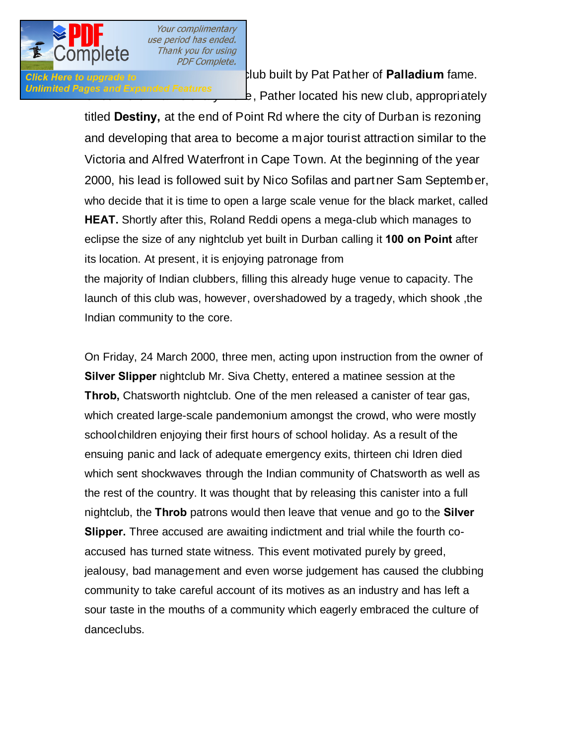lub built by Pat Pather of **Palladium** fame.

e, Pather located his new club, appropriately titled **Destiny,** at the end of Point Rd where the city of Durban is rezoning and developing that area to become a major tourist attraction similar to the Victoria and Alfred Waterfront in Cape Town. At the beginning of the year 2000, his lead is followed suit by Nico Sofilas and partner Sam September, who decide that it is time to open a large scale venue for the black market, called **HEAT.** Shortly after this, Roland Reddi opens a mega-club which manages to eclipse the size of any nightclub yet built in Durban calling it **100 on Point** after its location. At present, it is enjoying patronage from the majority of Indian clubbers, filling this already huge venue to capacity. The launch of this club was, however, overshadowed by a tragedy, which shook ,the Indian community to the core.

On Friday, 24 March 2000, three men, acting upon instruction from the owner of **Silver Slipper** nightclub Mr. Siva Chetty, entered a matinee session at the **Throb,** Chatsworth nightclub. One of the men released a canister of tear gas, which created large-scale pandemonium amongst the crowd, who were mostly schoolchildren enjoying their first hours of school holiday. As a result of the ensuing panic and lack of adequate emergency exits, thirteen chi ldren died which sent shockwaves through the Indian community of Chatsworth as well as the rest of the country. It was thought that by releasing this canister into a full nightclub, the **Throb** patrons would then leave that venue and go to the **Silver Slipper.** Three accused are awaiting indictment and trial while the fourth co-accused has turned state witness. This event motivated purely by greed, jealousy, bad management and even worse judgement has caused the clubbing community to take careful account of its motives as an industry and has left a sour taste in the mouths of a community which eagerly embraced the culture of danceclubs.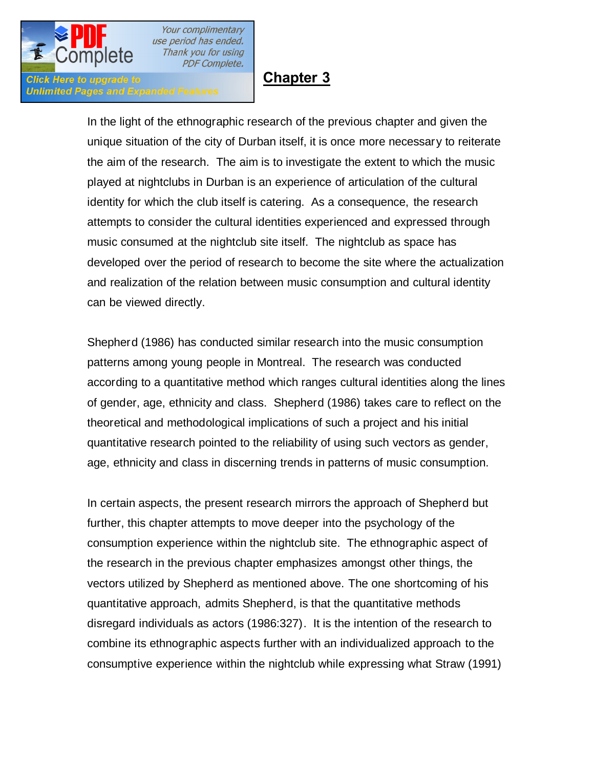## Chapter 3

In the light of the ethnographic research of the previous chapter and given the unique situation of the city of Durban itself, it is once more necessary to reiterate the aim of the research. The aim is to investigate the extent to which the music played at nightclubs in Durban is an experience of articulation of the cultural identity for which the club itself is catering. As a consequence, the research attempts to consider the cultural identities experienced and expressed through music consumed at the nightclub site itself. The nightclub as space has developed over the period of research to become the site where the actualization and realization of the relation between music consumption and cultural identity can be viewed directly.

Shepherd (1986) has conducted similar research into the music consumption patterns among young people in Montreal. The research was conducted according to a quantitative method which ranges cultural identities along the lines of gender, age, ethnicity and class. Shepherd (1986) takes care to reflect on the theoretical and methodological implications of such a project and his initial quantitative research pointed to the reliability of using such vectors as gender, age, ethnicity and class in discerning trends in patterns of music consumption.

In certain aspects, the present research mirrors the approach of Shepherd but further, this chapter attempts to move deeper into the psychology of the consumption experience within the nightclub site. The ethnographic aspect of the research in the previous chapter emphasizes amongst other things, the vectors utilized by Shepherd as mentioned above. The one shortcoming of his quantitative approach, admits Shepherd, is that the quantitative methods disregard individuals as actors (1986:327). It is the intention of the research to combine its ethnographic aspects further with an individualized approach to the consumptive experience within the nightclub while expressing what Straw (1991)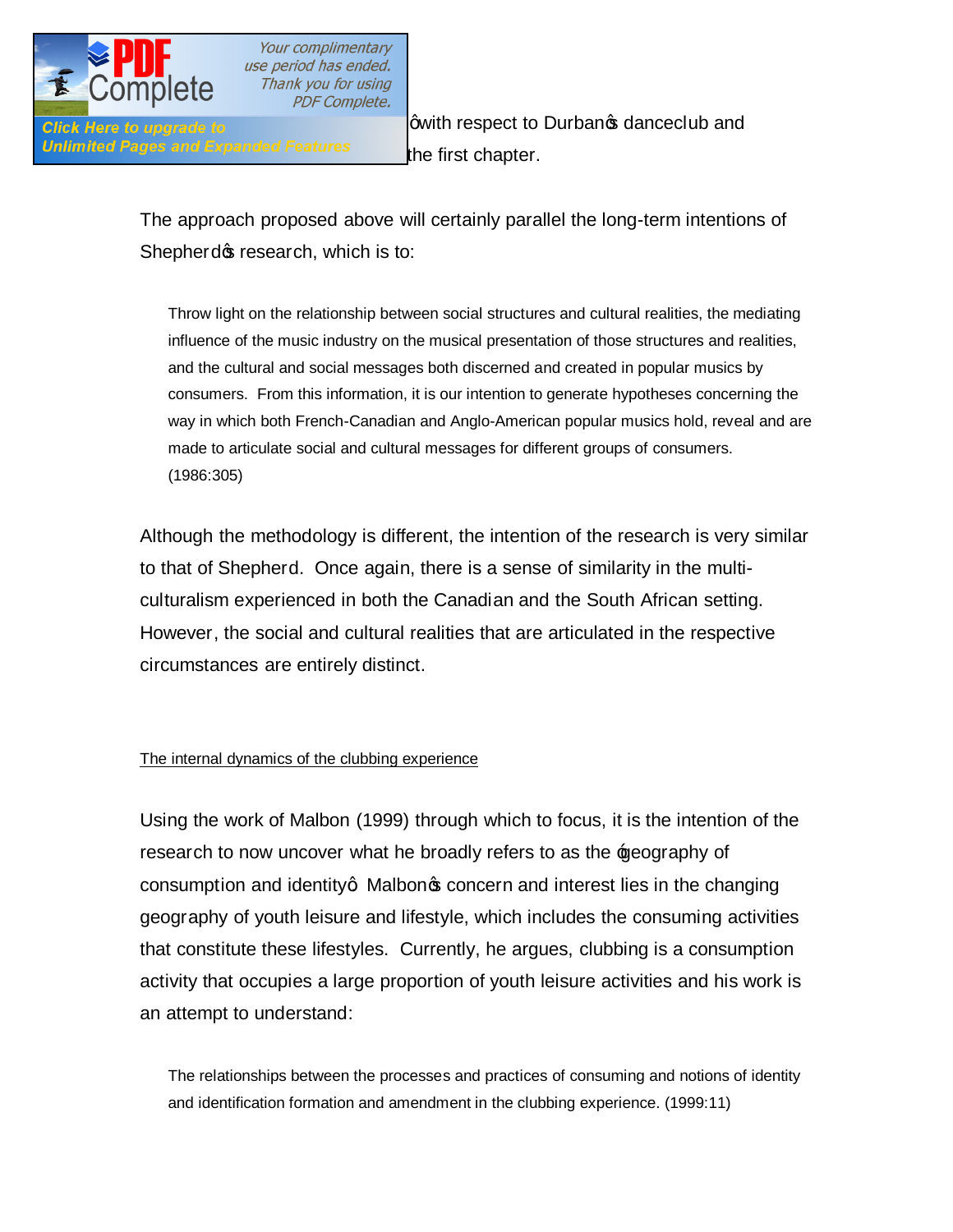ówith respect to Durbanĝs danceclub and the first chapter.

The approach proposed above will certainly parallel the long-term intentions of Shepherdĝs research, which is to:

> Throw light on the relationship between social structures and cultural realities, the mediating influence of the music industry on the musical presentation of those structures and realities, and the cultural and social messages both discerned and created in popular musics by consumers. From this information, it is our intention to generate hypotheses concerning the way in which both French-Canadian and Anglo-American popular musics hold, reveal and are made to articulate social and cultural messages for different groups of consumers. (1986:305)

Although the methodology is different, the intention of the research is very similar to that of Shepherd. Once again, there is a sense of similarity in the multi-culturalism experienced in both the Canadian and the South African setting. However, the social and cultural realities that are articulated in the respective circumstances are entirely distinct.

The internal dynamics of the clubbing experience

Using the work of Malbon (1999) through which to focus, it is the intention of the research to now uncover what he broadly refers to as the ógeography of consumption and identityô Malbonĝs concern and interest lies in the changing geography of youth leisure and lifestyle, which includes the consuming activities that constitute these lifestyles. Currently, he argues, clubbing is a consumption activity that occupies a large proportion of youth leisure activities and his work is an attempt to understand:

> The relationships between the processes and practices of consuming and notions of identity and identification formation and amendment in the clubbing experience. (1999:11)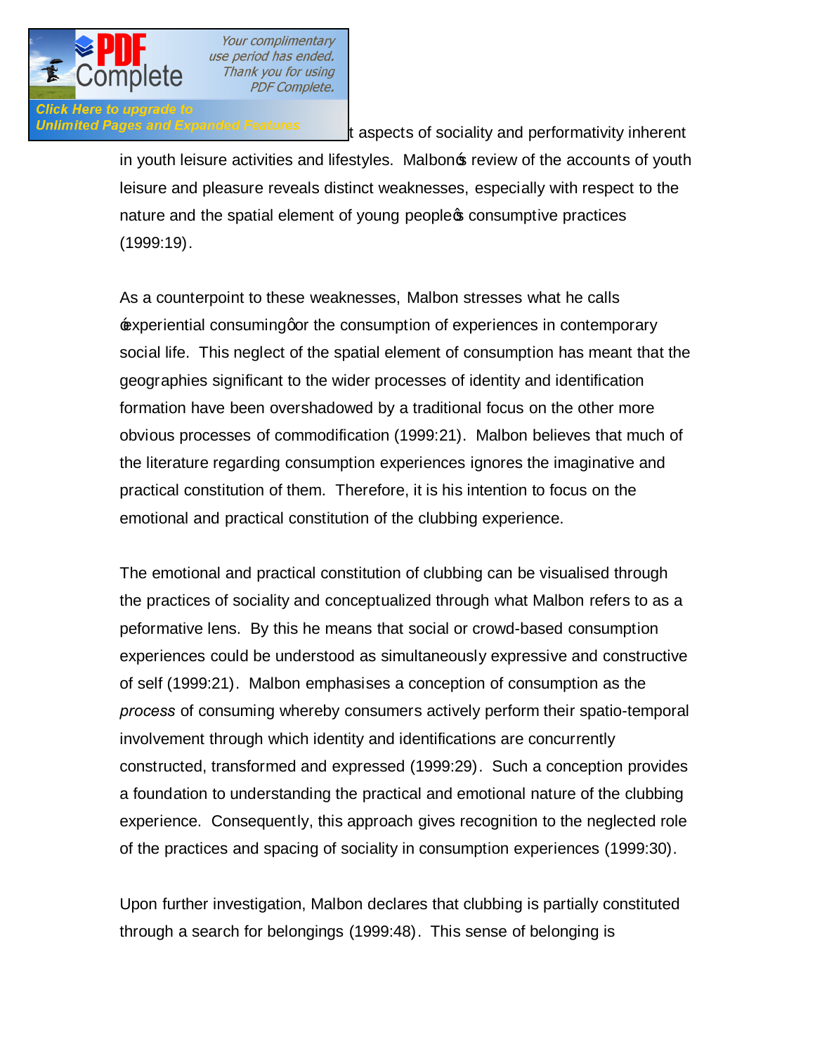t aspects of sociality and performativity inherent in youth leisure activities and lifestyles. Malbon's review of the accounts of youth leisure and pleasure reveals distinct weaknesses, especially with respect to the nature and the spatial element of young people's consumptive practices (1999:19).

As a counterpoint to these weaknesses, Malbon stresses what he calls 'experiential consuming' or the consumption of experiences in contemporary social life. This neglect of the spatial element of consumption has meant that the geographies significant to the wider processes of identity and identification formation have been overshadowed by a traditional focus on the other more obvious processes of commodification (1999:21). Malbon believes that much of the literature regarding consumption experiences ignores the imaginative and practical constitution of them. Therefore, it is his intention to focus on the emotional and practical constitution of the clubbing experience.

The emotional and practical constitution of clubbing can be visualised through the practices of sociality and conceptualized through what Malbon refers to as a peformative lens. By this he means that social or crowd-based consumption experiences could be understood as simultaneously expressive and constructive of self (1999:21). Malbon emphasises a conception of consumption as the *process* of consuming whereby consumers actively perform their spatio-temporal involvement through which identity and identifications are concurrently constructed, transformed and expressed (1999:29). Such a conception provides a foundation to understanding the practical and emotional nature of the clubbing experience. Consequently, this approach gives recognition to the neglected role of the practices and spacing of sociality in consumption experiences (1999:30).

Upon further investigation, Malbon declares that clubbing is partially constituted through a search for belongings (1999:48). This sense of belonging is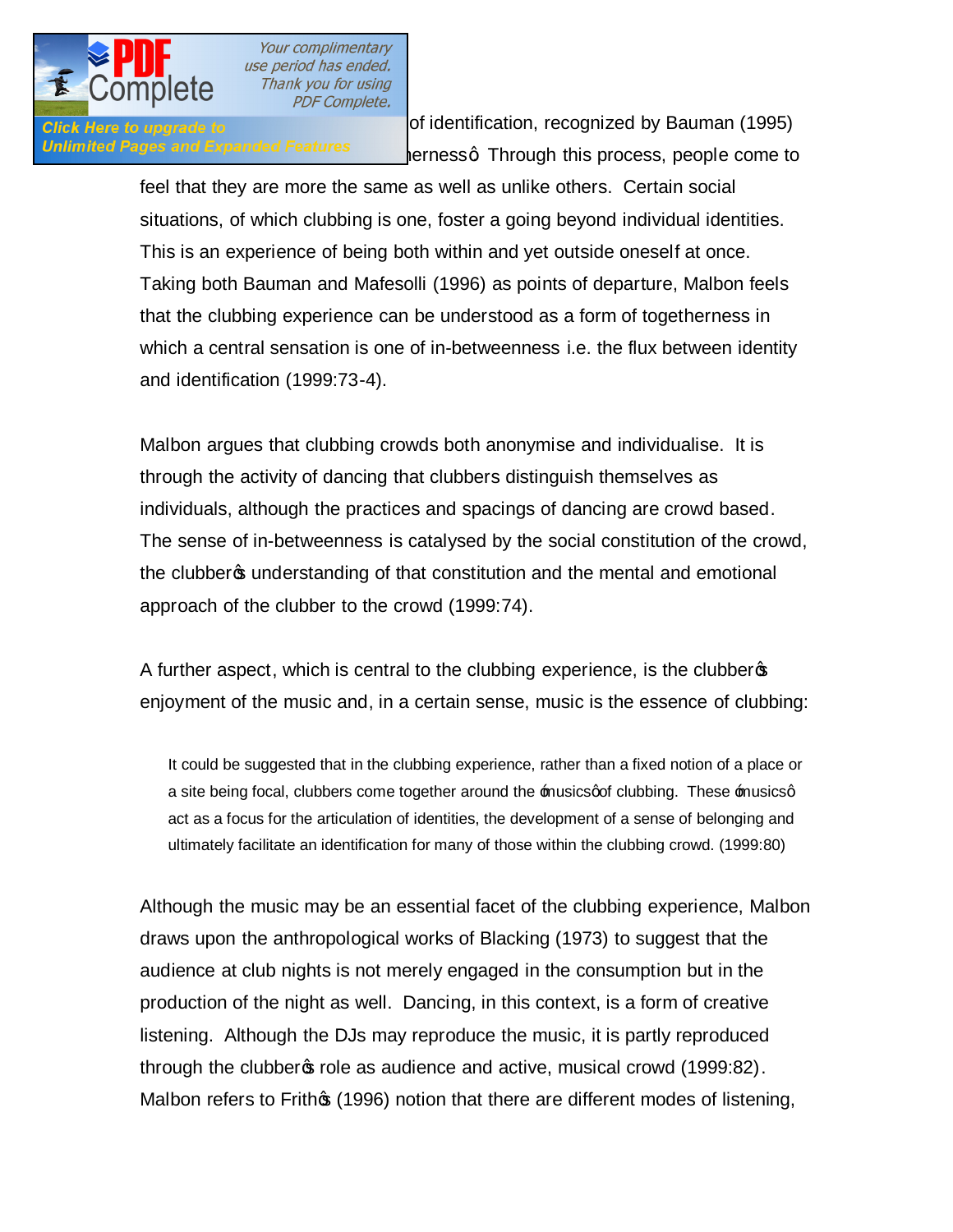of identification, recognized by Bauman (1995)
herness' Through this process, people come to feel that they are more the same as well as unlike others. Certain social situations, of which clubbing is one, foster a going beyond individual identities. This is an experience of being both within and yet outside oneself at once. Taking both Bauman and Mafesolli (1996) as points of departure, Malbon feels that the clubbing experience can be understood as a form of togetherness in which a central sensation is one of in-betweenness i.e. the flux between identity and identification (1999:73-4).

Malbon argues that clubbing crowds both anonymise and individualise. It is through the activity of dancing that clubbers distinguish themselves as individuals, although the practices and spacings of dancing are crowd based. The sense of in-betweenness is catalysed by the social constitution of the crowd, the clubber's understanding of that constitution and the mental and emotional approach of the clubber to the crowd (1999:74).

A further aspect, which is central to the clubbing experience, is the clubber's enjoyment of the music and, in a certain sense, music is the essence of clubbing:

> It could be suggested that in the clubbing experience, rather than a fixed notion of a place or a site being focal, clubbers come together around the 'musics' of clubbing. These 'musics' act as a focus for the articulation of identities, the development of a sense of belonging and ultimately facilitate an identification for many of those within the clubbing crowd. (1999:80)

Although the music may be an essential facet of the clubbing experience, Malbon draws upon the anthropological works of Blacking (1973) to suggest that the audience at club nights is not merely engaged in the consumption but in the production of the night as well. Dancing, in this context, is a form of creative listening. Although the DJs may reproduce the music, it is partly reproduced through the clubber's role as audience and active, musical crowd (1999:82). Malbon refers to Frith's (1996) notion that there are different modes of listening,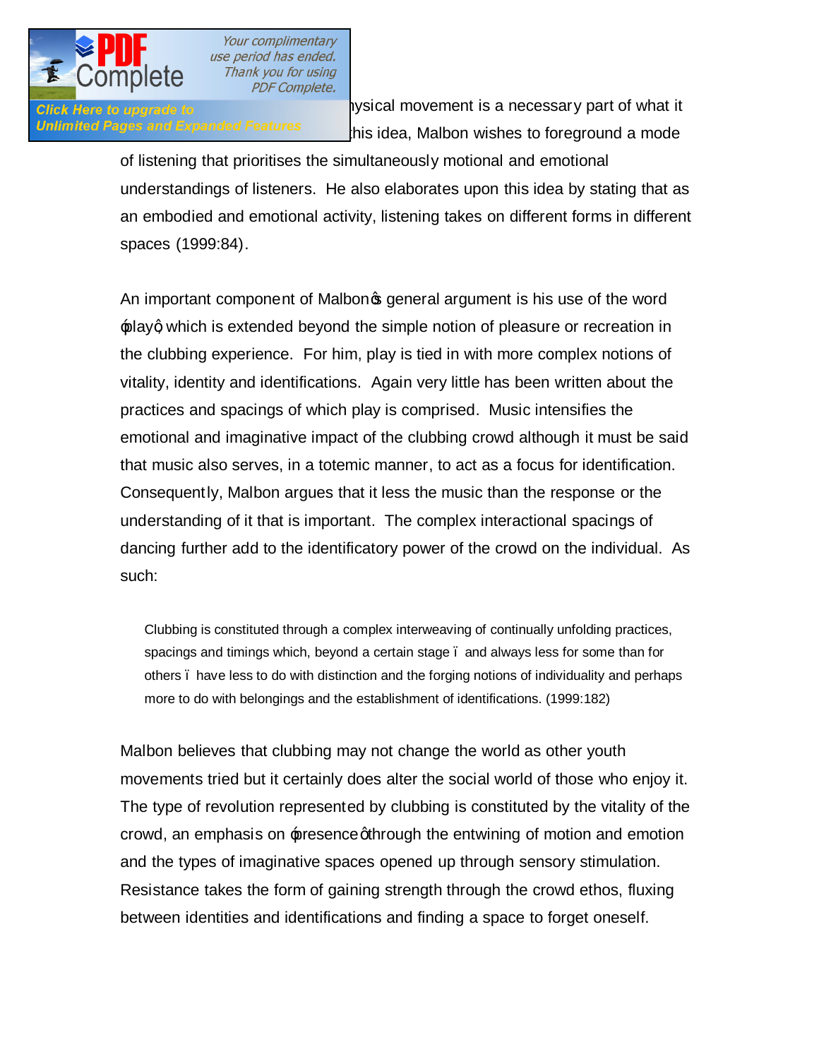hysical movement is a necessary part of what it this idea, Malbon wishes to foreground a mode of listening that prioritises the simultaneously motional and emotional understandings of listeners. He also elaborates upon this idea by stating that as an embodied and emotional activity, listening takes on different forms in different spaces (1999:84).

An important component of Malbon's general argument is his use of the word 'play' which is extended beyond the simple notion of pleasure or recreation in the clubbing experience. For him, play is tied in with more complex notions of vitality, identity and identifications. Again very little has been written about the practices and spacings of which play is comprised. Music intensifies the emotional and imaginative impact of the clubbing crowd although it must be said that music also serves, in a totemic manner, to act as a focus for identification. Consequently, Malbon argues that it less the music than the response or the understanding of it that is important. The complex interactional spacings of dancing further add to the identificatory power of the crowd on the individual. As such:

> Clubbing is constituted through a complex interweaving of continually unfolding practices, spacings and timings which, beyond a certain stage – and always less for some than for others – have less to do with distinction and the forging notions of individuality and perhaps more to do with belongings and the establishment of identifications. (1999:182)

Malbon believes that clubbing may not change the world as other youth movements tried but it certainly does alter the social world of those who enjoy it. The type of revolution represented by clubbing is constituted by the vitality of the crowd, an emphasis on 'presence' through the entwining of motion and emotion and the types of imaginative spaces opened up through sensory stimulation. Resistance takes the form of gaining strength through the crowd ethos, fluxing between identities and identifications and finding a space to forget oneself.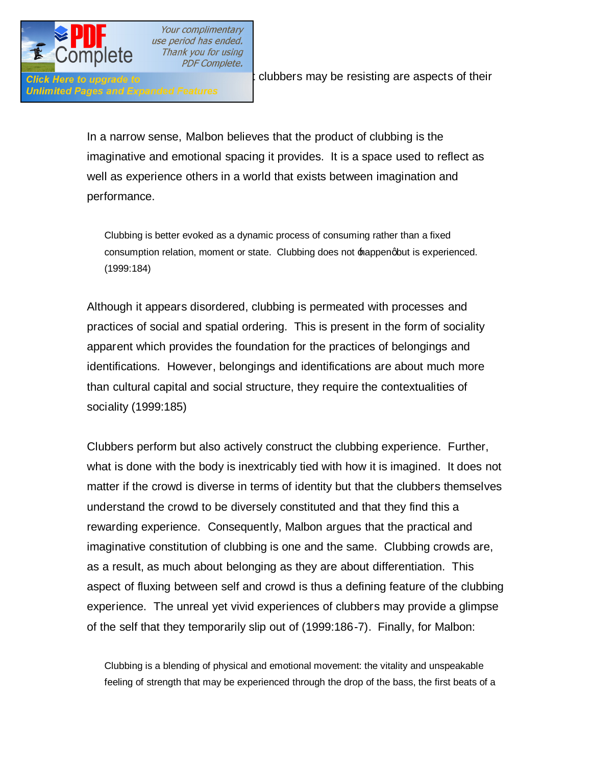clubbers may be resisting are aspects of their

In a narrow sense, Malbon believes that the product of clubbing is the imaginative and emotional spacing it provides. It is a space used to reflect as well as experience others in a world that exists between imagination and performance.

> Clubbing is better evoked as a dynamic process of consuming rather than a fixed consumption relation, moment or state. Clubbing does not 'happen' but is experienced. (1999:184)

Although it appears disordered, clubbing is permeated with processes and practices of social and spatial ordering. This is present in the form of sociality apparent which provides the foundation for the practices of belongings and identifications. However, belongings and identifications are about much more than cultural capital and social structure, they require the contextualities of sociality (1999:185)

Clubbers perform but also actively construct the clubbing experience. Further, what is done with the body is inextricably tied with how it is imagined. It does not matter if the crowd is diverse in terms of identity but that the clubbers themselves understand the crowd to be diversely constituted and that they find this a rewarding experience. Consequently, Malbon argues that the practical and imaginative constitution of clubbing is one and the same. Clubbing crowds are, as a result, as much about belonging as they are about differentiation. This aspect of fluxing between self and crowd is thus a defining feature of the clubbing experience. The unreal yet vivid experiences of clubbers may provide a glimpse of the self that they temporarily slip out of (1999:186-7). Finally, for Malbon:

> Clubbing is a blending of physical and emotional movement: the vitality and unspeakable feeling of strength that may be experienced through the drop of the bass, the first beats of a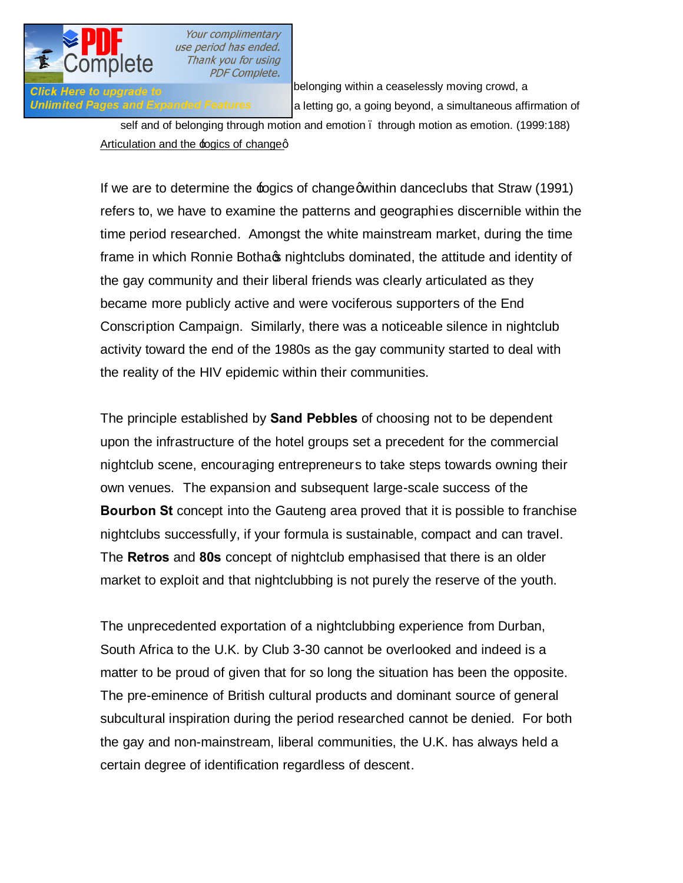belonging within a ceaselessly moving crowd, a letting go, a going beyond, a simultaneous affirmation of self and of belonging through motion and emotion – through motion as emotion. (1999:188)

Articulation and the 'logics of change'

If we are to determine the 'logics of change' within danceclubs that Straw (1991) refers to, we have to examine the patterns and geographies discernible within the time period researched. Amongst the white mainstream market, during the time frame in which Ronnie Botha's nightclubs dominated, the attitude and identity of the gay community and their liberal friends was clearly articulated as they became more publicly active and were vociferous supporters of the End Conscription Campaign. Similarly, there was a noticeable silence in nightclub activity toward the end of the 1980s as the gay community started to deal with the reality of the HIV epidemic within their communities.

The principle established by **Sand Pebbles** of choosing not to be dependent upon the infrastructure of the hotel groups set a precedent for the commercial nightclub scene, encouraging entrepreneurs to take steps towards owning their own venues. The expansion and subsequent large-scale success of the **Bourbon St** concept into the Gauteng area proved that it is possible to franchise nightclubs successfully, if your formula is sustainable, compact and can travel. The **Retros** and **80s** concept of nightclub emphasised that there is an older market to exploit and that nightclubbing is not purely the reserve of the youth.

The unprecedented exportation of a nightclubbing experience from Durban, South Africa to the U.K. by Club 3-30 cannot be overlooked and indeed is a matter to be proud of given that for so long the situation has been the opposite. The pre-eminence of British cultural products and dominant source of general subcultural inspiration during the period researched cannot be denied. For both the gay and non-mainstream, liberal communities, the U.K. has always held a certain degree of identification regardless of descent.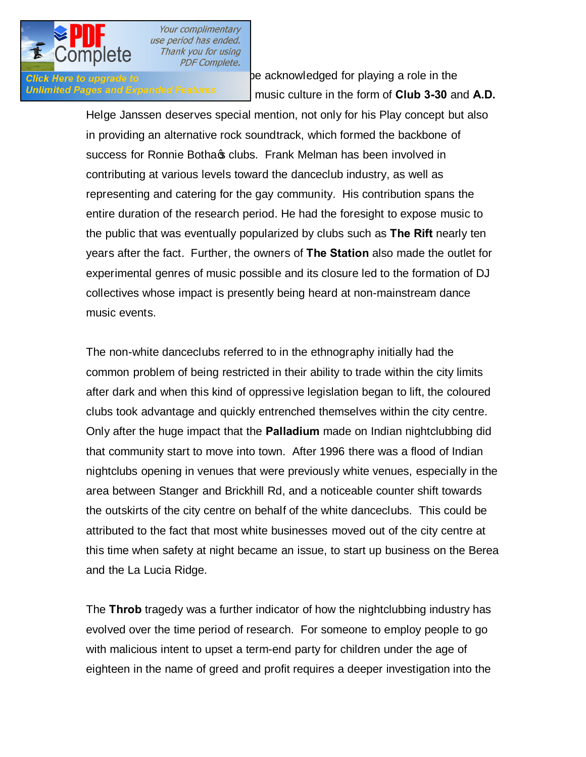be acknowledged for playing a role in the music culture in the form of **Club 3-30** and **A.D.** Helge Janssen deserves special mention, not only for his Play concept but also in providing an alternative rock soundtrack, which formed the backbone of success for Ronnie Botha's clubs. Frank Melman has been involved in contributing at various levels toward the danceclub industry, as well as representing and catering for the gay community. His contribution spans the entire duration of the research period. He had the foresight to expose music to the public that was eventually popularized by clubs such as **The Rift** nearly ten years after the fact. Further, the owners of **The Station** also made the outlet for experimental genres of music possible and its closure led to the formation of DJ collectives whose impact is presently being heard at non-mainstream dance music events.

The non-white danceclubs referred to in the ethnography initially had the common problem of being restricted in their ability to trade within the city limits after dark and when this kind of oppressive legislation began to lift, the coloured clubs took advantage and quickly entrenched themselves within the city centre. Only after the huge impact that the **Palladium** made on Indian nightclubbing did that community start to move into town. After 1996 there was a flood of Indian nightclubs opening in venues that were previously white venues, especially in the area between Stanger and Brickhill Rd, and a noticeable counter shift towards the outskirts of the city centre on behalf of the white danceclubs. This could be attributed to the fact that most white businesses moved out of the city centre at this time when safety at night became an issue, to start up business on the Berea and the La Lucia Ridge.

The **Throb** tragedy was a further indicator of how the nightclubbing industry has evolved over the time period of research. For someone to employ people to go with malicious intent to upset a term-end party for children under the age of eighteen in the name of greed and profit requires a deeper investigation into the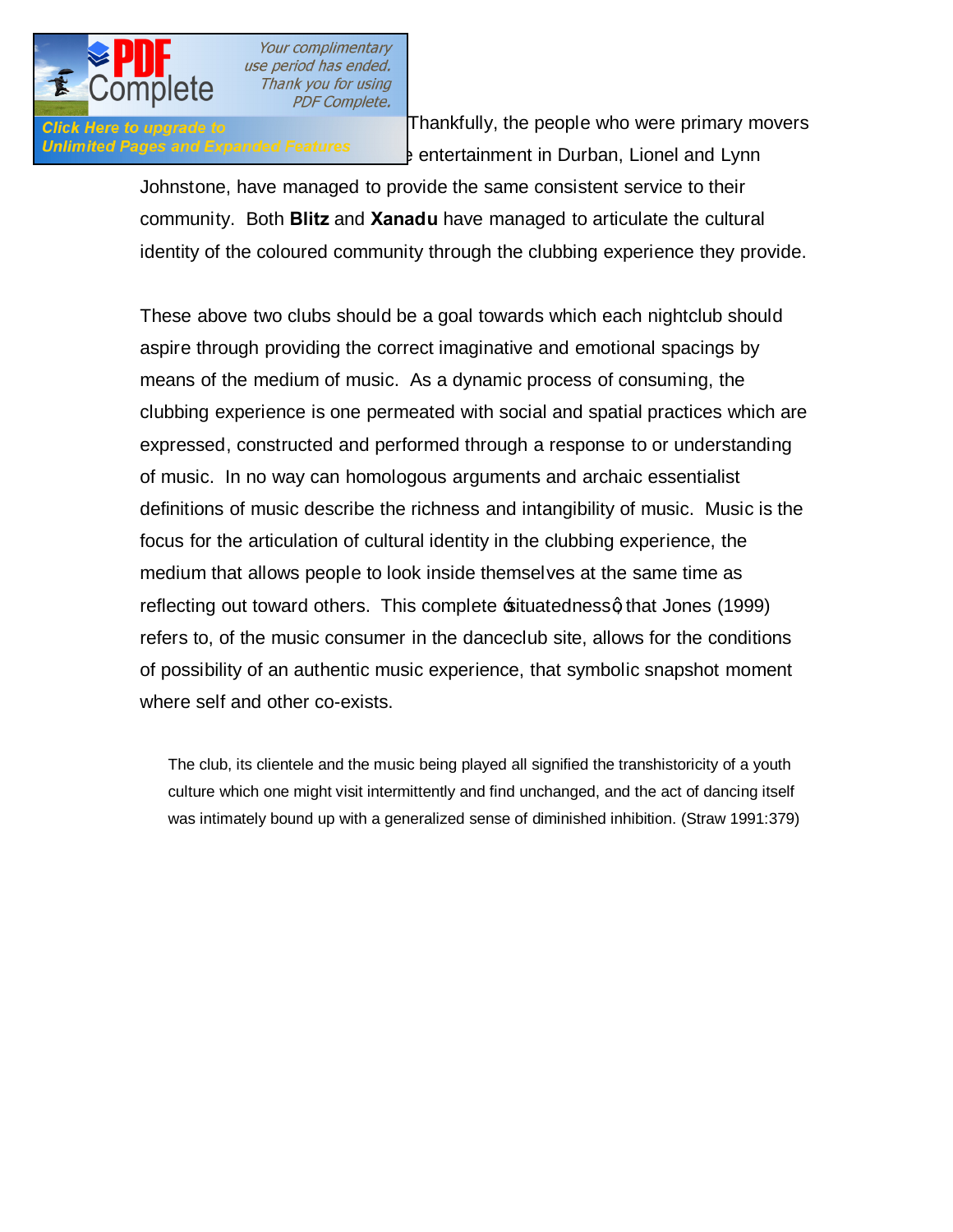Thankfully, the people who were primary movers … entertainment in Durban, Lionel and Lynn Johnstone, have managed to provide the same consistent service to their community. Both **Blitz** and **Xanadu** have managed to articulate the cultural identity of the coloured community through the clubbing experience they provide.

These above two clubs should be a goal towards which each nightclub should aspire through providing the correct imaginative and emotional spacings by means of the medium of music. As a dynamic process of consuming, the clubbing experience is one permeated with social and spatial practices which are expressed, constructed and performed through a response to or understanding of music. In no way can homologous arguments and archaic essentialist definitions of music describe the richness and intangibility of music. Music is the focus for the articulation of cultural identity in the clubbing experience, the medium that allows people to look inside themselves at the same time as reflecting out toward others. This complete 'situatedness' that Jones (1999) refers to, of the music consumer in the danceclub site, allows for the conditions of possibility of an authentic music experience, that symbolic snapshot moment where self and other co-exists.

> The club, its clientele and the music being played all signified the transhistoricity of a youth culture which one might visit intermittently and find unchanged, and the act of dancing itself was intimately bound up with a generalized sense of diminished inhibition. (Straw 1991:379)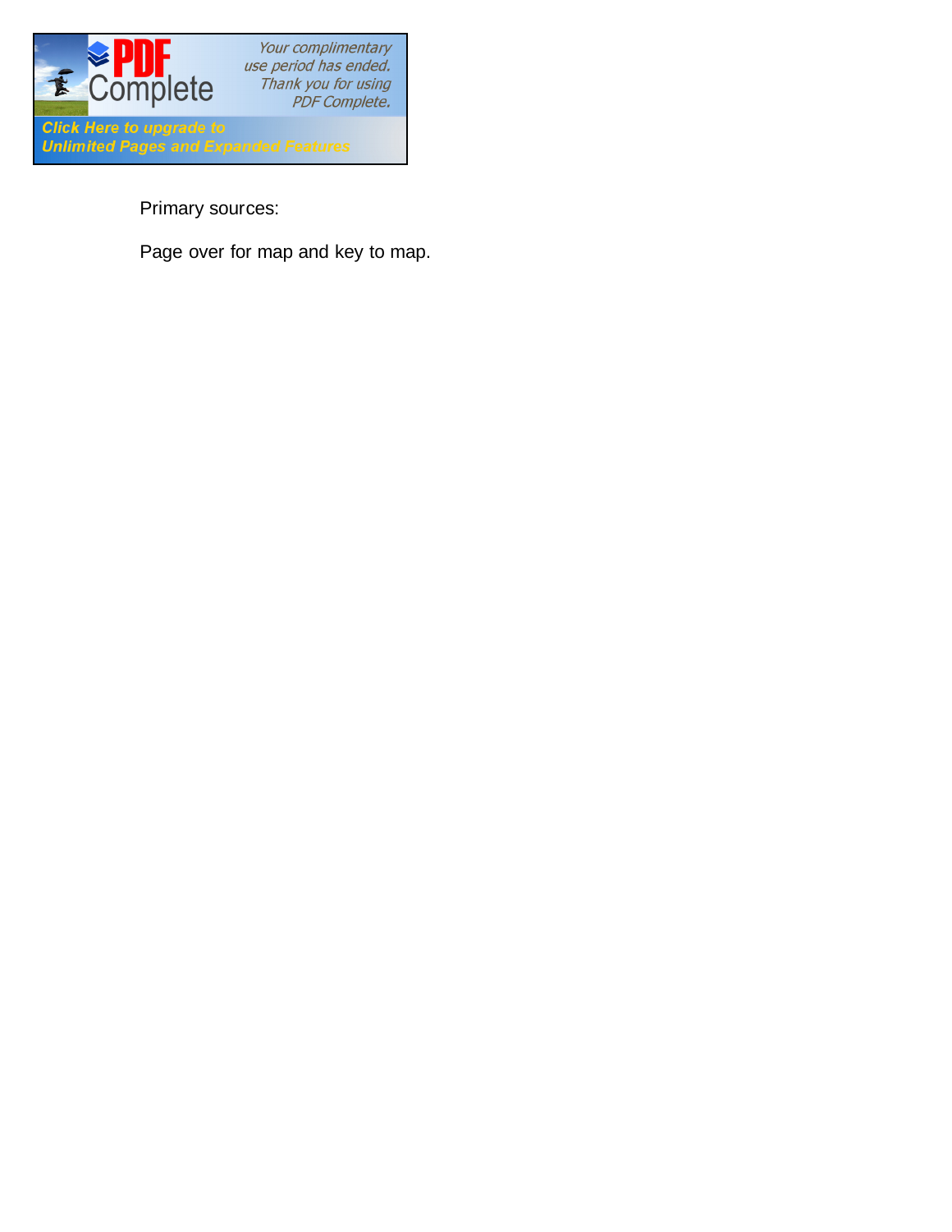Primary sources:

Page over for map and key to map.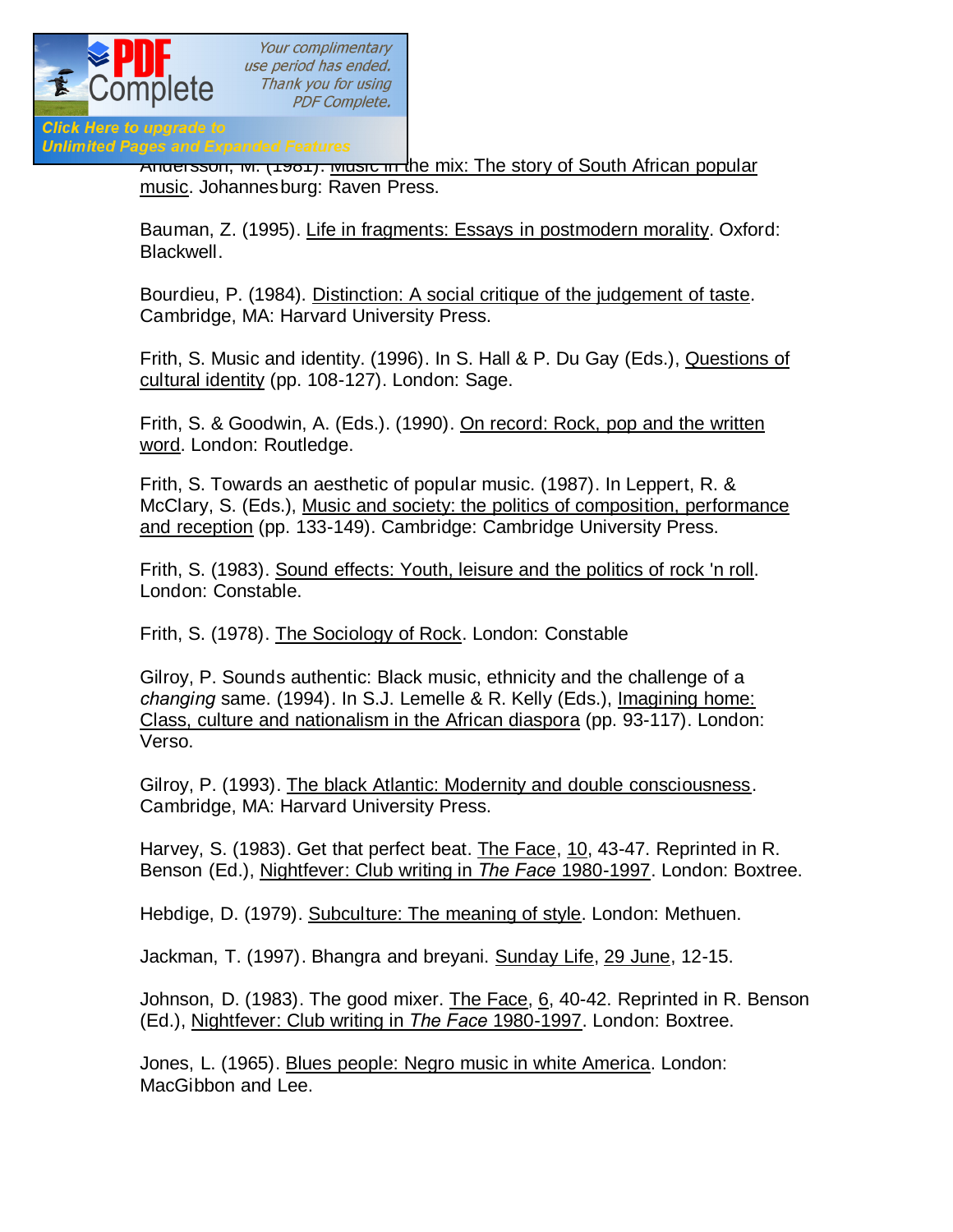Andersson, M. (1981). Music in the mix: The story of South African popular music. Johannesburg: Raven Press.

Bauman, Z. (1995). Life in fragments: Essays in postmodern morality. Oxford: Blackwell.

Bourdieu, P. (1984). Distinction: A social critique of the judgement of taste. Cambridge, MA: Harvard University Press.

Frith, S. Music and identity. (1996). In S. Hall & P. Du Gay (Eds.), Questions of cultural identity (pp. 108-127). London: Sage.

Frith, S. & Goodwin, A. (Eds.). (1990). On record: Rock, pop and the written word. London: Routledge.

Frith, S. Towards an aesthetic of popular music. (1987). In Leppert, R. & McClary, S. (Eds.), Music and society: the politics of composition, performance and reception (pp. 133-149). Cambridge: Cambridge University Press.

Frith, S. (1983). Sound effects: Youth, leisure and the politics of rock 'n roll. London: Constable.

Frith, S. (1978). The Sociology of Rock. London: Constable

Gilroy, P. Sounds authentic: Black music, ethnicity and the challenge of a *changing* same. (1994). In S.J. Lemelle & R. Kelly (Eds.), Imagining home: Class, culture and nationalism in the African diaspora (pp. 93-117). London: Verso.

Gilroy, P. (1993). The black Atlantic: Modernity and double consciousness. Cambridge, MA: Harvard University Press.

Harvey, S. (1983). Get that perfect beat. The Face, 10, 43-47. Reprinted in R. Benson (Ed.), Nightfever: Club writing in *The Face* 1980-1997. London: Boxtree.

Hebdige, D. (1979). Subculture: The meaning of style. London: Methuen.

Jackman, T. (1997). Bhangra and breyani. Sunday Life, 29 June, 12-15.

Johnson, D. (1983). The good mixer. The Face, 6, 40-42. Reprinted in R. Benson (Ed.), Nightfever: Club writing in *The Face* 1980-1997. London: Boxtree.

Jones, L. (1965). Blues people: Negro music in white America. London: MacGibbon and Lee.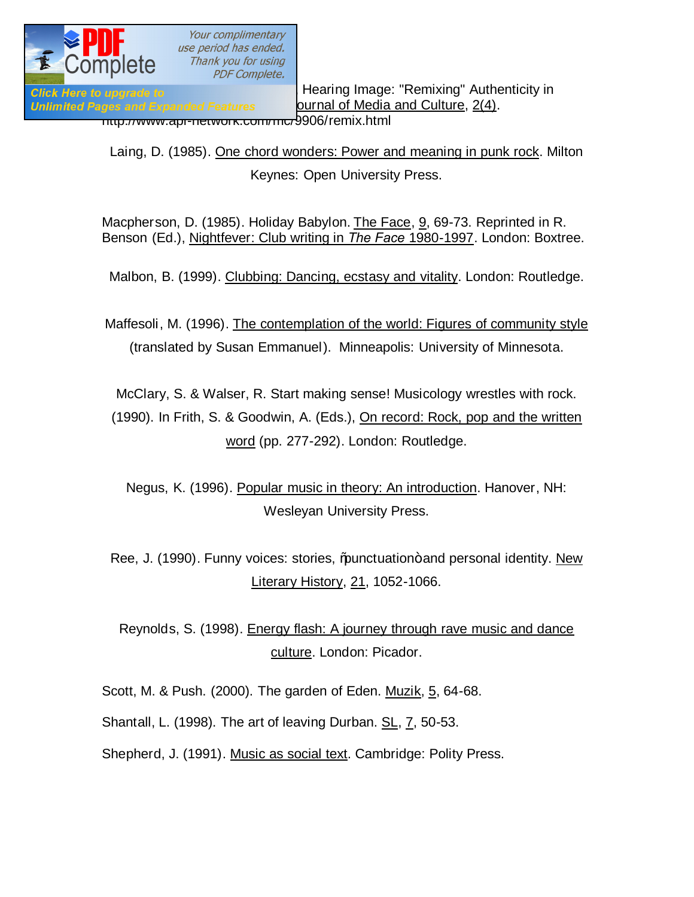Hearing Image: "Remixing" Authenticity in ournal of Media and Culture, 2(4). http://www.api-network.com/mc/9906/remix.html

Laing, D. (1985). One chord wonders: Power and meaning in punk rock. Milton Keynes: Open University Press.

Macpherson, D. (1985). Holiday Babylon. The Face, 9, 69-73. Reprinted in R. Benson (Ed.), Nightfever: Club writing in *The Face* 1980-1997. London: Boxtree.

Malbon, B. (1999). Clubbing: Dancing, ecstasy and vitality. London: Routledge.

Maffesoli, M. (1996). The contemplation of the world: Figures of community style (translated by Susan Emmanuel). Minneapolis: University of Minnesota.

McClary, S. & Walser, R. Start making sense! Musicology wrestles with rock. (1990). In Frith, S. & Goodwin, A. (Eds.), On record: Rock, pop and the written word (pp. 277-292). London: Routledge.

Negus, K. (1996). Popular music in theory: An introduction. Hanover, NH: Wesleyan University Press.

Ree, J. (1990). Funny voices: stories, ñpunctuationòand personal identity. New Literary History, 21, 1052-1066.

Reynolds, S. (1998). Energy flash: A journey through rave music and dance culture. London: Picador.

Scott, M. & Push. (2000). The garden of Eden. Muzik, 5, 64-68.

Shantall, L. (1998). The art of leaving Durban. SL, 7, 50-53.

Shepherd, J. (1991). Music as social text. Cambridge: Polity Press.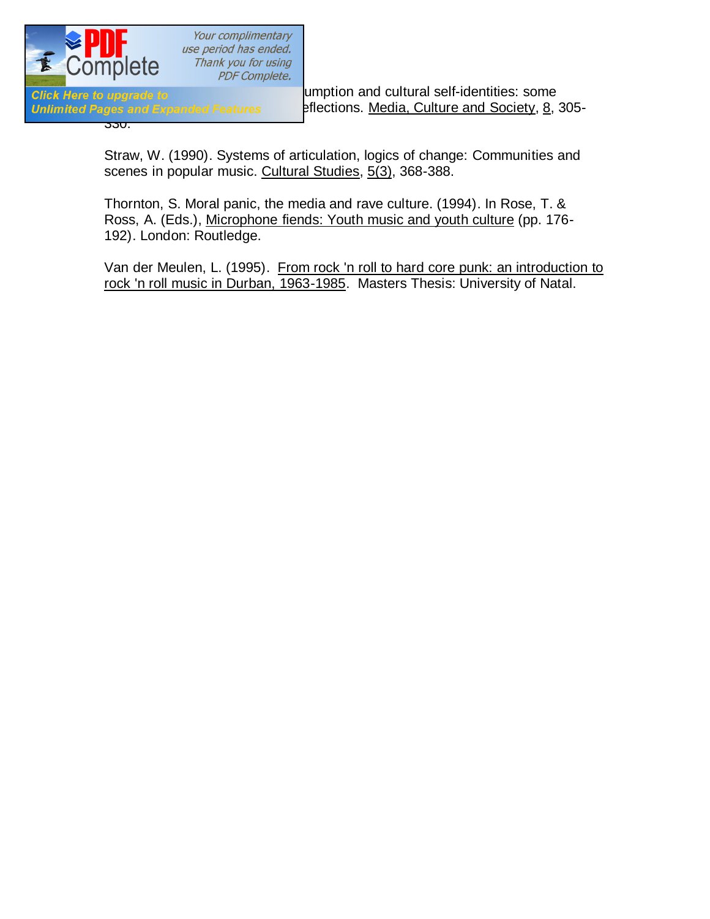umption and cultural self-identities: some eflections. Media, Culture and Society, 8, 305-330.

Straw, W. (1990). Systems of articulation, logics of change: Communities and scenes in popular music. Cultural Studies, 5(3), 368-388.

Thornton, S. Moral panic, the media and rave culture. (1994). In Rose, T. & Ross, A. (Eds.), Microphone fiends: Youth music and youth culture (pp. 176-192). London: Routledge.

Van der Meulen, L. (1995). From rock 'n roll to hard core punk: an introduction to rock 'n roll music in Durban, 1963-1985. Masters Thesis: University of Natal.